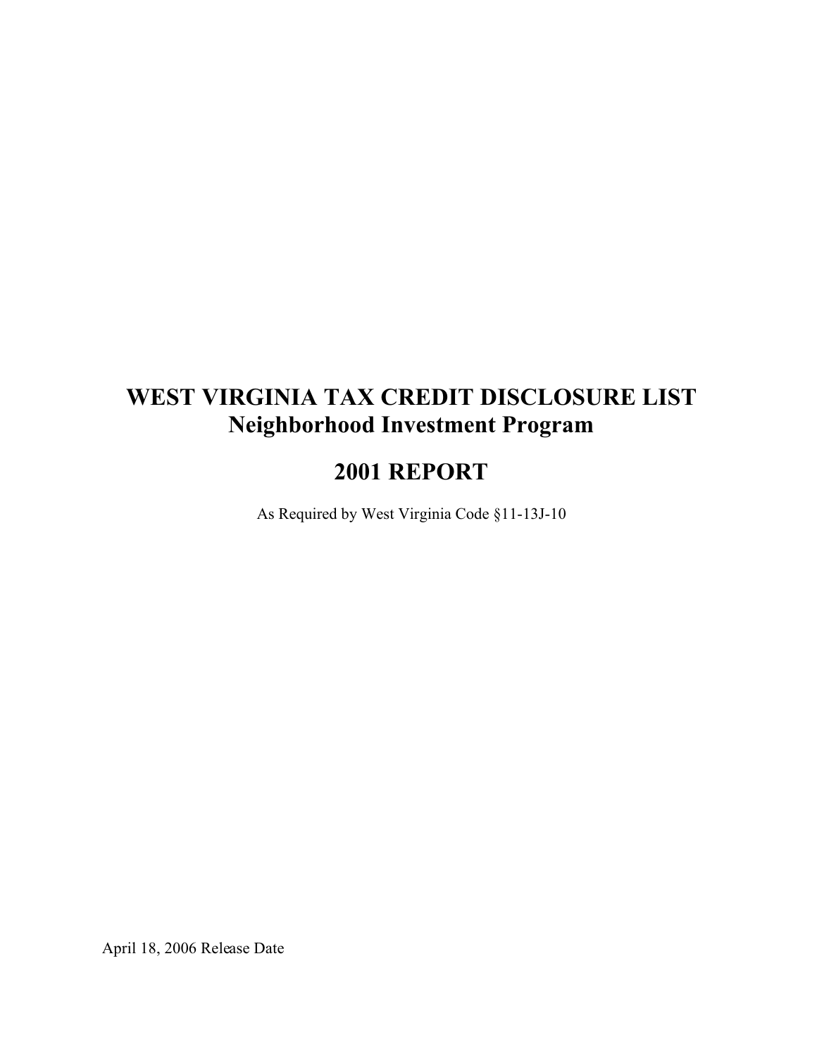# WEST VIRGINIA TAX CREDIT DISCLOSURE LIST
## Neighborhood Investment Program

## 2001 REPORT

As Required by West Virginia Code §11-13J-10

April 18, 2006 Release Date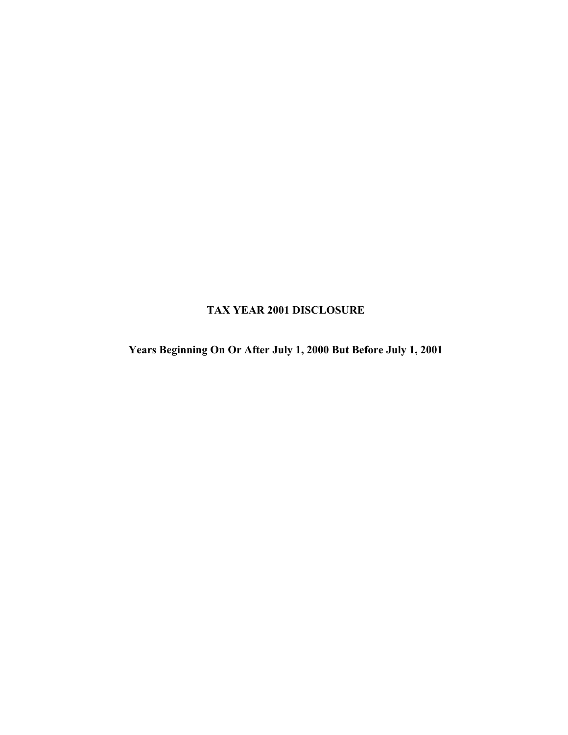# TAX YEAR 2001 DISCLOSURE

## Years Beginning On Or After July 1, 2000 But Before July 1, 2001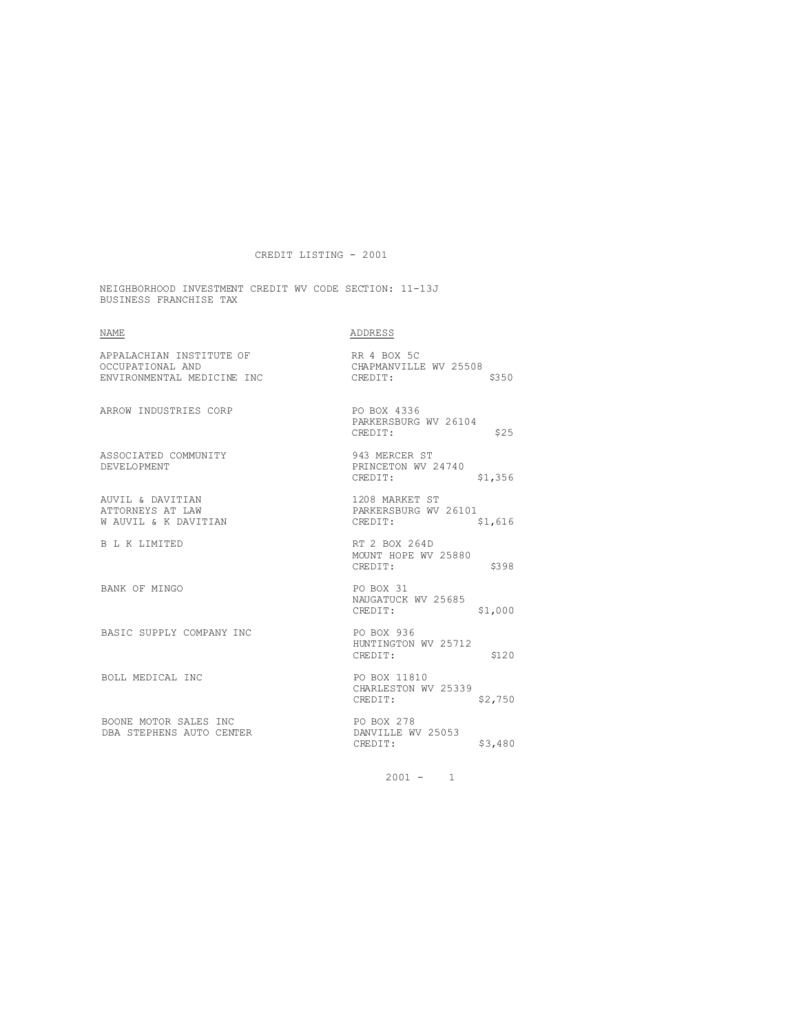# CREDIT LISTING - 2001

NEIGHBORHOOD INVESTMENT CREDIT WV CODE SECTION: 11-13J
BUSINESS FRANCHISE TAX

| NAME | ADDRESS | CREDIT |
|---|---|---|
| APPALACHIAN INSTITUTE OF OCCUPATIONAL AND ENVIRONMENTAL MEDICINE INC | RR 4 BOX 5C<br>CHAPMANVILLE WV 25508 | $350 |
| ARROW INDUSTRIES CORP | PO BOX 4336<br>PARKERSBURG WV 26104 | $25 |
| ASSOCIATED COMMUNITY DEVELOPMENT | 943 MERCER ST<br>PRINCETON WV 24740 | $1,356 |
| AUVIL & DAVITIAN ATTORNEYS AT LAW W AUVIL & K DAVITIAN | 1208 MARKET ST<br>PARKERSBURG WV 26101 | $1,616 |
| B L K LIMITED | RT 2 BOX 264D<br>MOUNT HOPE WV 25880 | $398 |
| BANK OF MINGO | PO BOX 31<br>NAUGATUCK WV 25685 | $1,000 |
| BASIC SUPPLY COMPANY INC | PO BOX 936<br>HUNTINGTON WV 25712 | $120 |
| BOLL MEDICAL INC | PO BOX 11810<br>CHARLESTON WV 25339 | $2,750 |
| BOONE MOTOR SALES INC DBA STEPHENS AUTO CENTER | PO BOX 278<br>DANVILLE WV 25053 | $3,480 |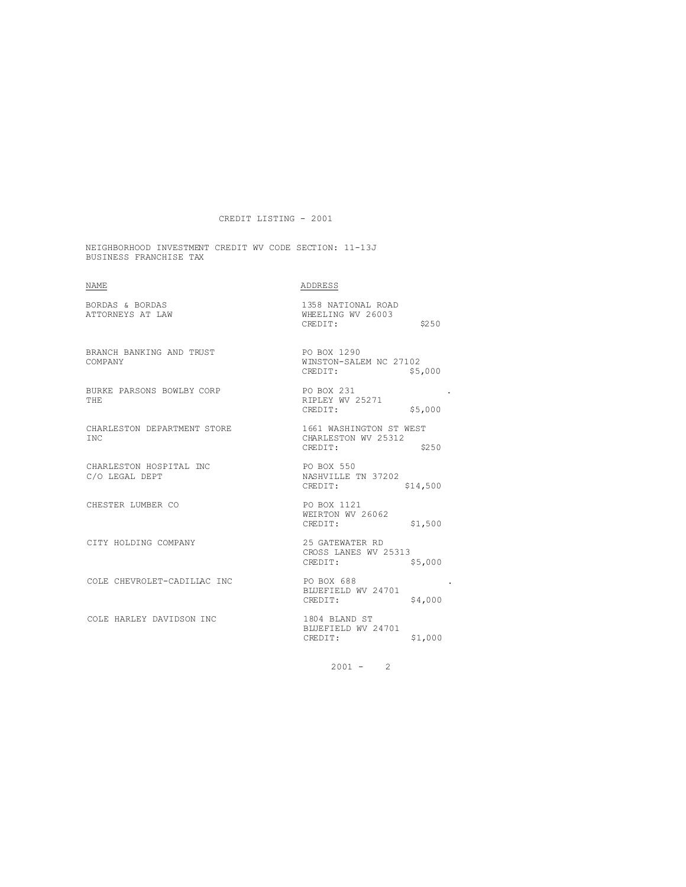CREDIT LISTING - 2001

NEIGHBORHOOD INVESTMENT CREDIT WV CODE SECTION: 11-13J
BUSINESS FRANCHISE TAX

| NAME | ADDRESS | CREDIT |
|---|---|---|
| BORDAS & BORDAS ATTORNEYS AT LAW | 1358 NATIONAL ROAD WHEELING WV 26003 | $250 |
| BRANCH BANKING AND TRUST COMPANY | PO BOX 1290 WINSTON-SALEM NC 27102 | $5,000 |
| BURKE PARSONS BOWLBY CORP THE | PO BOX 231 RIPLEY WV 25271 | $5,000 |
| CHARLESTON DEPARTMENT STORE INC | 1661 WASHINGTON ST WEST CHARLESTON WV 25312 | $250 |
| CHARLESTON HOSPITAL INC C/O LEGAL DEPT | PO BOX 550 NASHVILLE TN 37202 | $14,500 |
| CHESTER LUMBER CO | PO BOX 1121 WEIRTON WV 26062 | $1,500 |
| CITY HOLDING COMPANY | 25 GATEWATER RD CROSS LANES WV 25313 | $5,000 |
| COLE CHEVROLET-CADILLAC INC | PO BOX 688 BLUEFIELD WV 24701 | $4,000 |
| COLE HARLEY DAVIDSON INC | 1804 BLAND ST BLUEFIELD WV 24701 | $1,000 |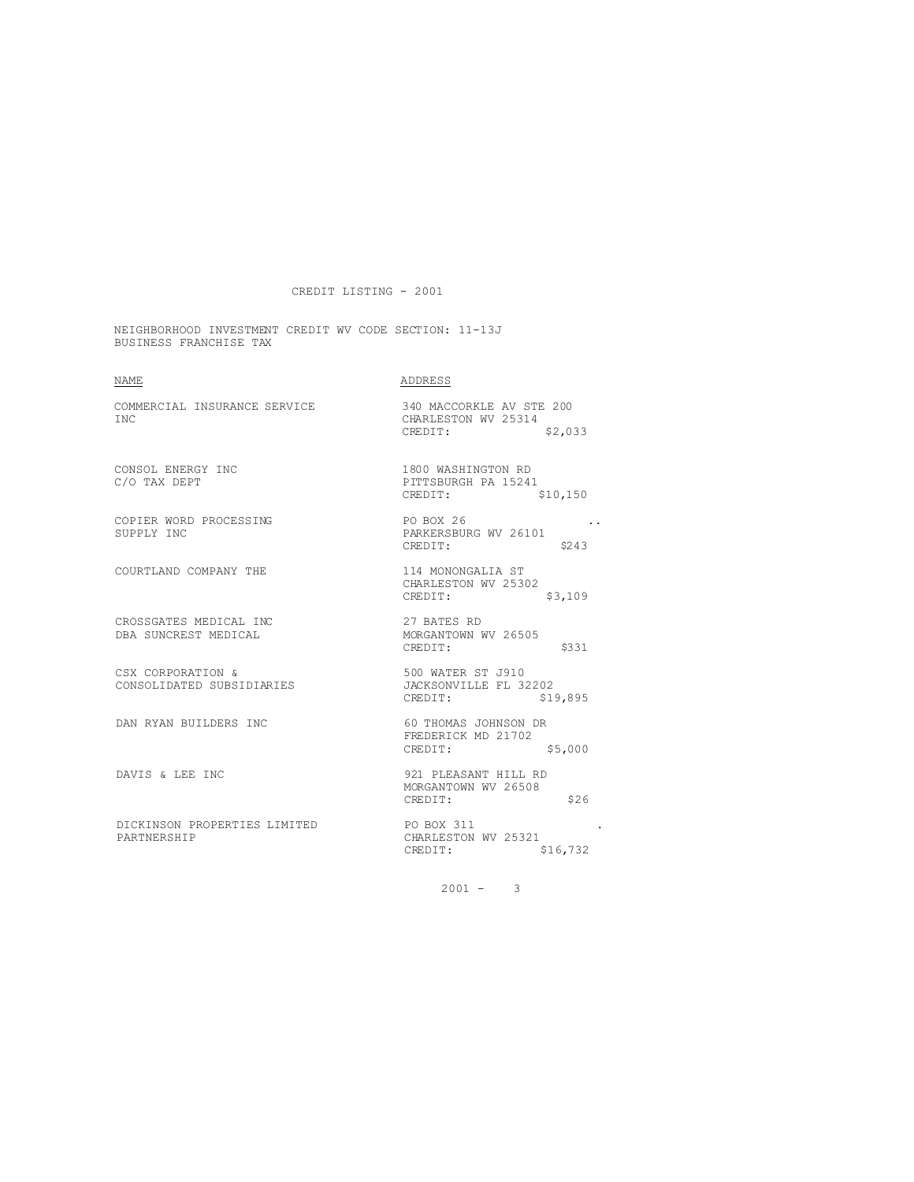CREDIT LISTING - 2001

NEIGHBORHOOD INVESTMENT CREDIT WV CODE SECTION: 11-13J
BUSINESS FRANCHISE TAX

| NAME | ADDRESS |
|---|---|
| COMMERCIAL INSURANCE SERVICE INC | 340 MACCORKLE AV STE 200<br>CHARLESTON WV 25314<br>CREDIT: $2,033 |
| CONSOL ENERGY INC<br>C/O TAX DEPT | 1800 WASHINGTON RD<br>PITTSBURGH PA 15241<br>CREDIT: $10,150 |
| COPIER WORD PROCESSING SUPPLY INC | PO BOX 26<br>PARKERSBURG WV 26101<br>CREDIT: $243 |
| COURTLAND COMPANY THE | 114 MONONGALIA ST<br>CHARLESTON WV 25302<br>CREDIT: $3,109 |
| CROSSGATES MEDICAL INC<br>DBA SUNCREST MEDICAL | 27 BATES RD<br>MORGANTOWN WV 26505<br>CREDIT: $331 |
| CSX CORPORATION &<br>CONSOLIDATED SUBSIDIARIES | 500 WATER ST J910<br>JACKSONVILLE FL 32202<br>CREDIT: $19,895 |
| DAN RYAN BUILDERS INC | 60 THOMAS JOHNSON DR<br>FREDERICK MD 21702<br>CREDIT: $5,000 |
| DAVIS & LEE INC | 921 PLEASANT HILL RD<br>MORGANTOWN WV 26508<br>CREDIT: $26 |
| DICKINSON PROPERTIES LIMITED PARTNERSHIP | PO BOX 311<br>CHARLESTON WV 25321<br>CREDIT: $16,732 |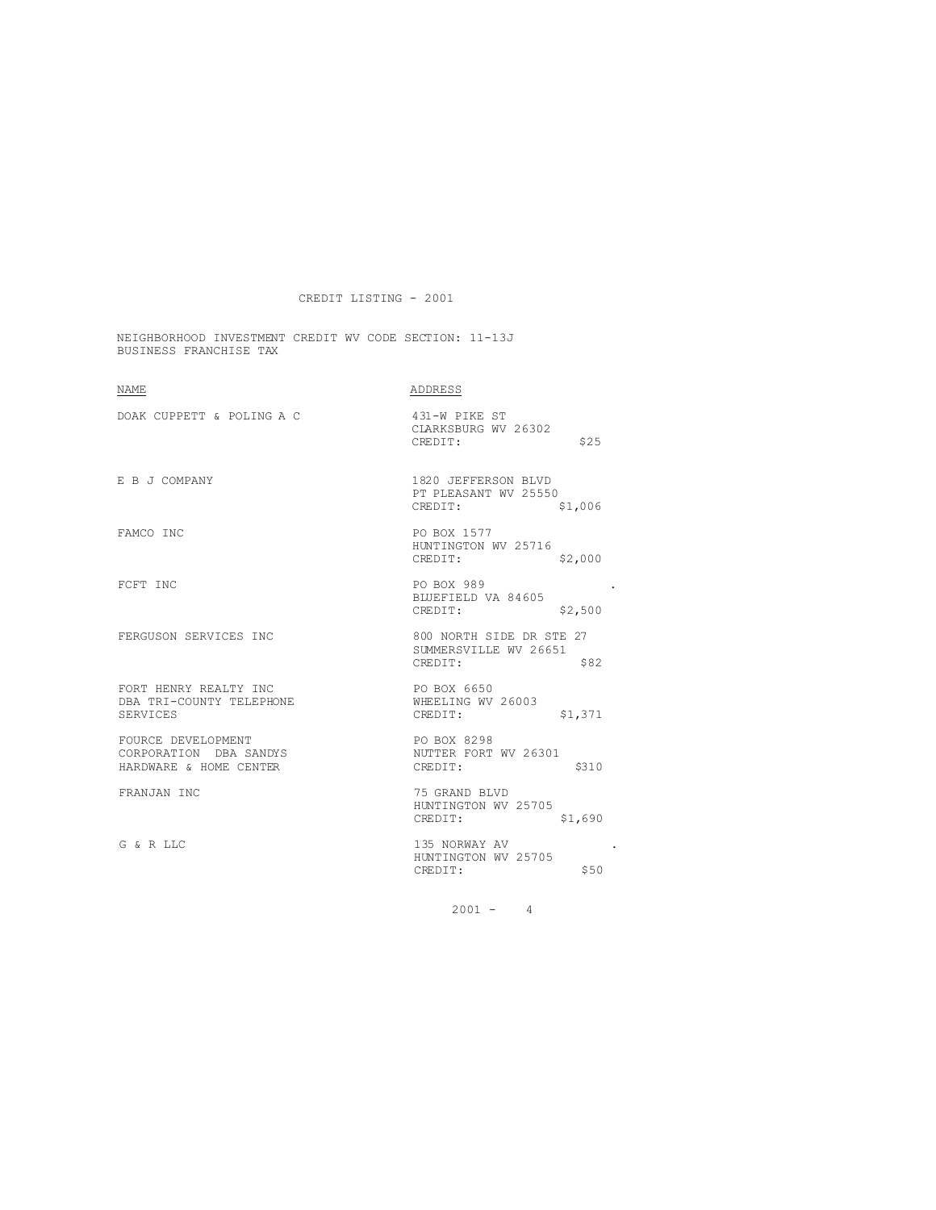CREDIT LISTING - 2001

NEIGHBORHOOD INVESTMENT CREDIT WV CODE SECTION: 11-13J
BUSINESS FRANCHISE TAX

| NAME | ADDRESS |
| --- | --- |
| DOAK CUPPETT & POLING A C | 431-W PIKE ST<br>CLARKSBURG WV 26302<br>CREDIT: $25 |
| E B J COMPANY | 1820 JEFFERSON BLVD<br>PT PLEASANT WV 25550<br>CREDIT: $1,006 |
| FAMCO INC | PO BOX 1577<br>HUNTINGTON WV 25716<br>CREDIT: $2,000 |
| FCFT INC | PO BOX 989<br>BLUEFIELD VA 84605<br>CREDIT: $2,500 |
| FERGUSON SERVICES INC | 800 NORTH SIDE DR STE 27<br>SUMMERSVILLE WV 26651<br>CREDIT: $82 |
| FORT HENRY REALTY INC DBA TRI-COUNTY TELEPHONE SERVICES | PO BOX 6650<br>WHEELING WV 26003<br>CREDIT: $1,371 |
| FOURCE DEVELOPMENT CORPORATION DBA SANDYS HARDWARE & HOME CENTER | PO BOX 8298<br>NUTTER FORT WV 26301<br>CREDIT: $310 |
| FRANJAN INC | 75 GRAND BLVD<br>HUNTINGTON WV 25705<br>CREDIT: $1,690 |
| G & R LLC | 135 NORWAY AV<br>HUNTINGTON WV 25705<br>CREDIT: $50 |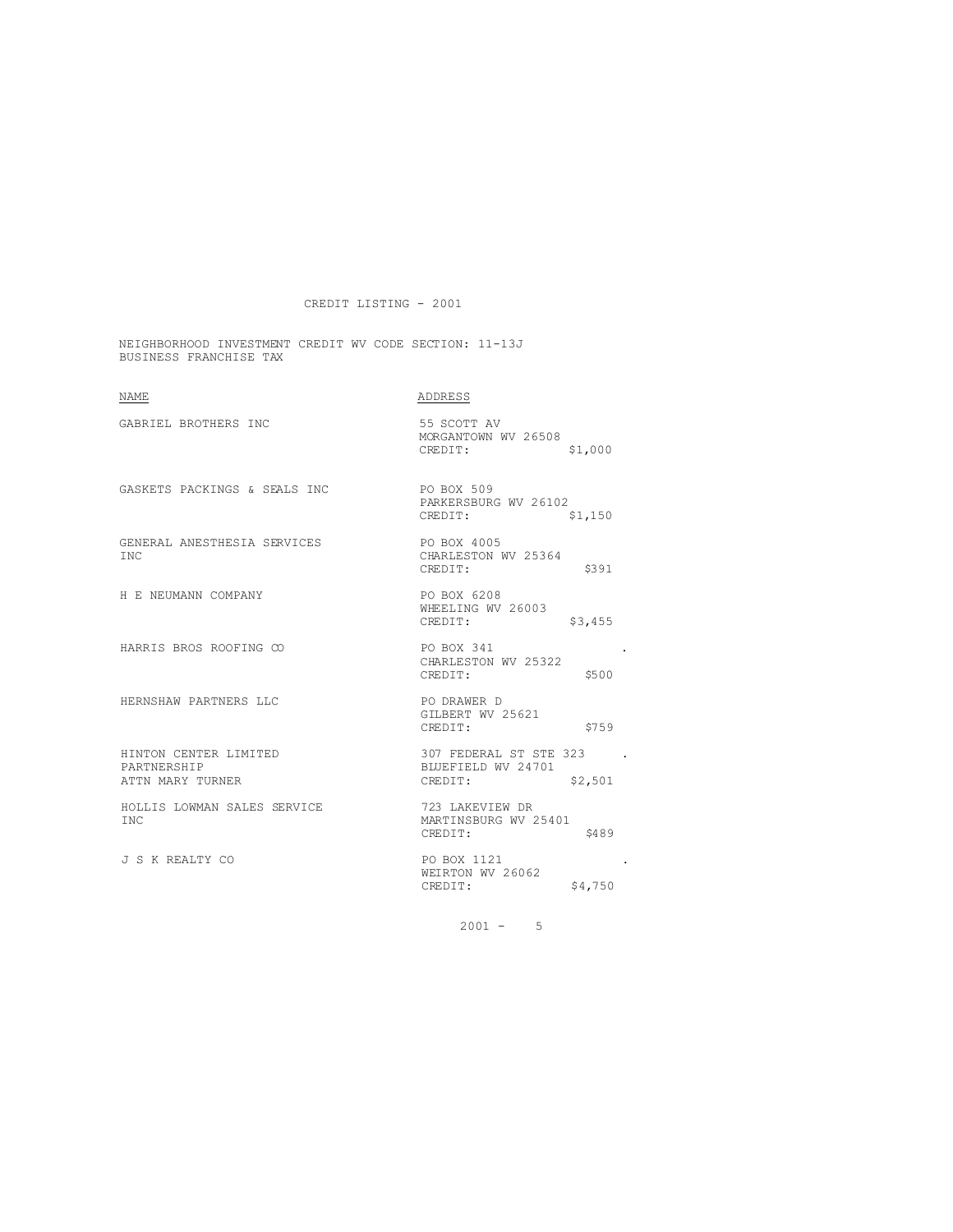# CREDIT LISTING - 2001

NEIGHBORHOOD INVESTMENT CREDIT WV CODE SECTION: 11-13J
BUSINESS FRANCHISE TAX

| NAME | ADDRESS |
|---|---|
| GABRIEL BROTHERS INC | 55 SCOTT AV<br>MORGANTOWN WV 26508<br>CREDIT: $1,000 |
| GASKETS PACKINGS & SEALS INC | PO BOX 509<br>PARKERSBURG WV 26102<br>CREDIT: $1,150 |
| GENERAL ANESTHESIA SERVICES INC | PO BOX 4005<br>CHARLESTON WV 25364<br>CREDIT: $391 |
| H E NEUMANN COMPANY | PO BOX 6208<br>WHEELING WV 26003<br>CREDIT: $3,455 |
| HARRIS BROS ROOFING CO | PO BOX 341<br>CHARLESTON WV 25322<br>CREDIT: $500 |
| HERNSHAW PARTNERS LLC | PO DRAWER D<br>GILBERT WV 25621<br>CREDIT: $759 |
| HINTON CENTER LIMITED PARTNERSHIP<br>ATTN MARY TURNER | 307 FEDERAL ST STE 323<br>BLUEFIELD WV 24701<br>CREDIT: $2,501 |
| HOLLIS LOWMAN SALES SERVICE INC | 723 LAKEVIEW DR<br>MARTINSBURG WV 25401<br>CREDIT: $489 |
| J S K REALTY CO | PO BOX 1121<br>WEIRTON WV 26062<br>CREDIT: $4,750 |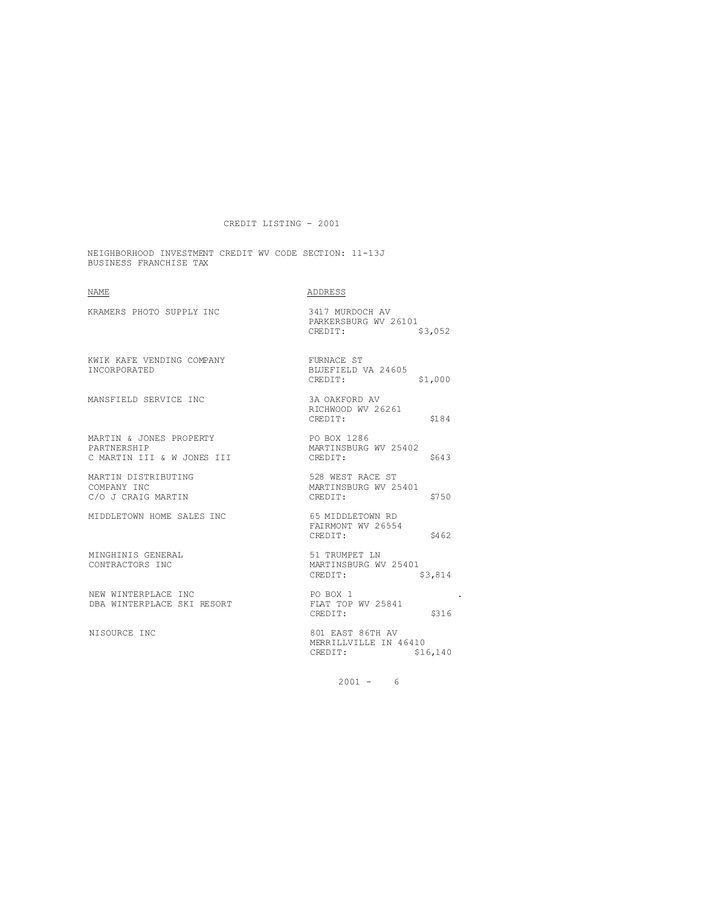# CREDIT LISTING - 2001

NEIGHBORHOOD INVESTMENT CREDIT WV CODE SECTION: 11-13J
BUSINESS FRANCHISE TAX

| NAME | ADDRESS |
|---|---|
| KRAMERS PHOTO SUPPLY INC | 3417 MURDOCH AV<br>PARKERSBURG WV 26101<br>CREDIT: $3,052 |
| KWIK KAFE VENDING COMPANY INCORPORATED | FURNACE ST<br>BLUEFIELD VA 24605<br>CREDIT: $1,000 |
| MANSFIELD SERVICE INC | 3A OAKFORD AV<br>RICHWOOD WV 26261<br>CREDIT: $184 |
| MARTIN & JONES PROPERTY PARTNERSHIP<br>C MARTIN III & W JONES III | PO BOX 1286<br>MARTINSBURG WV 25402<br>CREDIT: $643 |
| MARTIN DISTRIBUTING COMPANY INC<br>C/O J CRAIG MARTIN | 528 WEST RACE ST<br>MARTINSBURG WV 25401<br>CREDIT: $750 |
| MIDDLETOWN HOME SALES INC | 65 MIDDLETOWN RD<br>FAIRMONT WV 26554<br>CREDIT: $462 |
| MINGHINIS GENERAL CONTRACTORS INC | 51 TRUMPET LN<br>MARTINSBURG WV 25401<br>CREDIT: $3,814 |
| NEW WINTERPLACE INC<br>DBA WINTERPLACE SKI RESORT | PO BOX 1<br>FLAT TOP WV 25841<br>CREDIT: $316 |
| NISOURCE INC | 801 EAST 86TH AV<br>MERRILLVILLE IN 46410<br>CREDIT: $16,140 |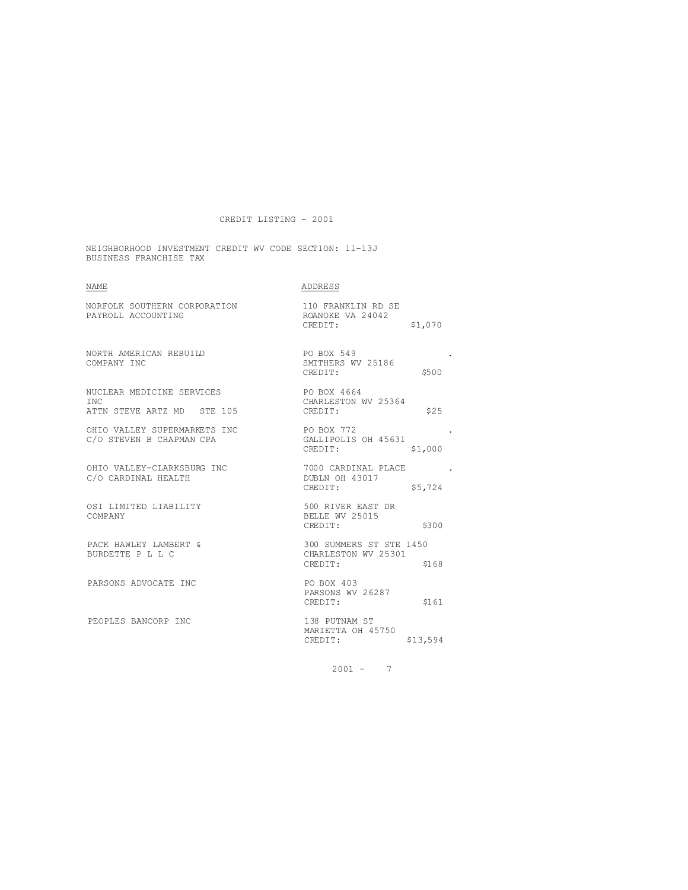CREDIT LISTING - 2001

NEIGHBORHOOD INVESTMENT CREDIT WV CODE SECTION: 11-13J
BUSINESS FRANCHISE TAX

| NAME | ADDRESS |
|---|---|
| NORFOLK SOUTHERN CORPORATION<br>PAYROLL ACCOUNTING | 110 FRANKLIN RD SE<br>ROANOKE VA 24042<br>CREDIT: $1,070 |
| NORTH AMERICAN REBUILD<br>COMPANY INC | PO BOX 549<br>SMITHERS WV 25186<br>CREDIT: $500 |
| NUCLEAR MEDICINE SERVICES<br>INC<br>ATTN STEVE ARTZ MD STE 105 | PO BOX 4664<br>CHARLESTON WV 25364<br>CREDIT: $25 |
| OHIO VALLEY SUPERMARKETS INC<br>C/O STEVEN B CHAPMAN CPA | PO BOX 772<br>GALLIPOLIS OH 45631<br>CREDIT: $1,000 |
| OHIO VALLEY-CLARKSBURG INC<br>C/O CARDINAL HEALTH | 7000 CARDINAL PLACE<br>DUBLN OH 43017<br>CREDIT: $5,724 |
| OSI LIMITED LIABILITY<br>COMPANY | 500 RIVER EAST DR<br>BELLE WV 25015<br>CREDIT: $300 |
| PACK HAWLEY LAMBERT &<br>BURDETTE P L L C | 300 SUMMERS ST STE 1450<br>CHARLESTON WV 25301<br>CREDIT: $168 |
| PARSONS ADVOCATE INC | PO BOX 403<br>PARSONS WV 26287<br>CREDIT: $161 |
| PEOPLES BANCORP INC | 138 PUTNAM ST<br>MARIETTA OH 45750<br>CREDIT: $13,594 |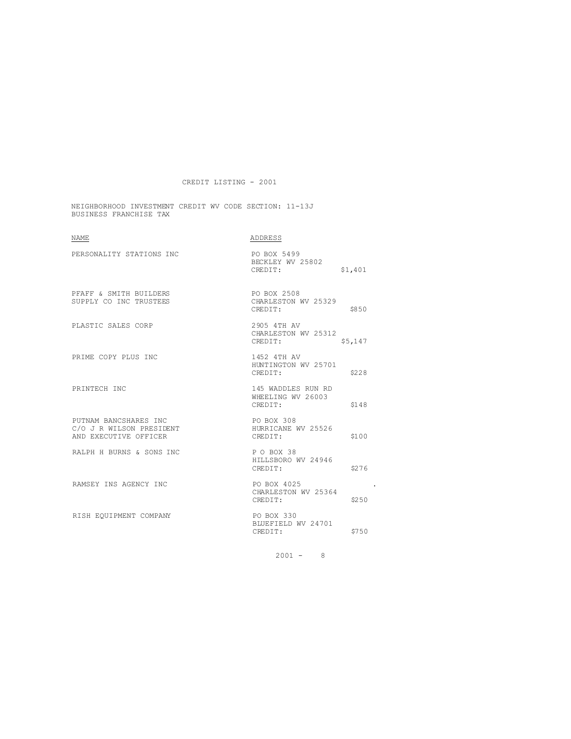CREDIT LISTING - 2001

NEIGHBORHOOD INVESTMENT CREDIT WV CODE SECTION: 11-13J
BUSINESS FRANCHISE TAX

| NAME | ADDRESS |
|---|---|
| PERSONALITY STATIONS INC | PO BOX 5499<br>BECKLEY WV 25802<br>CREDIT: $1,401 |
| PFAFF & SMITH BUILDERS SUPPLY CO INC TRUSTEES | PO BOX 2508<br>CHARLESTON WV 25329<br>CREDIT: $850 |
| PLASTIC SALES CORP | 2905 4TH AV<br>CHARLESTON WV 25312<br>CREDIT: $5,147 |
| PRIME COPY PLUS INC | 1452 4TH AV<br>HUNTINGTON WV 25701<br>CREDIT: $228 |
| PRINTECH INC | 145 WADDLES RUN RD<br>WHEELING WV 26003<br>CREDIT: $148 |
| PUTNAM BANCSHARES INC C/O J R WILSON PRESIDENT AND EXECUTIVE OFFICER | PO BOX 308<br>HURRICANE WV 25526<br>CREDIT: $100 |
| RALPH H BURNS & SONS INC | P O BOX 38<br>HILLSBORO WV 24946<br>CREDIT: $276 |
| RAMSEY INS AGENCY INC | PO BOX 4025<br>CHARLESTON WV 25364<br>CREDIT: $250 |
| RISH EQUIPMENT COMPANY | PO BOX 330<br>BLUEFIELD WV 24701<br>CREDIT: $750 |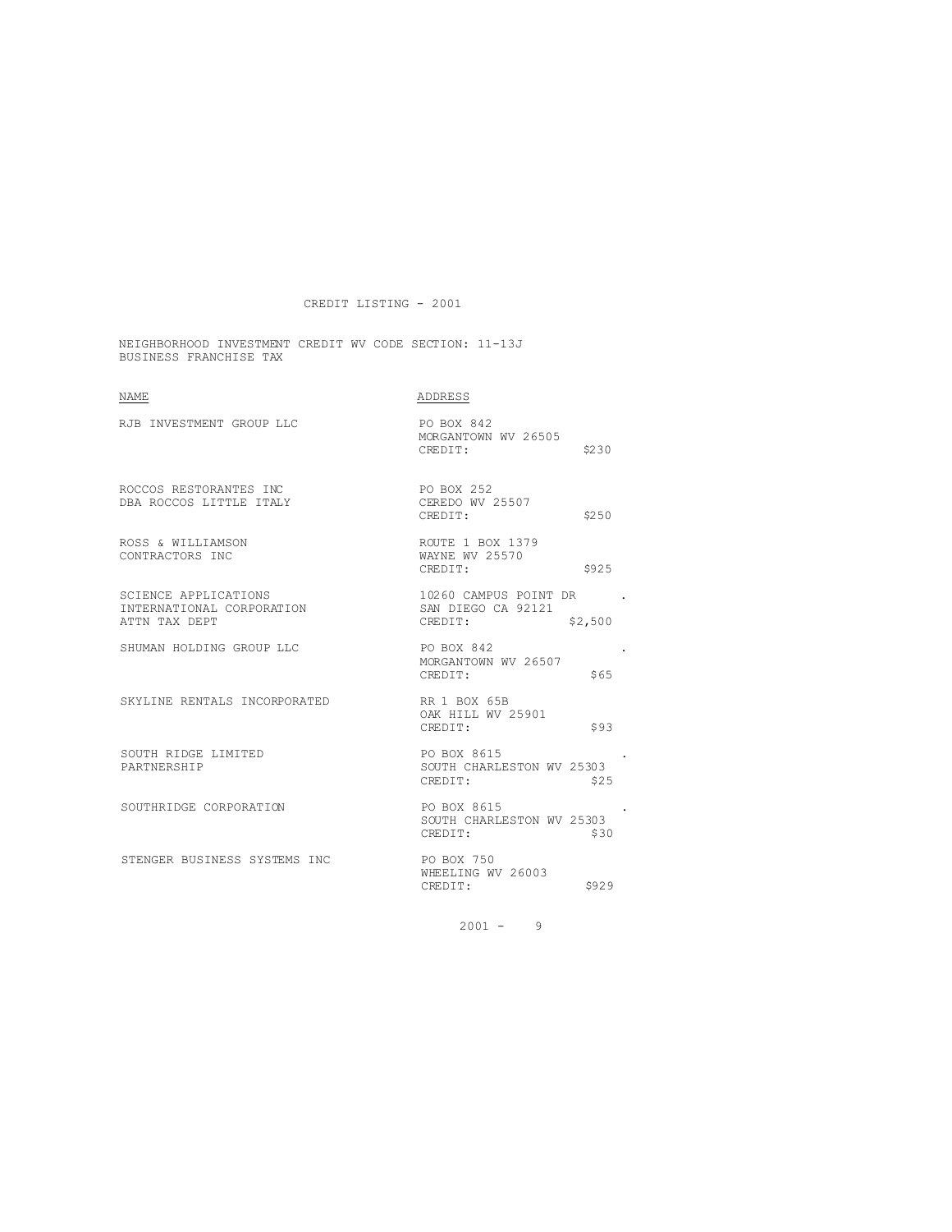# CREDIT LISTING - 2001

NEIGHBORHOOD INVESTMENT CREDIT WV CODE SECTION: 11-13J
BUSINESS FRANCHISE TAX

| NAME | ADDRESS |
|---|---|
| RJB INVESTMENT GROUP LLC | PO BOX 842<br>MORGANTOWN WV 26505<br>CREDIT: $230 |
| ROCCOS RESTORANTES INC<br>DBA ROCCOS LITTLE ITALY | PO BOX 252<br>CEREDO WV 25507<br>CREDIT: $250 |
| ROSS & WILLIAMSON<br>CONTRACTORS INC | ROUTE 1 BOX 1379<br>WAYNE WV 25570<br>CREDIT: $925 |
| SCIENCE APPLICATIONS<br>INTERNATIONAL CORPORATION<br>ATTN TAX DEPT | 10260 CAMPUS POINT DR<br>SAN DIEGO CA 92121<br>CREDIT: $2,500 |
| SHUMAN HOLDING GROUP LLC | PO BOX 842<br>MORGANTOWN WV 26507<br>CREDIT: $65 |
| SKYLINE RENTALS INCORPORATED | RR 1 BOX 65B<br>OAK HILL WV 25901<br>CREDIT: $93 |
| SOUTH RIDGE LIMITED<br>PARTNERSHIP | PO BOX 8615<br>SOUTH CHARLESTON WV 25303<br>CREDIT: $25 |
| SOUTHRIDGE CORPORATION | PO BOX 8615<br>SOUTH CHARLESTON WV 25303<br>CREDIT: $30 |
| STENGER BUSINESS SYSTEMS INC | PO BOX 750<br>WHEELING WV 26003<br>CREDIT: $929 |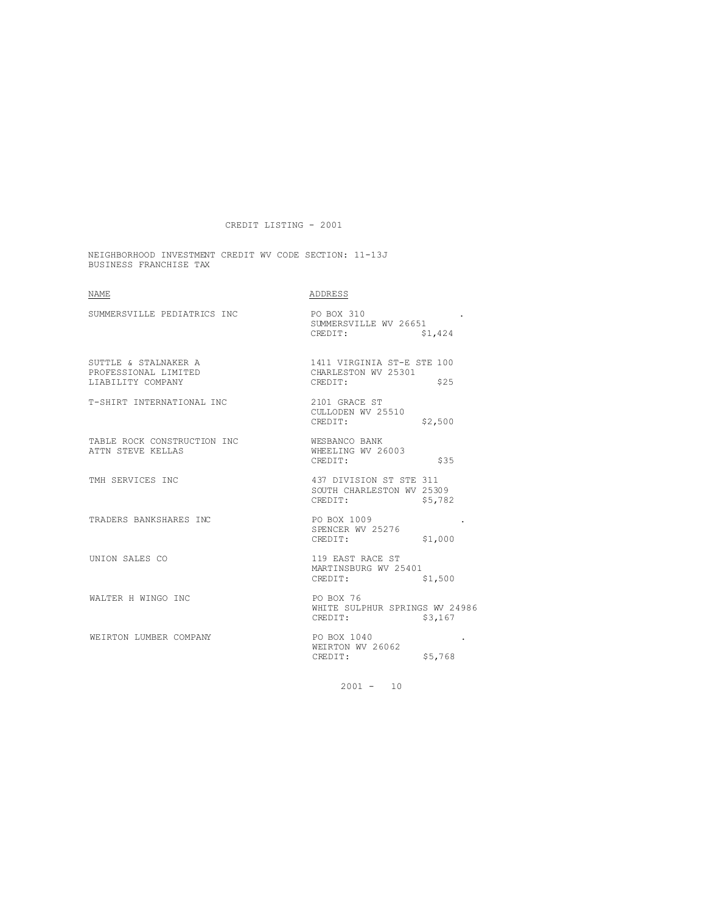# CREDIT LISTING - 2001

NEIGHBORHOOD INVESTMENT CREDIT WV CODE SECTION: 11-13J
BUSINESS FRANCHISE TAX

| NAME | ADDRESS |
| --- | --- |
| SUMMERSVILLE PEDIATRICS INC | PO BOX 310<br>SUMMERSVILLE WV 26651<br>CREDIT: $1,424 |
| SUTTLE & STALNAKER A PROFESSIONAL LIMITED LIABILITY COMPANY | 1411 VIRGINIA ST-E STE 100<br>CHARLESTON WV 25301<br>CREDIT: $25 |
| T-SHIRT INTERNATIONAL INC | 2101 GRACE ST<br>CULLODEN WV 25510<br>CREDIT: $2,500 |
| TABLE ROCK CONSTRUCTION INC<br>ATTN STEVE KELLAS | WESBANCO BANK<br>WHEELING WV 26003<br>CREDIT: $35 |
| TMH SERVICES INC | 437 DIVISION ST STE 311<br>SOUTH CHARLESTON WV 25309<br>CREDIT: $5,782 |
| TRADERS BANKSHARES INC | PO BOX 1009<br>SPENCER WV 25276<br>CREDIT: $1,000 |
| UNION SALES CO | 119 EAST RACE ST<br>MARTINSBURG WV 25401<br>CREDIT: $1,500 |
| WALTER H WINGO INC | PO BOX 76<br>WHITE SULPHUR SPRINGS WV 24986<br>CREDIT: $3,167 |
| WEIRTON LUMBER COMPANY | PO BOX 1040<br>WEIRTON WV 26062<br>CREDIT: $5,768 |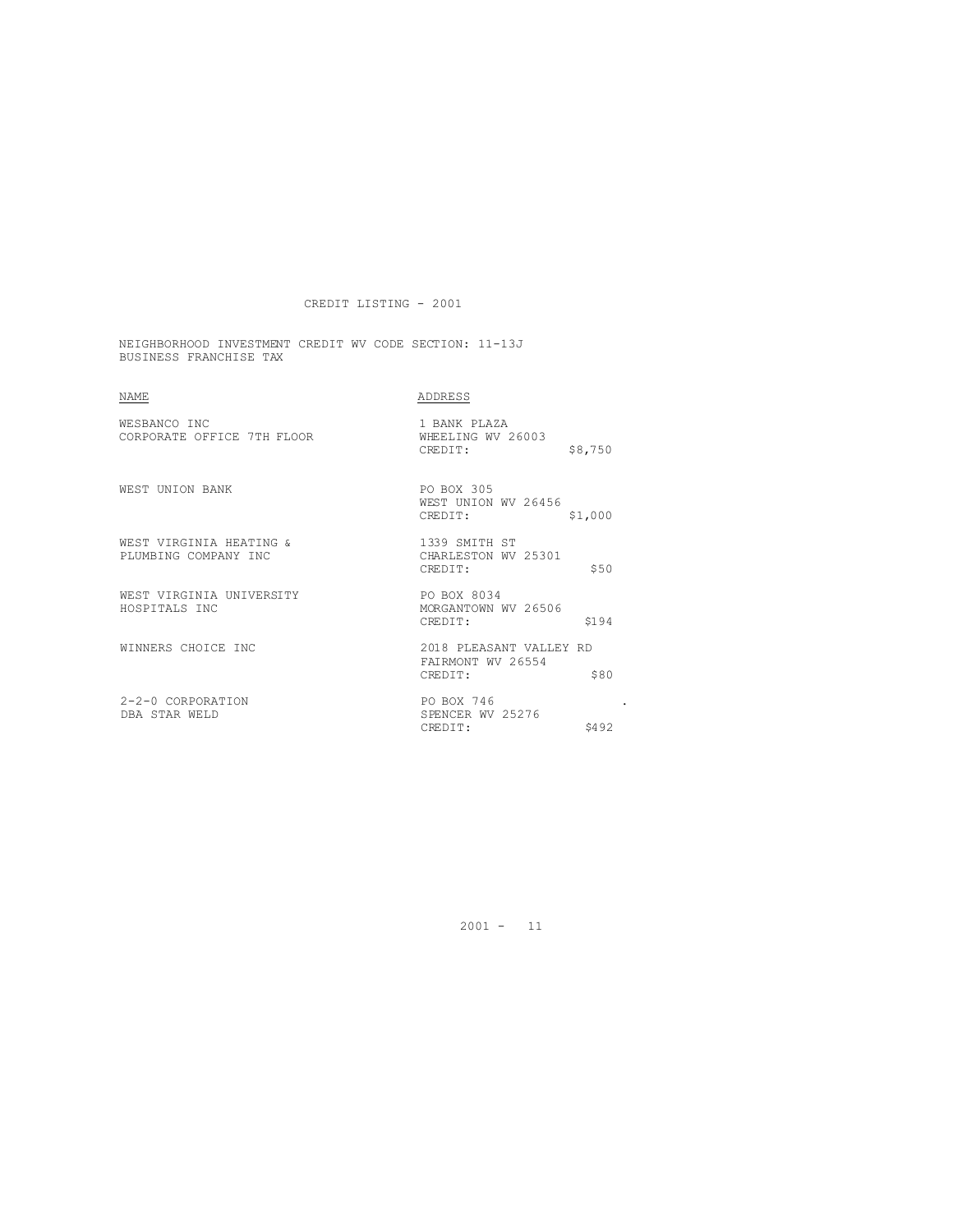CREDIT LISTING - 2001

NEIGHBORHOOD INVESTMENT CREDIT WV CODE SECTION: 11-13J
BUSINESS FRANCHISE TAX

| NAME | ADDRESS | |
|---|---|---|
| WESBANCO INC<br>CORPORATE OFFICE 7TH FLOOR | 1 BANK PLAZA<br>WHEELING WV 26003<br>CREDIT: | $8,750 |
| WEST UNION BANK | PO BOX 305<br>WEST UNION WV 26456<br>CREDIT: | $1,000 |
| WEST VIRGINIA HEATING &<br>PLUMBING COMPANY INC | 1339 SMITH ST<br>CHARLESTON WV 25301<br>CREDIT: | $50 |
| WEST VIRGINIA UNIVERSITY<br>HOSPITALS INC | PO BOX 8034<br>MORGANTOWN WV 26506<br>CREDIT: | $194 |
| WINNERS CHOICE INC | 2018 PLEASANT VALLEY RD<br>FAIRMONT WV 26554<br>CREDIT: | $80 |
| 2-2-0 CORPORATION<br>DBA STAR WELD | PO BOX 746<br>SPENCER WV 25276<br>CREDIT: | $492 |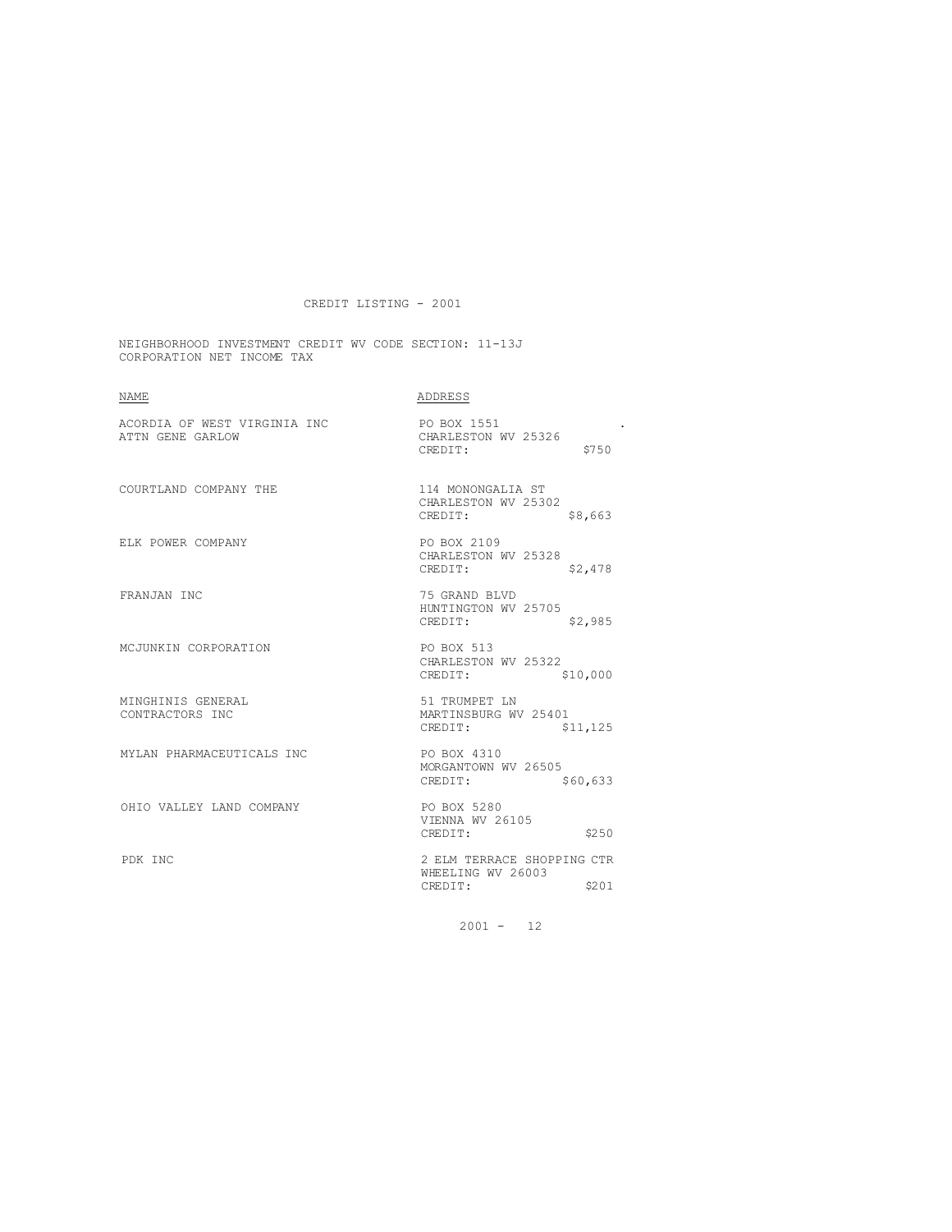# CREDIT LISTING - 2001

NEIGHBORHOOD INVESTMENT CREDIT WV CODE SECTION: 11-13J
CORPORATION NET INCOME TAX

| NAME | ADDRESS |
|---|---|
| ACORDIA OF WEST VIRGINIA INC<br>ATTN GENE GARLOW | PO BOX 1551<br>CHARLESTON WV 25326<br>CREDIT: $750 |
| COURTLAND COMPANY THE | 114 MONONGALIA ST<br>CHARLESTON WV 25302<br>CREDIT: $8,663 |
| ELK POWER COMPANY | PO BOX 2109<br>CHARLESTON WV 25328<br>CREDIT: $2,478 |
| FRANJAN INC | 75 GRAND BLVD<br>HUNTINGTON WV 25705<br>CREDIT: $2,985 |
| MCJUNKIN CORPORATION | PO BOX 513<br>CHARLESTON WV 25322<br>CREDIT: $10,000 |
| MINGHINIS GENERAL<br>CONTRACTORS INC | 51 TRUMPET LN<br>MARTINSBURG WV 25401<br>CREDIT: $11,125 |
| MYLAN PHARMACEUTICALS INC | PO BOX 4310<br>MORGANTOWN WV 26505<br>CREDIT: $60,633 |
| OHIO VALLEY LAND COMPANY | PO BOX 5280<br>VIENNA WV 26105<br>CREDIT: $250 |
| PDK INC | 2 ELM TERRACE SHOPPING CTR<br>WHEELING WV 26003<br>CREDIT: $201 |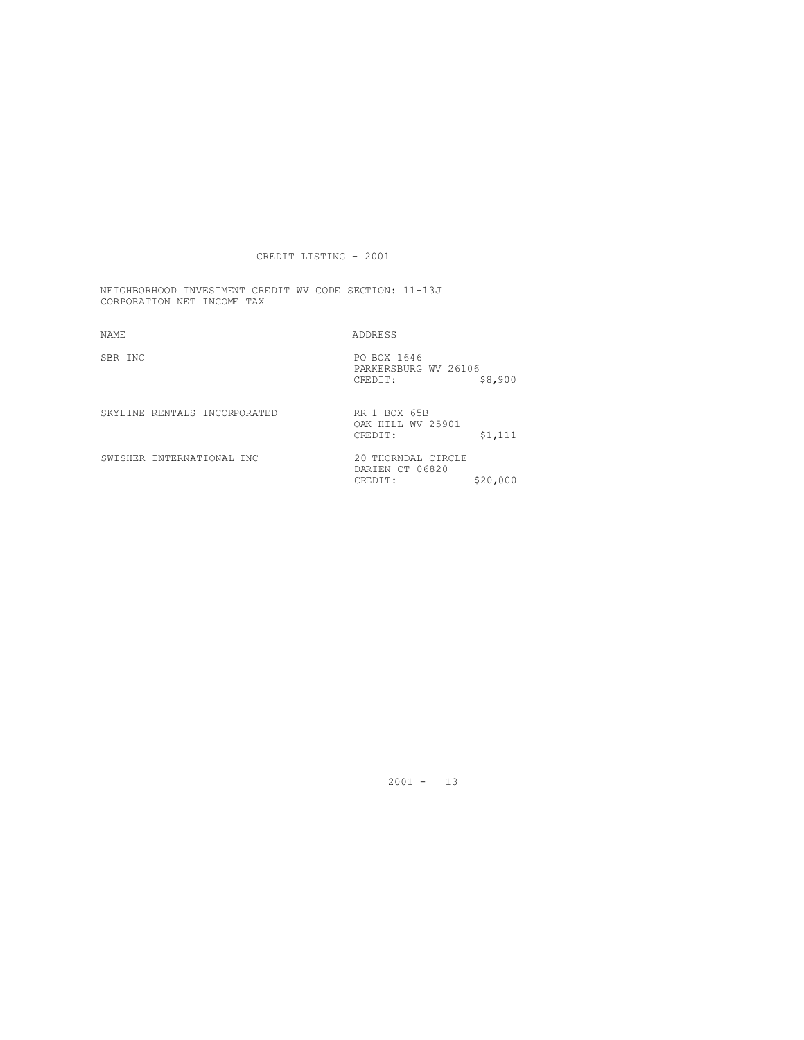# CREDIT LISTING - 2001

NEIGHBORHOOD INVESTMENT CREDIT WV CODE SECTION: 11-13J
CORPORATION NET INCOME TAX

| NAME | ADDRESS |
|---|---|
| SBR INC | PO BOX 1646<br>PARKERSBURG WV 26106<br>CREDIT: $8,900 |
| SKYLINE RENTALS INCORPORATED | RR 1 BOX 65B<br>OAK HILL WV 25901<br>CREDIT: $1,111 |
| SWISHER INTERNATIONAL INC | 20 THORNDAL CIRCLE<br>DARIEN CT 06820<br>CREDIT: $20,000 |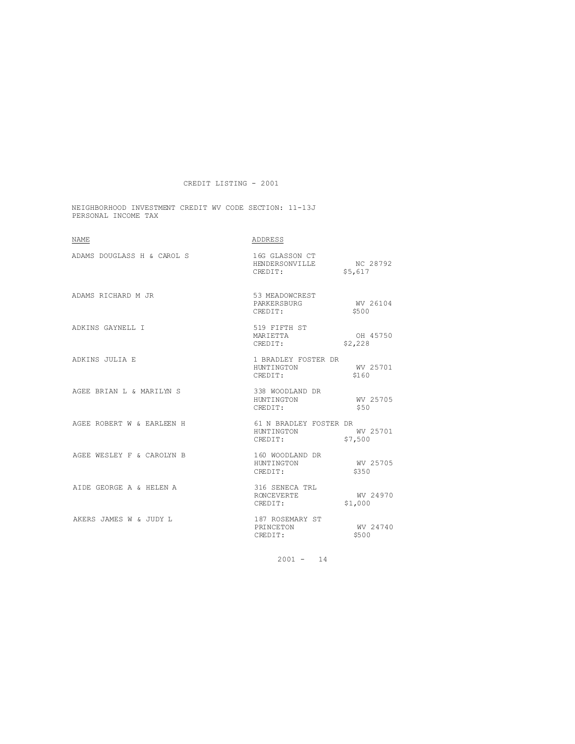# CREDIT LISTING - 2001

NEIGHBORHOOD INVESTMENT CREDIT WV CODE SECTION: 11-13J
PERSONAL INCOME TAX

| NAME | ADDRESS | | |
|---|---|---|---|
| ADAMS DOUGLASS H & CAROL S | 16G GLASSON CT<br>HENDERSONVILLE<br>CREDIT: | NC 28792<br>$5,617 | |
| ADAMS RICHARD M JR | 53 MEADOWCREST<br>PARKERSBURG<br>CREDIT: | WV 26104<br>$500 | |
| ADKINS GAYNELL I | 519 FIFTH ST<br>MARIETTA<br>CREDIT: | OH 45750<br>$2,228 | |
| ADKINS JULIA E | 1 BRADLEY FOSTER DR<br>HUNTINGTON<br>CREDIT: | WV 25701<br>$160 | |
| AGEE BRIAN L & MARILYN S | 338 WOODLAND DR<br>HUNTINGTON<br>CREDIT: | WV 25705<br>$50 | |
| AGEE ROBERT W & EARLEEN H | 61 N BRADLEY FOSTER DR<br>HUNTINGTON<br>CREDIT: | WV 25701<br>$7,500 | |
| AGEE WESLEY F & CAROLYN B | 160 WOODLAND DR<br>HUNTINGTON<br>CREDIT: | WV 25705<br>$350 | |
| AIDE GEORGE A & HELEN A | 316 SENECA TRL<br>RONCEVERTE<br>CREDIT: | WV 24970<br>$1,000 | |
| AKERS JAMES W & JUDY L | 187 ROSEMARY ST<br>PRINCETON<br>CREDIT: | WV 24740<br>$500 | |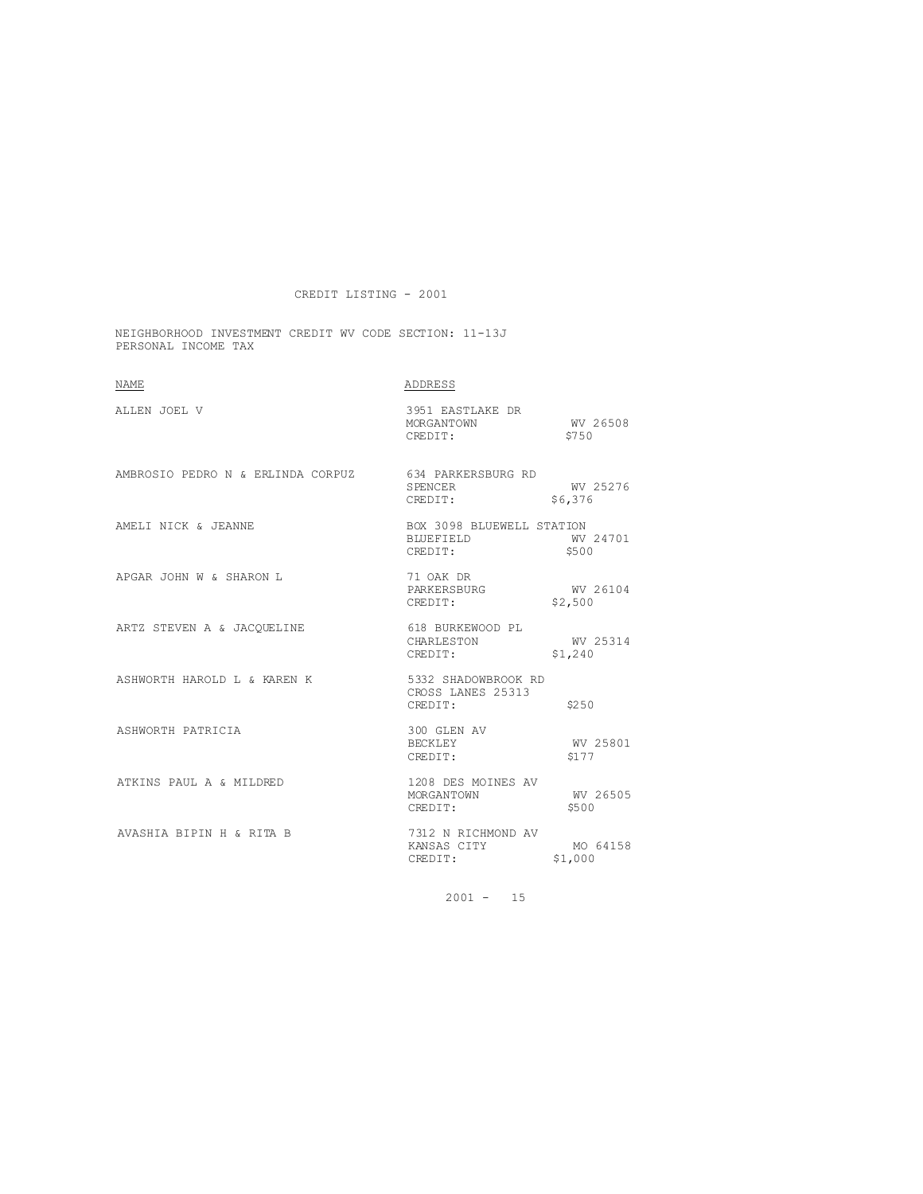# CREDIT LISTING - 2001

NEIGHBORHOOD INVESTMENT CREDIT WV CODE SECTION: 11-13J
PERSONAL INCOME TAX

| NAME | ADDRESS |
|---|---|
| ALLEN JOEL V | 3951 EASTLAKE DR<br>MORGANTOWN WV 26508<br>CREDIT: $750 |
| AMBROSIO PEDRO N & ERLINDA CORPUZ | 634 PARKERSBURG RD<br>SPENCER WV 25276<br>CREDIT: $6,376 |
| AMELI NICK & JEANNE | BOX 3098 BLUEWELL STATION<br>BLUEFIELD WV 24701<br>CREDIT: $500 |
| APGAR JOHN W & SHARON L | 71 OAK DR<br>PARKERSBURG WV 26104<br>CREDIT: $2,500 |
| ARTZ STEVEN A & JACQUELINE | 618 BURKEWOOD PL<br>CHARLESTON WV 25314<br>CREDIT: $1,240 |
| ASHWORTH HAROLD L & KAREN K | 5332 SHADOWBROOK RD<br>CROSS LANES 25313<br>CREDIT: $250 |
| ASHWORTH PATRICIA | 300 GLEN AV<br>BECKLEY WV 25801<br>CREDIT: $177 |
| ATKINS PAUL A & MILDRED | 1208 DES MOINES AV<br>MORGANTOWN WV 26505<br>CREDIT: $500 |
| AVASHIA BIPIN H & RITA B | 7312 N RICHMOND AV<br>KANSAS CITY MO 64158<br>CREDIT: $1,000 |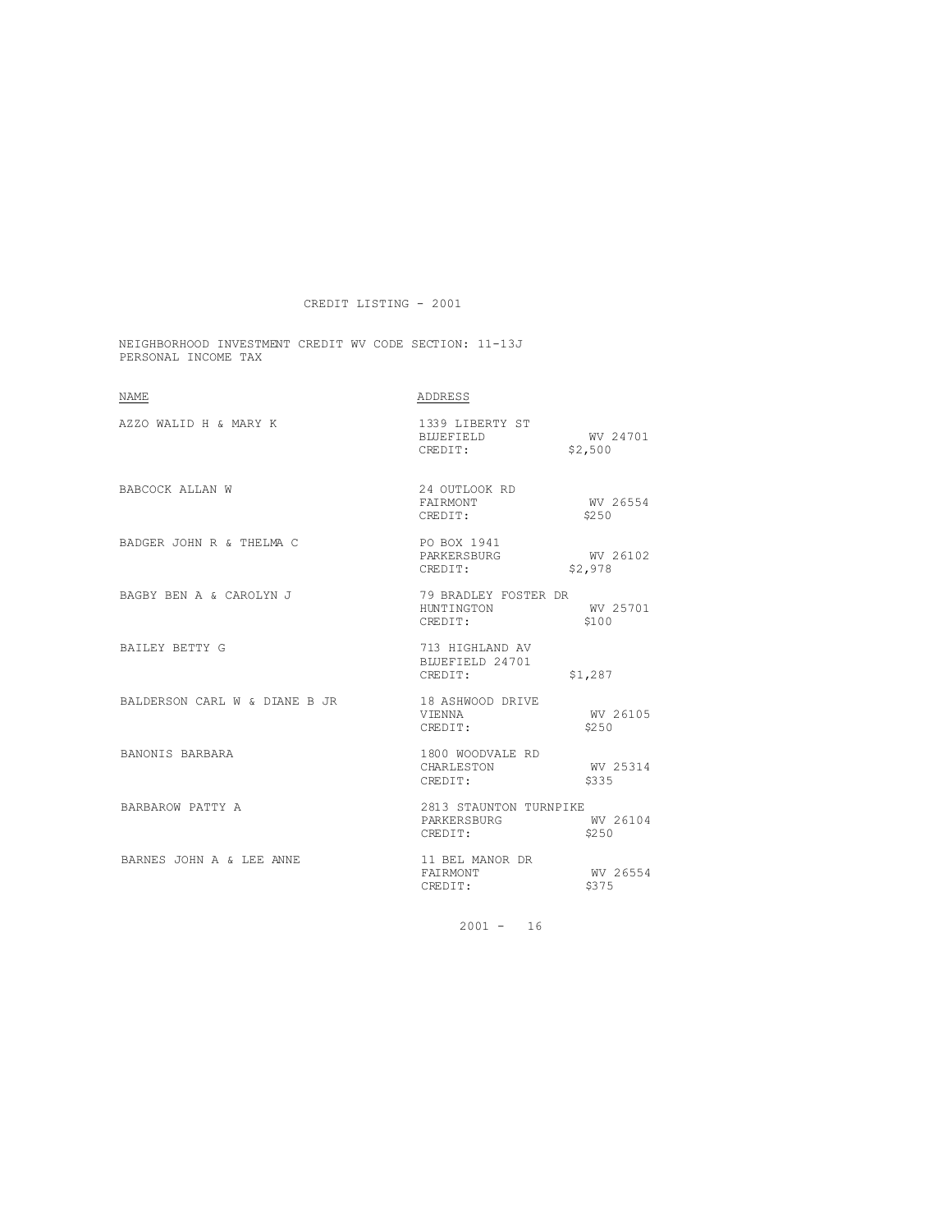# CREDIT LISTING - 2001

NEIGHBORHOOD INVESTMENT CREDIT WV CODE SECTION: 11-13J
PERSONAL INCOME TAX

| NAME | ADDRESS |
|---|---|
| AZZO WALID H & MARY K | 1339 LIBERTY ST<br>BLUEFIELD WV 24701<br>CREDIT: $2,500 |
| BABCOCK ALLAN W | 24 OUTLOOK RD<br>FAIRMONT WV 26554<br>CREDIT: $250 |
| BADGER JOHN R & THELMA C | PO BOX 1941<br>PARKERSBURG WV 26102<br>CREDIT: $2,978 |
| BAGBY BEN A & CAROLYN J | 79 BRADLEY FOSTER DR<br>HUNTINGTON WV 25701<br>CREDIT: $100 |
| BAILEY BETTY G | 713 HIGHLAND AV<br>BLUEFIELD 24701<br>CREDIT: $1,287 |
| BALDERSON CARL W & DIANE B JR | 18 ASHWOOD DRIVE<br>VIENNA WV 26105<br>CREDIT: $250 |
| BANONIS BARBARA | 1800 WOODVALE RD<br>CHARLESTON WV 25314<br>CREDIT: $335 |
| BARBAROW PATTY A | 2813 STAUNTON TURNPIKE<br>PARKERSBURG WV 26104<br>CREDIT: $250 |
| BARNES JOHN A & LEE ANNE | 11 BEL MANOR DR<br>FAIRMONT WV 26554<br>CREDIT: $375 |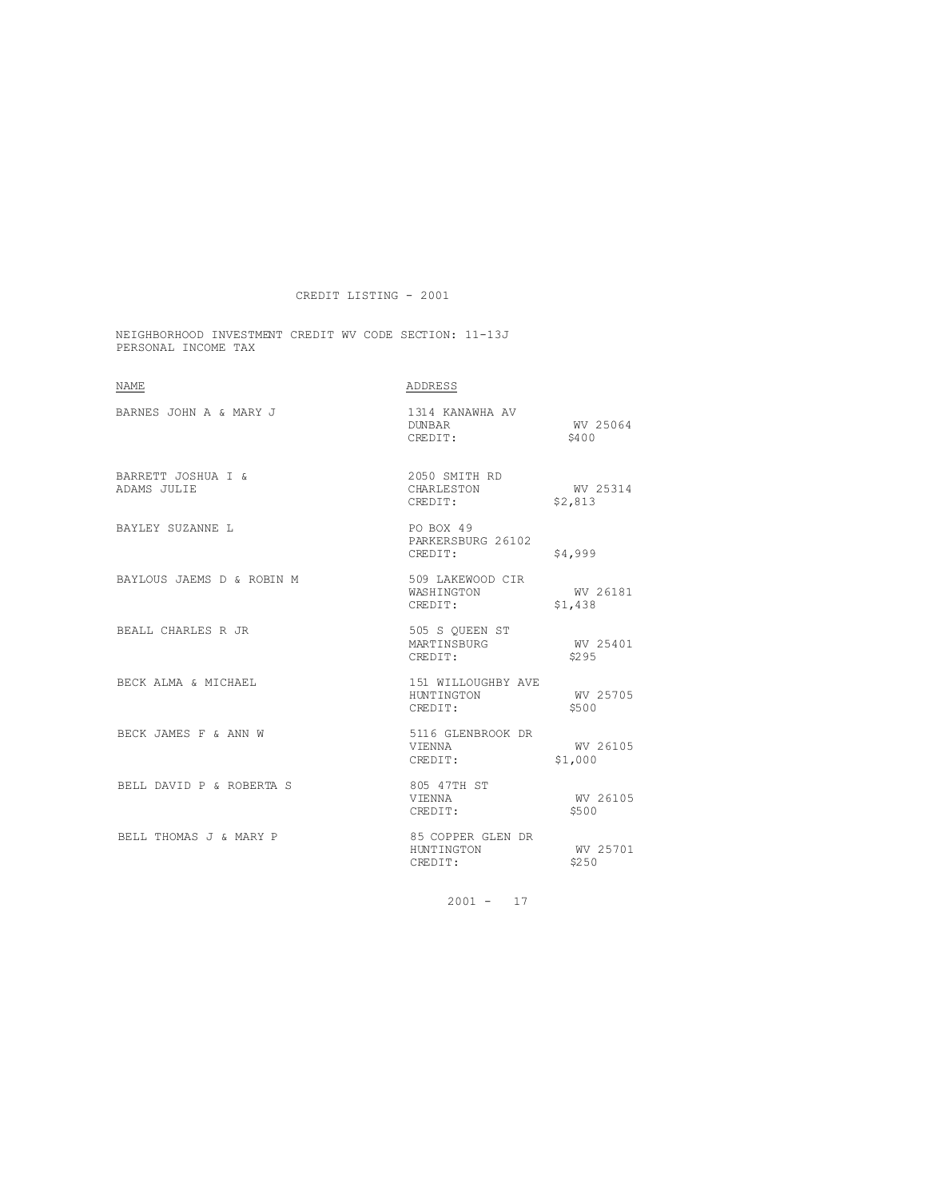# CREDIT LISTING - 2001

NEIGHBORHOOD INVESTMENT CREDIT WV CODE SECTION: 11-13J
PERSONAL INCOME TAX

| NAME | ADDRESS | | |
|---|---|---|---|
| BARNES JOHN A & MARY J | 1314 KANAWHA AV<br>DUNBAR<br>CREDIT: | WV 25064<br>$400 | |
| BARRETT JOSHUA I &<br>ADAMS JULIE | 2050 SMITH RD<br>CHARLESTON<br>CREDIT: | WV 25314<br>$2,813 | |
| BAYLEY SUZANNE L | PO BOX 49<br>PARKERSBURG 26102<br>CREDIT: | $4,999 | |
| BAYLOUS JAEMS D & ROBIN M | 509 LAKEWOOD CIR<br>WASHINGTON<br>CREDIT: | WV 26181<br>$1,438 | |
| BEALL CHARLES R JR | 505 S QUEEN ST<br>MARTINSBURG<br>CREDIT: | WV 25401<br>$295 | |
| BECK ALMA & MICHAEL | 151 WILLOUGHBY AVE<br>HUNTINGTON<br>CREDIT: | WV 25705<br>$500 | |
| BECK JAMES F & ANN W | 5116 GLENBROOK DR<br>VIENNA<br>CREDIT: | WV 26105<br>$1,000 | |
| BELL DAVID P & ROBERTA S | 805 47TH ST<br>VIENNA<br>CREDIT: | WV 26105<br>$500 | |
| BELL THOMAS J & MARY P | 85 COPPER GLEN DR<br>HUNTINGTON<br>CREDIT: | WV 25701<br>$250 | |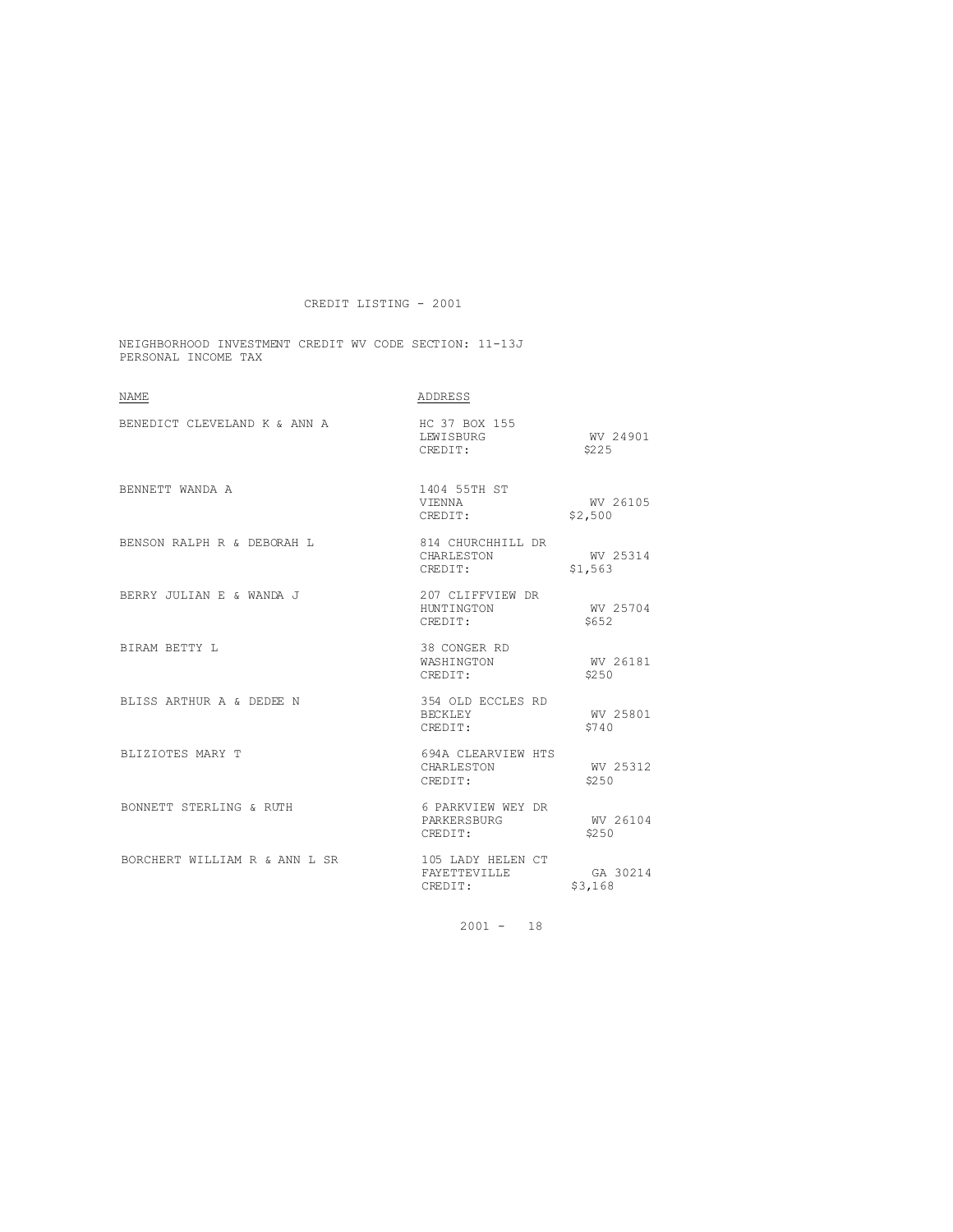CREDIT LISTING - 2001

NEIGHBORHOOD INVESTMENT CREDIT WV CODE SECTION: 11-13J
PERSONAL INCOME TAX

| NAME | ADDRESS | |
|---|---|---|
| BENEDICT CLEVELAND K & ANN A | HC 37 BOX 155<br>LEWISBURG<br>CREDIT: | <br>WV 24901<br>$225 |
| BENNETT WANDA A | 1404 55TH ST<br>VIENNA<br>CREDIT: | <br>WV 26105<br>$2,500 |
| BENSON RALPH R & DEBORAH L | 814 CHURCHHILL DR<br>CHARLESTON<br>CREDIT: | <br>WV 25314<br>$1,563 |
| BERRY JULIAN E & WANDA J | 207 CLIFFVIEW DR<br>HUNTINGTON<br>CREDIT: | <br>WV 25704<br>$652 |
| BIRAM BETTY L | 38 CONGER RD<br>WASHINGTON<br>CREDIT: | <br>WV 26181<br>$250 |
| BLISS ARTHUR A & DEDEE N | 354 OLD ECCLES RD<br>BECKLEY<br>CREDIT: | <br>WV 25801<br>$740 |
| BLIZIOTES MARY T | 694A CLEARVIEW HTS<br>CHARLESTON<br>CREDIT: | <br>WV 25312<br>$250 |
| BONNETT STERLING & RUTH | 6 PARKVIEW WEY DR<br>PARKERSBURG<br>CREDIT: | <br>WV 26104<br>$250 |
| BORCHERT WILLIAM R & ANN L SR | 105 LADY HELEN CT<br>FAYETTEVILLE<br>CREDIT: | <br>GA 30214<br>$3,168 |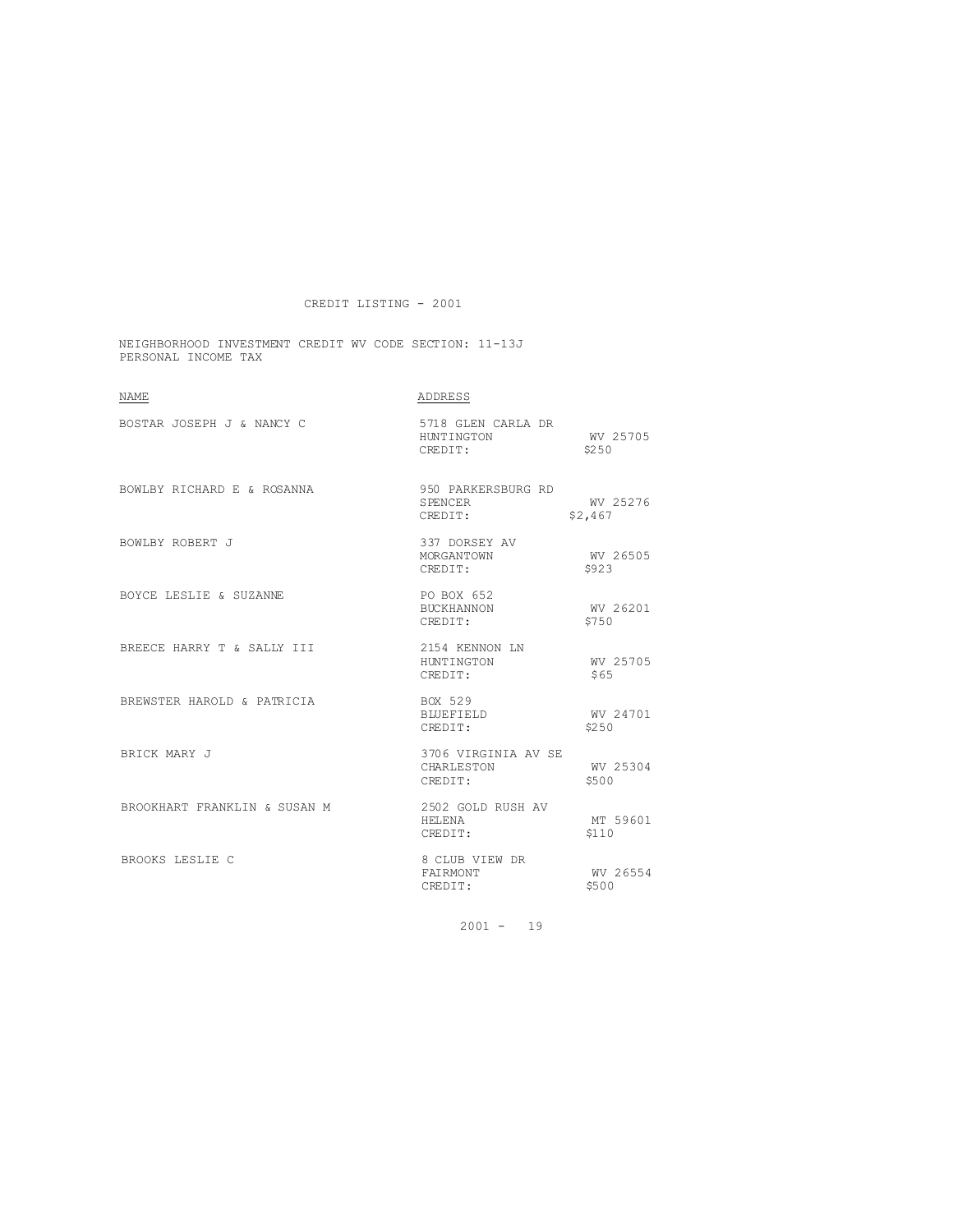# CREDIT LISTING - 2001

NEIGHBORHOOD INVESTMENT CREDIT WV CODE SECTION: 11-13J
PERSONAL INCOME TAX

| NAME | ADDRESS | | |
|---|---|---|---|
| BOSTAR JOSEPH J & NANCY C | 5718 GLEN CARLA DR | | |
| | HUNTINGTON | WV 25705 | |
| | CREDIT: | $250 | |
| BOWLBY RICHARD E & ROSANNA | 950 PARKERSBURG RD | | |
| | SPENCER | WV 25276 | |
| | CREDIT: | $2,467 | |
| BOWLBY ROBERT J | 337 DORSEY AV | | |
| | MORGANTOWN | WV 26505 | |
| | CREDIT: | $923 | |
| BOYCE LESLIE & SUZANNE | PO BOX 652 | | |
| | BUCKHANNON | WV 26201 | |
| | CREDIT: | $750 | |
| BREECE HARRY T & SALLY III | 2154 KENNON LN | | |
| | HUNTINGTON | WV 25705 | |
| | CREDIT: | $65 | |
| BREWSTER HAROLD & PATRICIA | BOX 529 | | |
| | BLUEFIELD | WV 24701 | |
| | CREDIT: | $250 | |
| BRICK MARY J | 3706 VIRGINIA AV SE | | |
| | CHARLESTON | WV 25304 | |
| | CREDIT: | $500 | |
| BROOKHART FRANKLIN & SUSAN M | 2502 GOLD RUSH AV | | |
| | HELENA | MT 59601 | |
| | CREDIT: | $110 | |
| BROOKS LESLIE C | 8 CLUB VIEW DR | | |
| | FAIRMONT | WV 26554 | |
| | CREDIT: | $500 | |

2001 - 19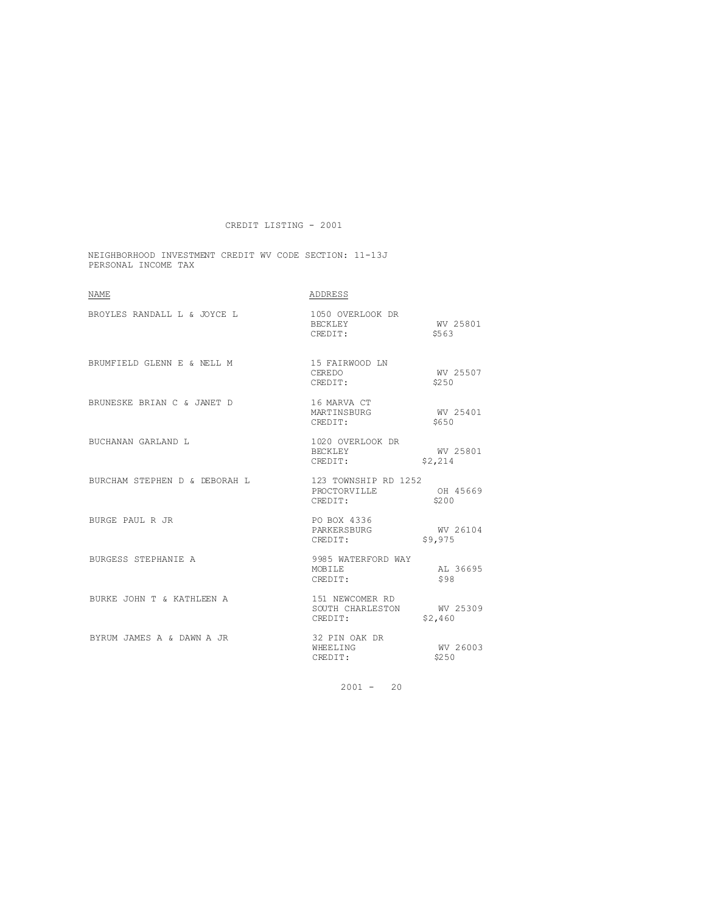# CREDIT LISTING - 2001

NEIGHBORHOOD INVESTMENT CREDIT WV CODE SECTION: 11-13J
PERSONAL INCOME TAX

| NAME | ADDRESS | |
|---|---|---|
| BROYLES RANDALL L & JOYCE L | 1050 OVERLOOK DR<br>BECKLEY<br>CREDIT: | <br>WV 25801<br>$563 |
| BRUMFIELD GLENN E & NELL M | 15 FAIRWOOD LN<br>CEREDO<br>CREDIT: | <br>WV 25507<br>$250 |
| BRUNESKE BRIAN C & JANET D | 16 MARVA CT<br>MARTINSBURG<br>CREDIT: | <br>WV 25401<br>$650 |
| BUCHANAN GARLAND L | 1020 OVERLOOK DR<br>BECKLEY<br>CREDIT: | <br>WV 25801<br>$2,214 |
| BURCHAM STEPHEN D & DEBORAH L | 123 TOWNSHIP RD 1252<br>PROCTORVILLE<br>CREDIT: | <br>OH 45669<br>$200 |
| BURGE PAUL R JR | PO BOX 4336<br>PARKERSBURG<br>CREDIT: | <br>WV 26104<br>$9,975 |
| BURGESS STEPHANIE A | 9985 WATERFORD WAY<br>MOBILE<br>CREDIT: | <br>AL 36695<br>$98 |
| BURKE JOHN T & KATHLEEN A | 151 NEWCOMER RD<br>SOUTH CHARLESTON<br>CREDIT: | <br>WV 25309<br>$2,460 |
| BYRUM JAMES A & DAWN A JR | 32 PIN OAK DR<br>WHEELING<br>CREDIT: | <br>WV 26003<br>$250 |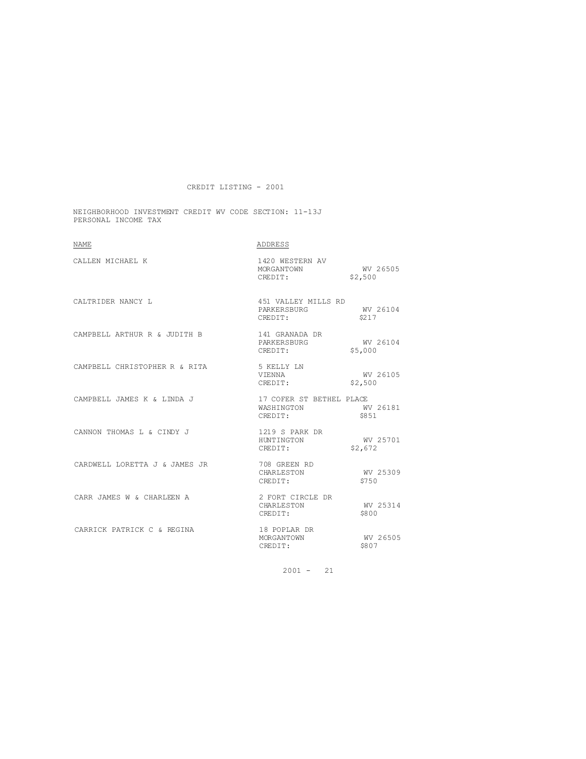CREDIT LISTING - 2001

NEIGHBORHOOD INVESTMENT CREDIT WV CODE SECTION: 11-13J
PERSONAL INCOME TAX

| NAME | ADDRESS | | |
|---|---|---|---|
| CALLEN MICHAEL K | 1420 WESTERN AV<br>MORGANTOWN | WV 26505 | CREDIT: $2,500 |
| CALTRIDER NANCY L | 451 VALLEY MILLS RD<br>PARKERSBURG | WV 26104 | CREDIT: $217 |
| CAMPBELL ARTHUR R & JUDITH B | 141 GRANADA DR<br>PARKERSBURG | WV 26104 | CREDIT: $5,000 |
| CAMPBELL CHRISTOPHER R & RITA | 5 KELLY LN<br>VIENNA | WV 26105 | CREDIT: $2,500 |
| CAMPBELL JAMES K & LINDA J | 17 COFER ST BETHEL PLACE<br>WASHINGTON | WV 26181 | CREDIT: $851 |
| CANNON THOMAS L & CINDY J | 1219 S PARK DR<br>HUNTINGTON | WV 25701 | CREDIT: $2,672 |
| CARDWELL LORETTA J & JAMES JR | 708 GREEN RD<br>CHARLESTON | WV 25309 | CREDIT: $750 |
| CARR JAMES W & CHARLEEN A | 2 FORT CIRCLE DR<br>CHARLESTON | WV 25314 | CREDIT: $800 |
| CARRICK PATRICK C & REGINA | 18 POPLAR DR<br>MORGANTOWN | WV 26505 | CREDIT: $807 |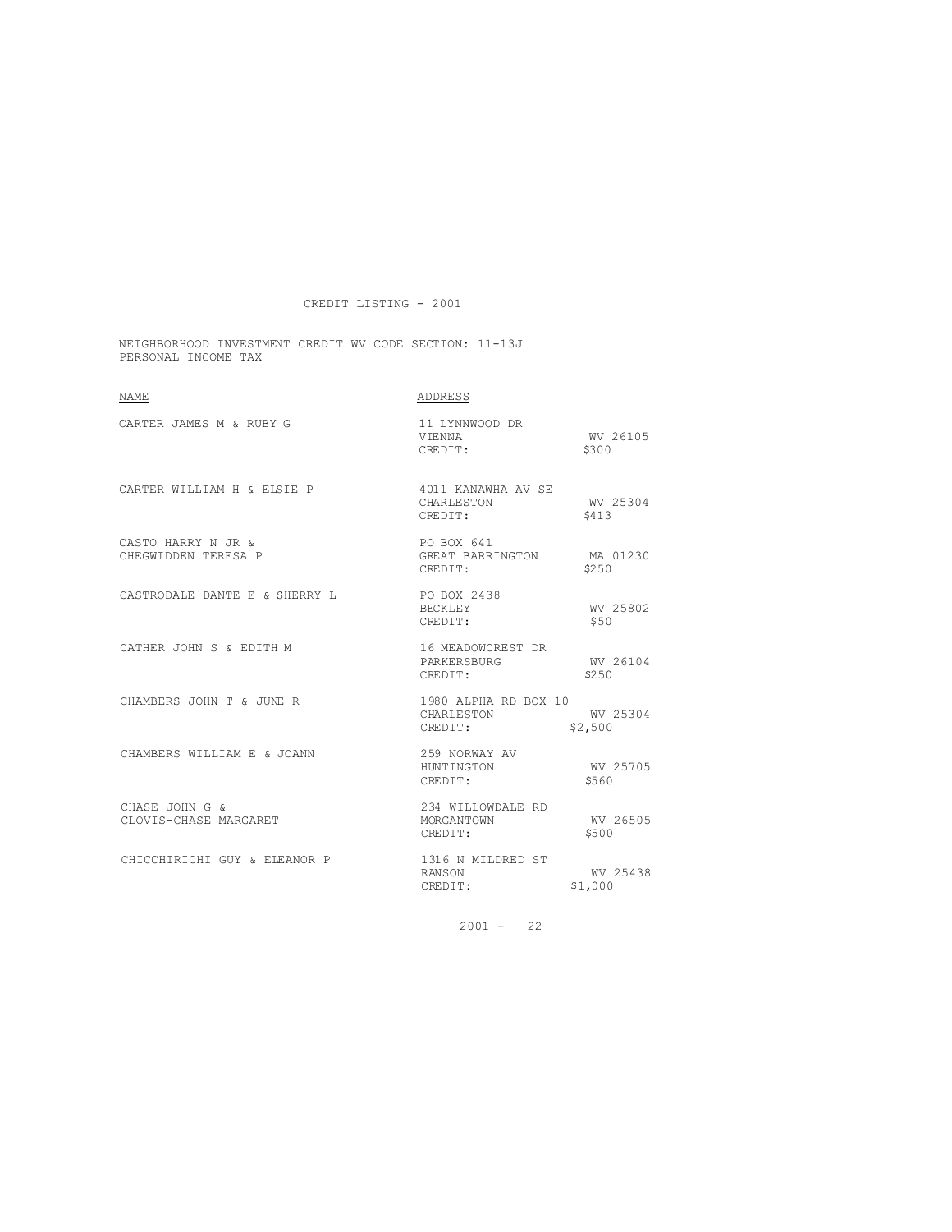CREDIT LISTING - 2001

NEIGHBORHOOD INVESTMENT CREDIT WV CODE SECTION: 11-13J
PERSONAL INCOME TAX

| NAME | ADDRESS | |
|---|---|---|
| CARTER JAMES M & RUBY G | 11 LYNNWOOD DR<br>VIENNA<br>CREDIT: | <br>WV 26105<br>$300 |
| CARTER WILLIAM H & ELSIE P | 4011 KANAWHA AV SE<br>CHARLESTON<br>CREDIT: | <br>WV 25304<br>$413 |
| CASTO HARRY N JR &<br>CHEGWIDDEN TERESA P | PO BOX 641<br>GREAT BARRINGTON<br>CREDIT: | <br>MA 01230<br>$250 |
| CASTRODALE DANTE E & SHERRY L | PO BOX 2438<br>BECKLEY<br>CREDIT: | <br>WV 25802<br>$50 |
| CATHER JOHN S & EDITH M | 16 MEADOWCREST DR<br>PARKERSBURG<br>CREDIT: | <br>WV 26104<br>$250 |
| CHAMBERS JOHN T & JUNE R | 1980 ALPHA RD BOX 10<br>CHARLESTON<br>CREDIT: | <br>WV 25304<br>$2,500 |
| CHAMBERS WILLIAM E & JOANN | 259 NORWAY AV<br>HUNTINGTON<br>CREDIT: | <br>WV 25705<br>$560 |
| CHASE JOHN G &<br>CLOVIS-CHASE MARGARET | 234 WILLOWDALE RD<br>MORGANTOWN<br>CREDIT: | <br>WV 26505<br>$500 |
| CHICCHIRICHI GUY & ELEANOR P | 1316 N MILDRED ST<br>RANSON<br>CREDIT: | <br>WV 25438<br>$1,000 |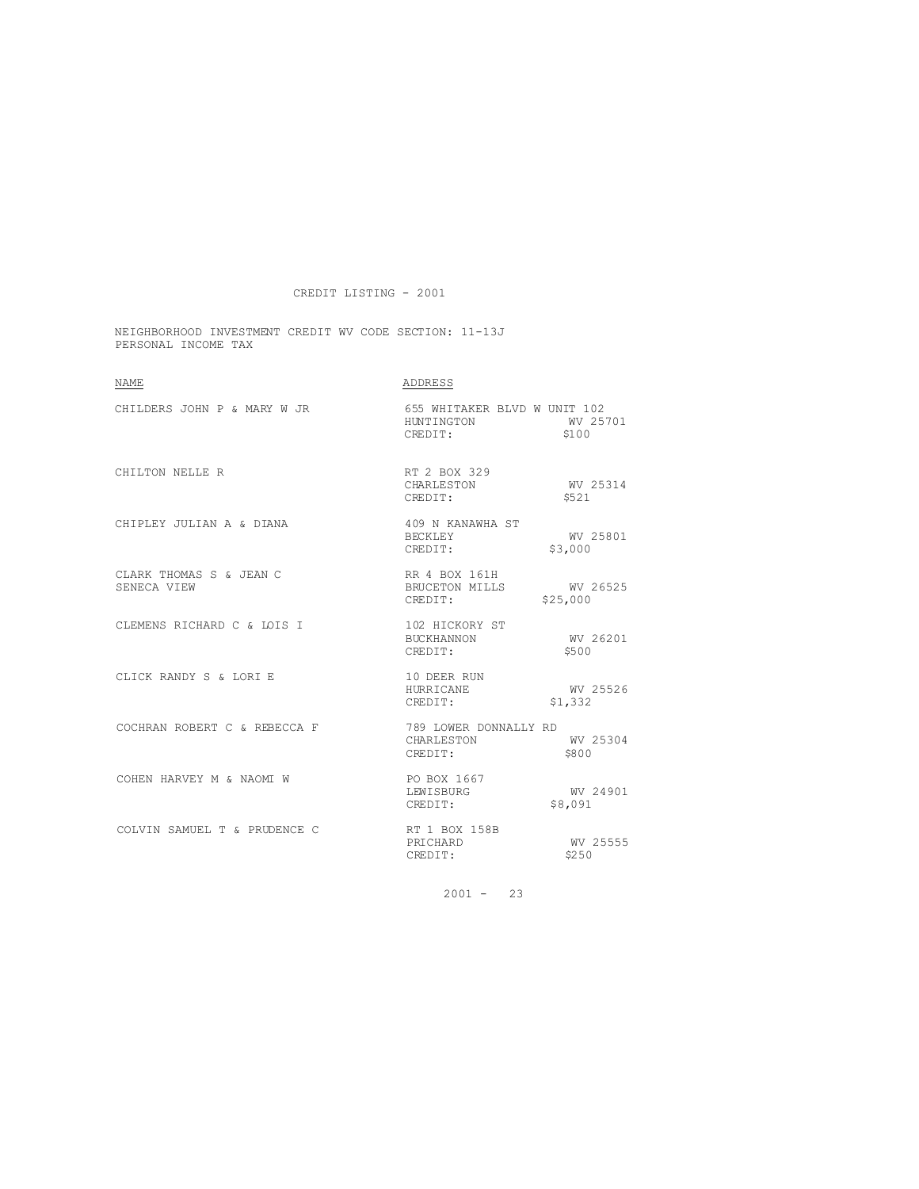CREDIT LISTING - 2001

NEIGHBORHOOD INVESTMENT CREDIT WV CODE SECTION: 11-13J
PERSONAL INCOME TAX

| NAME | ADDRESS |
|---|---|
| CHILDERS JOHN P & MARY W JR | 655 WHITAKER BLVD W UNIT 102<br>HUNTINGTON WV 25701<br>CREDIT: $100 |
| CHILTON NELLE R | RT 2 BOX 329<br>CHARLESTON WV 25314<br>CREDIT: $521 |
| CHIPLEY JULIAN A & DIANA | 409 N KANAWHA ST<br>BECKLEY WV 25801<br>CREDIT: $3,000 |
| CLARK THOMAS S & JEAN C<br>SENECA VIEW | RR 4 BOX 161H<br>BRUCETON MILLS WV 26525<br>CREDIT: $25,000 |
| CLEMENS RICHARD C & LOIS I | 102 HICKORY ST<br>BUCKHANNON WV 26201<br>CREDIT: $500 |
| CLICK RANDY S & LORI E | 10 DEER RUN<br>HURRICANE WV 25526<br>CREDIT: $1,332 |
| COCHRAN ROBERT C & REBECCA F | 789 LOWER DONNALLY RD<br>CHARLESTON WV 25304<br>CREDIT: $800 |
| COHEN HARVEY M & NAOMI W | PO BOX 1667<br>LEWISBURG WV 24901<br>CREDIT: $8,091 |
| COLVIN SAMUEL T & PRUDENCE C | RT 1 BOX 158B<br>PRICHARD WV 25555<br>CREDIT: $250 |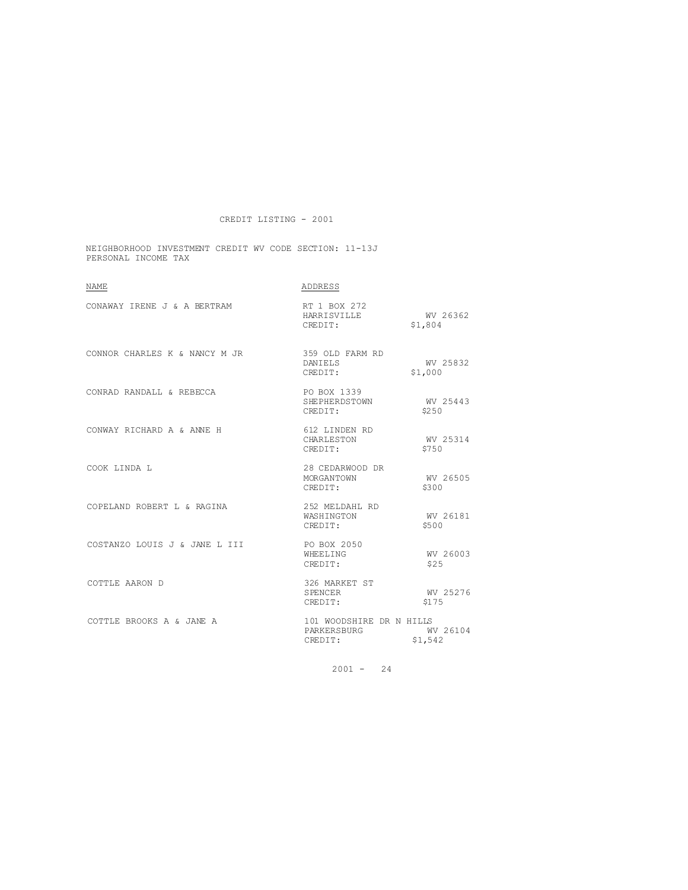CREDIT LISTING - 2001

NEIGHBORHOOD INVESTMENT CREDIT WV CODE SECTION: 11-13J
PERSONAL INCOME TAX

| NAME | ADDRESS | | |
|---|---|---|---|
| CONAWAY IRENE J & A BERTRAM | RT 1 BOX 272 | | |
| | HARRISVILLE | WV 26362 | |
| | CREDIT: | $1,804 | |
| CONNOR CHARLES K & NANCY M JR | 359 OLD FARM RD | | |
| | DANIELS | WV 25832 | |
| | CREDIT: | $1,000 | |
| CONRAD RANDALL & REBECCA | PO BOX 1339 | | |
| | SHEPHERDSTOWN | WV 25443 | |
| | CREDIT: | $250 | |
| CONWAY RICHARD A & ANNE H | 612 LINDEN RD | | |
| | CHARLESTON | WV 25314 | |
| | CREDIT: | $750 | |
| COOK LINDA L | 28 CEDARWOOD DR | | |
| | MORGANTOWN | WV 26505 | |
| | CREDIT: | $300 | |
| COPELAND ROBERT L & RAGINA | 252 MELDAHL RD | | |
| | WASHINGTON | WV 26181 | |
| | CREDIT: | $500 | |
| COSTANZO LOUIS J & JANE L III | PO BOX 2050 | | |
| | WHEELING | WV 26003 | |
| | CREDIT: | $25 | |
| COTTLE AARON D | 326 MARKET ST | | |
| | SPENCER | WV 25276 | |
| | CREDIT: | $175 | |
| COTTLE BROOKS A & JANE A | 101 WOODSHIRE DR N HILLS | | |
| | PARKERSBURG | WV 26104 | |
| | CREDIT: | $1,542 | |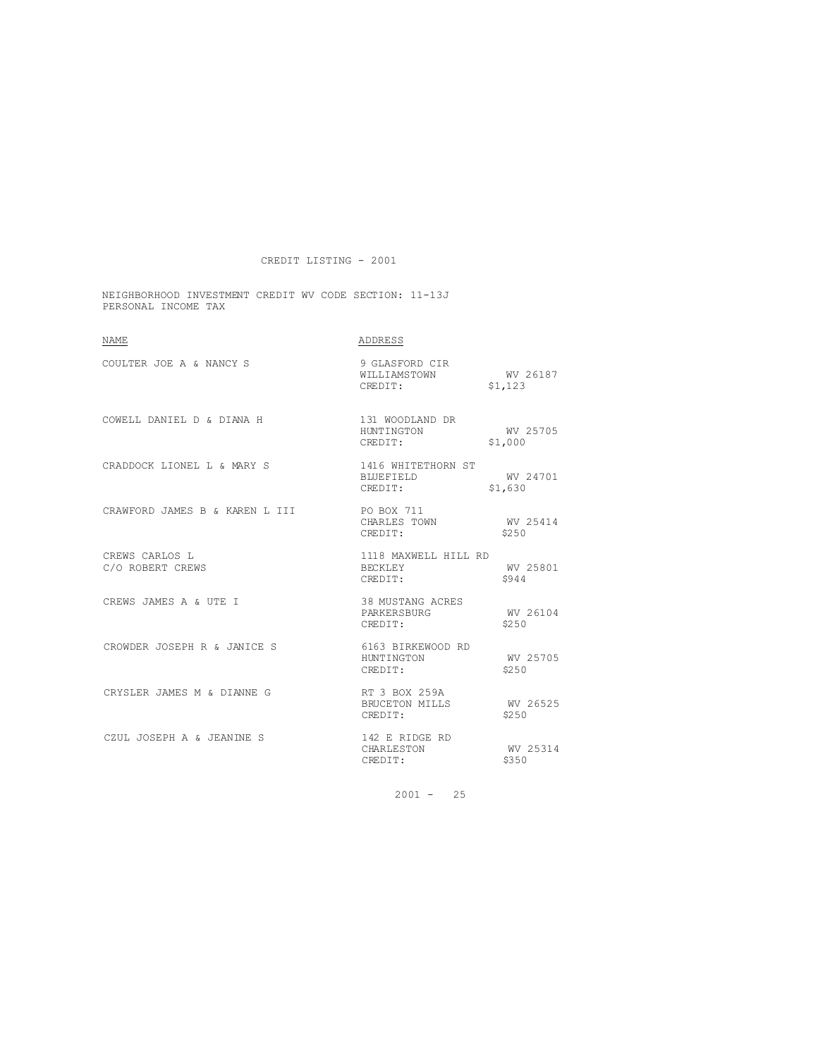# CREDIT LISTING - 2001

NEIGHBORHOOD INVESTMENT CREDIT WV CODE SECTION: 11-13J
PERSONAL INCOME TAX

| NAME | ADDRESS | |
|---|---|---|
| COULTER JOE A & NANCY S | 9 GLASFORD CIR<br>WILLIAMSTOWN<br>CREDIT: | <br>WV 26187<br>$1,123 |
| COWELL DANIEL D & DIANA H | 131 WOODLAND DR<br>HUNTINGTON<br>CREDIT: | <br>WV 25705<br>$1,000 |
| CRADDOCK LIONEL L & MARY S | 1416 WHITETHORN ST<br>BLUEFIELD<br>CREDIT: | <br>WV 24701<br>$1,630 |
| CRAWFORD JAMES B & KAREN L III | PO BOX 711<br>CHARLES TOWN<br>CREDIT: | <br>WV 25414<br>$250 |
| CREWS CARLOS L<br>C/O ROBERT CREWS | 1118 MAXWELL HILL RD<br>BECKLEY<br>CREDIT: | <br>WV 25801<br>$944 |
| CREWS JAMES A & UTE I | 38 MUSTANG ACRES<br>PARKERSBURG<br>CREDIT: | <br>WV 26104<br>$250 |
| CROWDER JOSEPH R & JANICE S | 6163 BIRKEWOOD RD<br>HUNTINGTON<br>CREDIT: | <br>WV 25705<br>$250 |
| CRYSLER JAMES M & DIANNE G | RT 3 BOX 259A<br>BRUCETON MILLS<br>CREDIT: | <br>WV 26525<br>$250 |
| CZUL JOSEPH A & JEANINE S | 142 E RIDGE RD<br>CHARLESTON<br>CREDIT: | <br>WV 25314<br>$350 |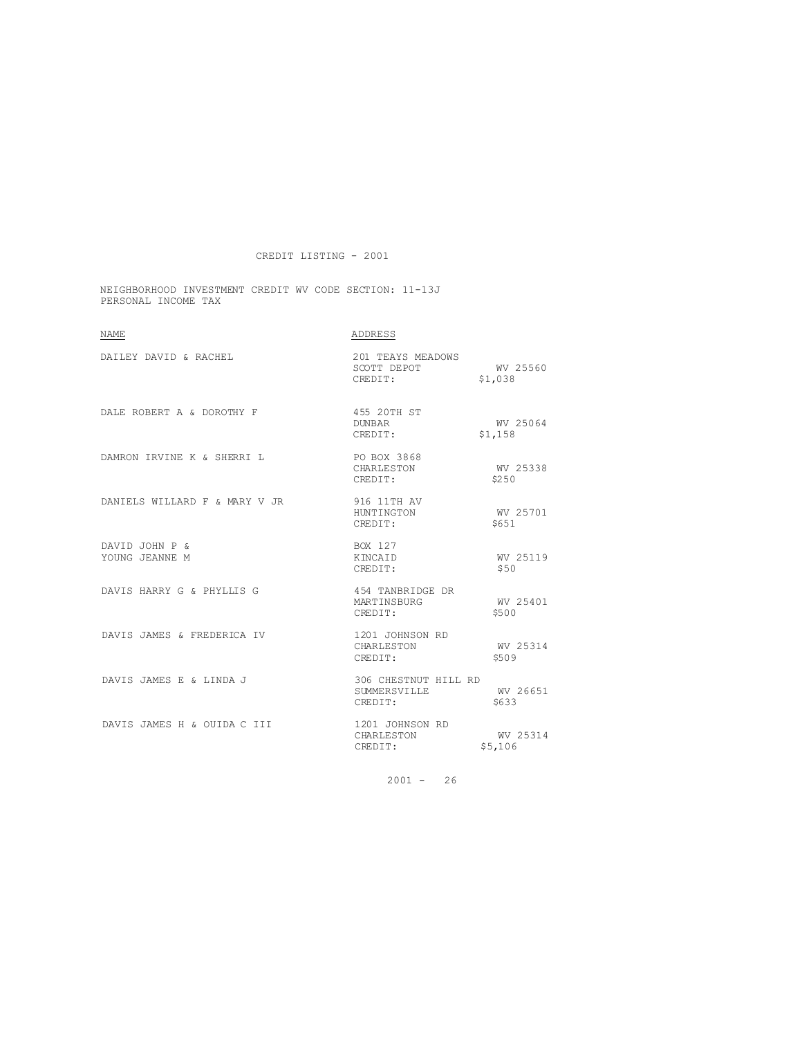CREDIT LISTING - 2001

NEIGHBORHOOD INVESTMENT CREDIT WV CODE SECTION: 11-13J
PERSONAL INCOME TAX

| NAME | ADDRESS |
|---|---|
| DAILEY DAVID & RACHEL | 201 TEAYS MEADOWS<br>SCOTT DEPOT WV 25560<br>CREDIT: $1,038 |
| DALE ROBERT A & DOROTHY F | 455 20TH ST<br>DUNBAR WV 25064<br>CREDIT: $1,158 |
| DAMRON IRVINE K & SHERRI L | PO BOX 3868<br>CHARLESTON WV 25338<br>CREDIT: $250 |
| DANIELS WILLARD F & MARY V JR | 916 11TH AV<br>HUNTINGTON WV 25701<br>CREDIT: $651 |
| DAVID JOHN P &<br>YOUNG JEANNE M | BOX 127<br>KINCAID WV 25119<br>CREDIT: $50 |
| DAVIS HARRY G & PHYLLIS G | 454 TANBRIDGE DR<br>MARTINSBURG WV 25401<br>CREDIT: $500 |
| DAVIS JAMES & FREDERICA IV | 1201 JOHNSON RD<br>CHARLESTON WV 25314<br>CREDIT: $509 |
| DAVIS JAMES E & LINDA J | 306 CHESTNUT HILL RD<br>SUMMERSVILLE WV 26651<br>CREDIT: $633 |
| DAVIS JAMES H & OUIDA C III | 1201 JOHNSON RD<br>CHARLESTON WV 25314<br>CREDIT: $5,106 |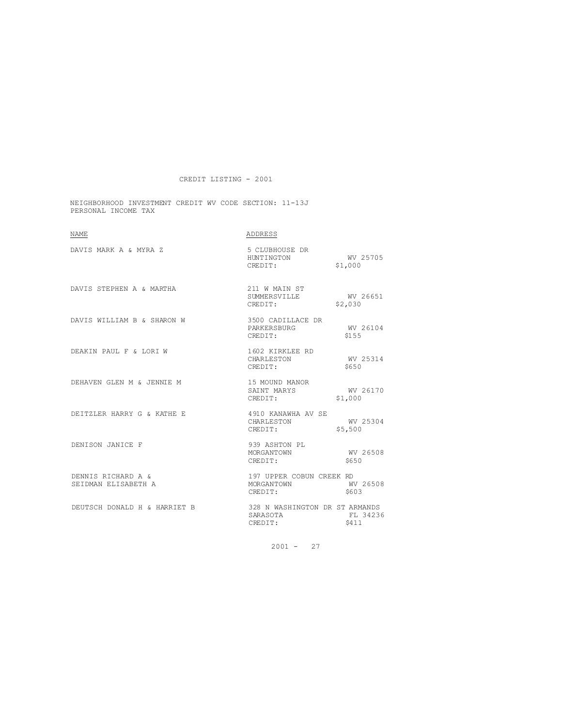CREDIT LISTING - 2001

NEIGHBORHOOD INVESTMENT CREDIT WV CODE SECTION: 11-13J
PERSONAL INCOME TAX

| NAME | ADDRESS |
| --- | --- |
| DAVIS MARK A & MYRA Z | 5 CLUBHOUSE DR<br>HUNTINGTON WV 25705<br>CREDIT: $1,000 |
| DAVIS STEPHEN A & MARTHA | 211 W MAIN ST<br>SUMMERSVILLE WV 26651<br>CREDIT: $2,030 |
| DAVIS WILLIAM B & SHARON W | 3500 CADILLACE DR<br>PARKERSBURG WV 26104<br>CREDIT: $155 |
| DEAKIN PAUL F & LORI W | 1602 KIRKLEE RD<br>CHARLESTON WV 25314<br>CREDIT: $650 |
| DEHAVEN GLEN M & JENNIE M | 15 MOUND MANOR<br>SAINT MARYS WV 26170<br>CREDIT: $1,000 |
| DEITZLER HARRY G & KATHE E | 4910 KANAWHA AV SE<br>CHARLESTON WV 25304<br>CREDIT: $5,500 |
| DENISON JANICE F | 939 ASHTON PL<br>MORGANTOWN WV 26508<br>CREDIT: $650 |
| DENNIS RICHARD A &<br>SEIDMAN ELISABETH A | 197 UPPER COBUN CREEK RD<br>MORGANTOWN WV 26508<br>CREDIT: $603 |
| DEUTSCH DONALD H & HARRIET B | 328 N WASHINGTON DR ST ARMANDS<br>SARASOTA FL 34236<br>CREDIT: $411 |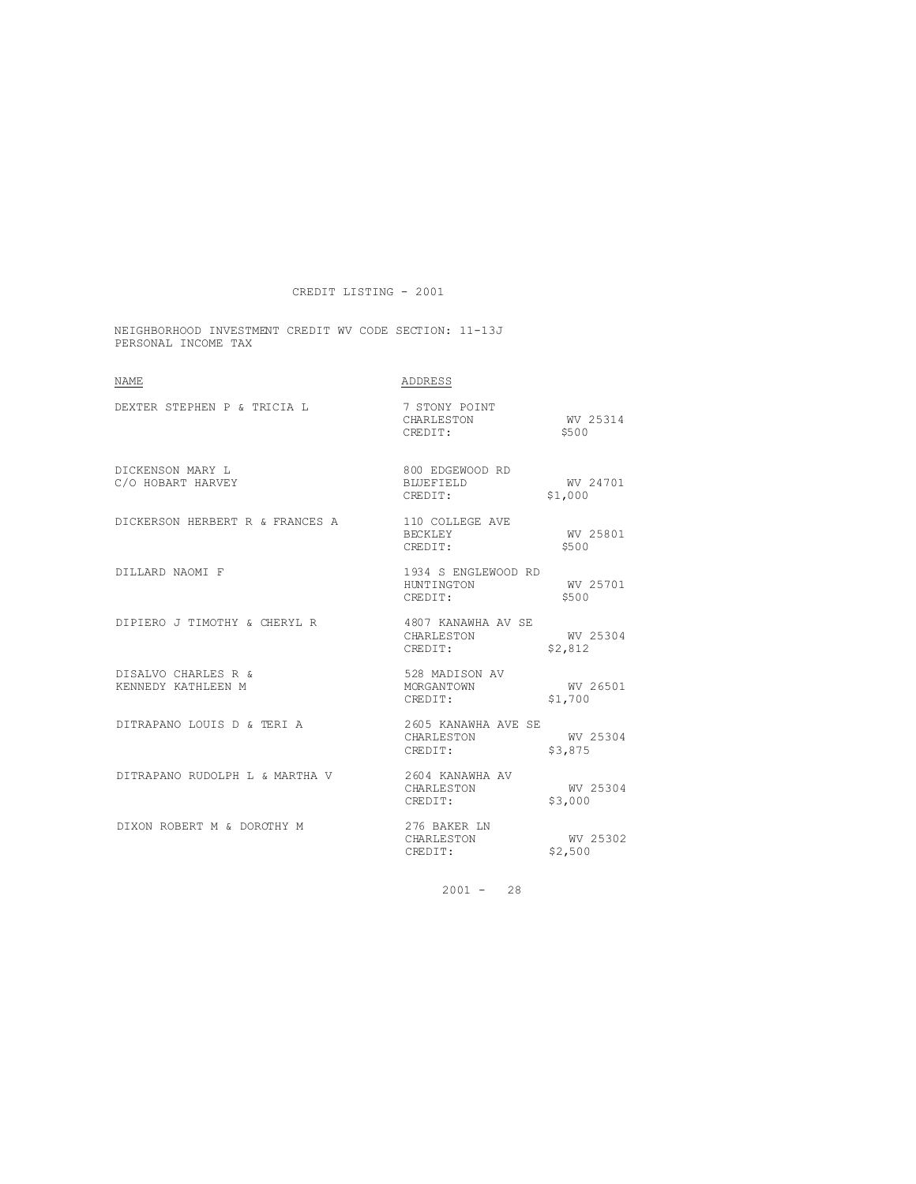CREDIT LISTING - 2001

NEIGHBORHOOD INVESTMENT CREDIT WV CODE SECTION: 11-13J
PERSONAL INCOME TAX

| NAME | ADDRESS | |
|---|---|---|
| DEXTER STEPHEN P & TRICIA L | 7 STONY POINT<br>CHARLESTON<br>CREDIT: | <br>WV 25314<br>$500 |
| DICKENSON MARY L<br>C/O HOBART HARVEY | 800 EDGEWOOD RD<br>BLUEFIELD<br>CREDIT: | <br>WV 24701<br>$1,000 |
| DICKERSON HERBERT R & FRANCES A | 110 COLLEGE AVE<br>BECKLEY<br>CREDIT: | <br>WV 25801<br>$500 |
| DILLARD NAOMI F | 1934 S ENGLEWOOD RD<br>HUNTINGTON<br>CREDIT: | <br>WV 25701<br>$500 |
| DIPIERO J TIMOTHY & CHERYL R | 4807 KANAWHA AV SE<br>CHARLESTON<br>CREDIT: | <br>WV 25304<br>$2,812 |
| DISALVO CHARLES R &<br>KENNEDY KATHLEEN M | 528 MADISON AV<br>MORGANTOWN<br>CREDIT: | <br>WV 26501<br>$1,700 |
| DITRAPANO LOUIS D & TERI A | 2605 KANAWHA AVE SE<br>CHARLESTON<br>CREDIT: | <br>WV 25304<br>$3,875 |
| DITRAPANO RUDOLPH L & MARTHA V | 2604 KANAWHA AV<br>CHARLESTON<br>CREDIT: | <br>WV 25304<br>$3,000 |
| DIXON ROBERT M & DOROTHY M | 276 BAKER LN<br>CHARLESTON<br>CREDIT: | <br>WV 25302<br>$2,500 |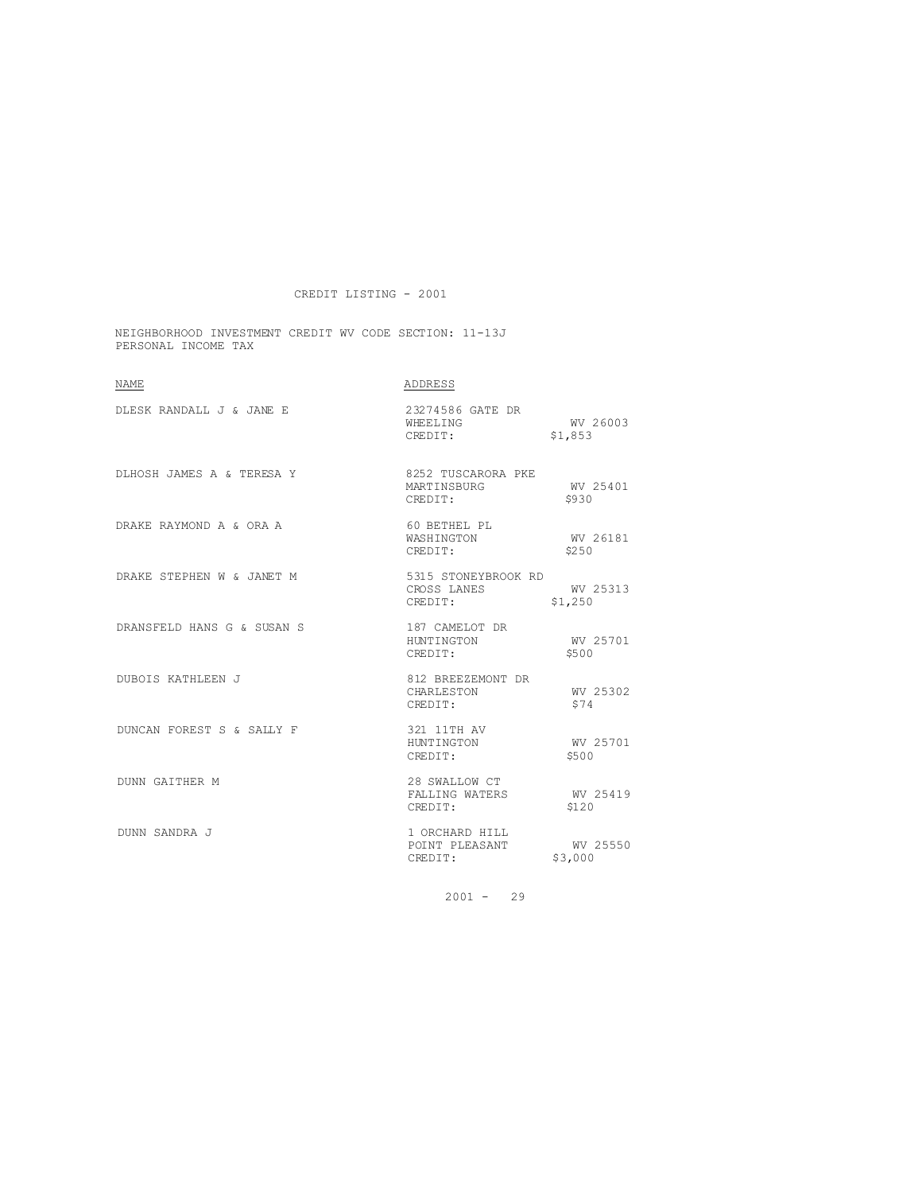CREDIT LISTING - 2001

NEIGHBORHOOD INVESTMENT CREDIT WV CODE SECTION: 11-13J
PERSONAL INCOME TAX

| NAME | ADDRESS | |
|---|---|---|
| DLESK RANDALL J & JANE E | 23274586 GATE DR | |
| | WHEELING | WV 26003 |
| | CREDIT: | $1,853 |
| DLHOSH JAMES A & TERESA Y | 8252 TUSCARORA PKE | |
| | MARTINSBURG | WV 25401 |
| | CREDIT: | $930 |
| DRAKE RAYMOND A & ORA A | 60 BETHEL PL | |
| | WASHINGTON | WV 26181 |
| | CREDIT: | $250 |
| DRAKE STEPHEN W & JANET M | 5315 STONEYBROOK RD | |
| | CROSS LANES | WV 25313 |
| | CREDIT: | $1,250 |
| DRANSFELD HANS G & SUSAN S | 187 CAMELOT DR | |
| | HUNTINGTON | WV 25701 |
| | CREDIT: | $500 |
| DUBOIS KATHLEEN J | 812 BREEZEMONT DR | |
| | CHARLESTON | WV 25302 |
| | CREDIT: | $74 |
| DUNCAN FOREST S & SALLY F | 321 11TH AV | |
| | HUNTINGTON | WV 25701 |
| | CREDIT: | $500 |
| DUNN GAITHER M | 28 SWALLOW CT | |
| | FALLING WATERS | WV 25419 |
| | CREDIT: | $120 |
| DUNN SANDRA J | 1 ORCHARD HILL | |
| | POINT PLEASANT | WV 25550 |
| | CREDIT: | $3,000 |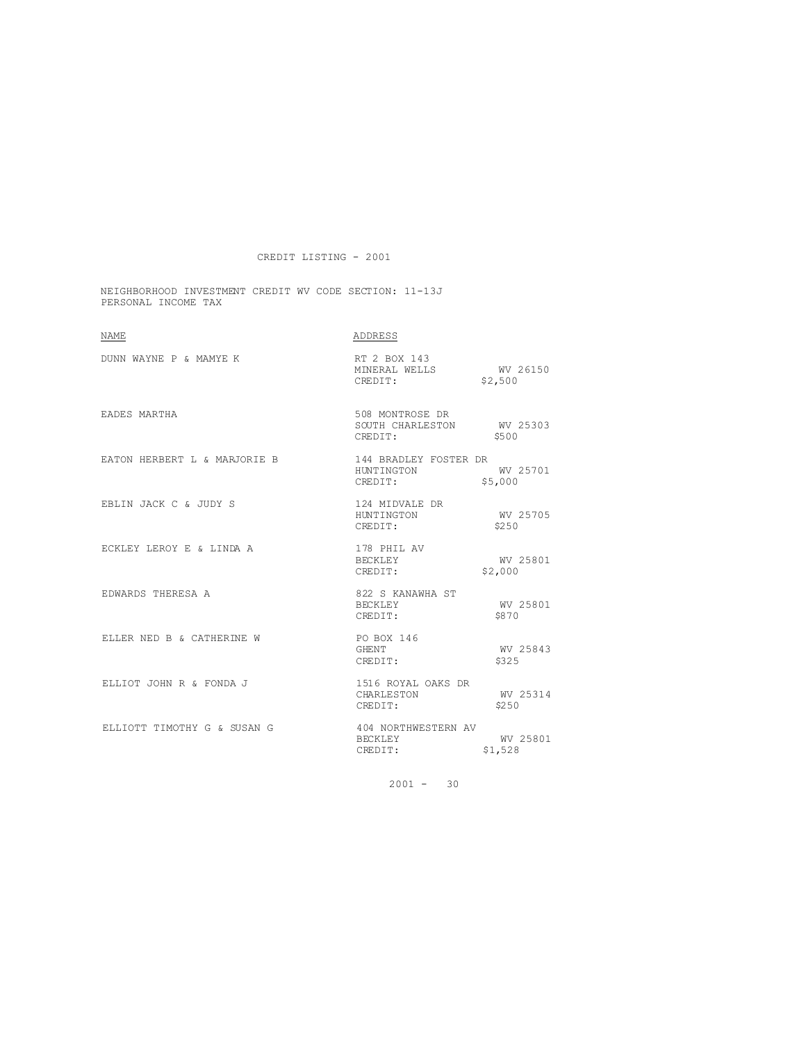CREDIT LISTING - 2001

NEIGHBORHOOD INVESTMENT CREDIT WV CODE SECTION: 11-13J
PERSONAL INCOME TAX

| NAME | ADDRESS |
| --- | --- |
| DUNN WAYNE P & MAMYE K | RT 2 BOX 143<br>MINERAL WELLS WV 26150<br>CREDIT: $2,500 |
| EADES MARTHA | 508 MONTROSE DR<br>SOUTH CHARLESTON WV 25303<br>CREDIT: $500 |
| EATON HERBERT L & MARJORIE B | 144 BRADLEY FOSTER DR<br>HUNTINGTON WV 25701<br>CREDIT: $5,000 |
| EBLIN JACK C & JUDY S | 124 MIDVALE DR<br>HUNTINGTON WV 25705<br>CREDIT: $250 |
| ECKLEY LEROY E & LINDA A | 178 PHIL AV<br>BECKLEY WV 25801<br>CREDIT: $2,000 |
| EDWARDS THERESA A | 822 S KANAWHA ST<br>BECKLEY WV 25801<br>CREDIT: $870 |
| ELLER NED B & CATHERINE W | PO BOX 146<br>GHENT WV 25843<br>CREDIT: $325 |
| ELLIOT JOHN R & FONDA J | 1516 ROYAL OAKS DR<br>CHARLESTON WV 25314<br>CREDIT: $250 |
| ELLIOTT TIMOTHY G & SUSAN G | 404 NORTHWESTERN AV<br>BECKLEY WV 25801<br>CREDIT: $1,528 |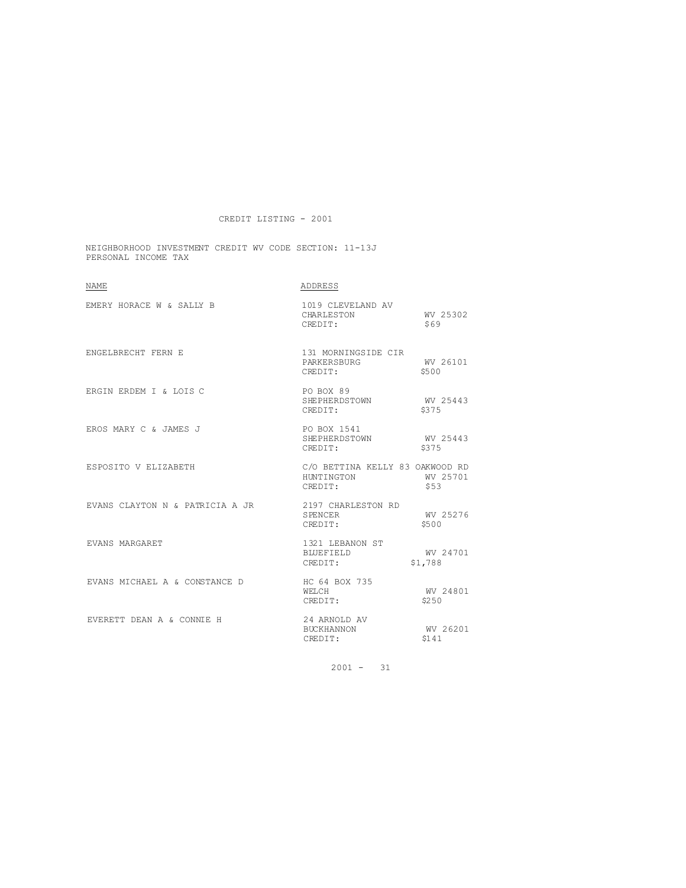CREDIT LISTING - 2001

NEIGHBORHOOD INVESTMENT CREDIT WV CODE SECTION: 11-13J
PERSONAL INCOME TAX

| NAME | ADDRESS |
| --- | --- |
| EMERY HORACE W & SALLY B | 1019 CLEVELAND AV<br>CHARLESTON WV 25302<br>CREDIT: $69 |
| ENGELBRECHT FERN E | 131 MORNINGSIDE CIR<br>PARKERSBURG WV 26101<br>CREDIT: $500 |
| ERGIN ERDEM I & LOIS C | PO BOX 89<br>SHEPHERDSTOWN WV 25443<br>CREDIT: $375 |
| EROS MARY C & JAMES J | PO BOX 1541<br>SHEPHERDSTOWN WV 25443<br>CREDIT: $375 |
| ESPOSITO V ELIZABETH | C/O BETTINA KELLY 83 OAKWOOD RD<br>HUNTINGTON WV 25701<br>CREDIT: $53 |
| EVANS CLAYTON N & PATRICIA A JR | 2197 CHARLESTON RD<br>SPENCER WV 25276<br>CREDIT: $500 |
| EVANS MARGARET | 1321 LEBANON ST<br>BLUEFIELD WV 24701<br>CREDIT: $1,788 |
| EVANS MICHAEL A & CONSTANCE D | HC 64 BOX 735<br>WELCH WV 24801<br>CREDIT: $250 |
| EVERETT DEAN A & CONNIE H | 24 ARNOLD AV<br>BUCKHANNON WV 26201<br>CREDIT: $141 |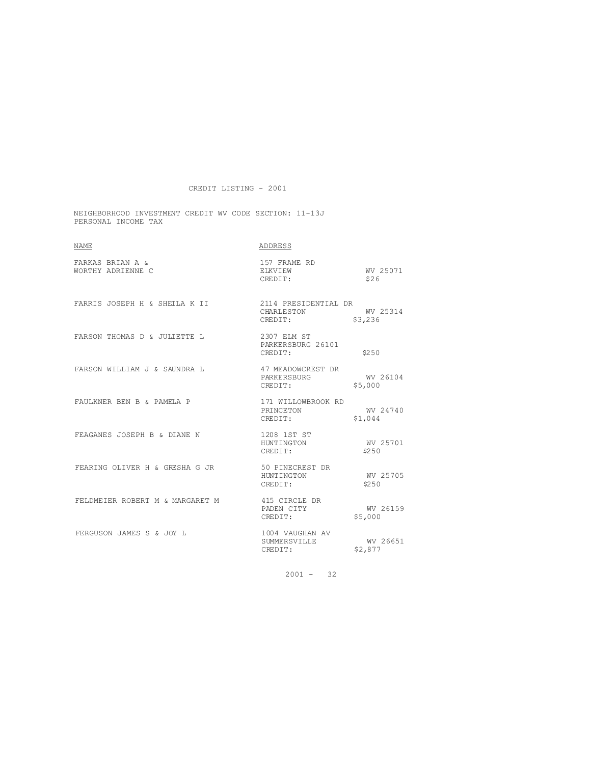CREDIT LISTING - 2001

NEIGHBORHOOD INVESTMENT CREDIT WV CODE SECTION: 11-13J
PERSONAL INCOME TAX

| NAME | ADDRESS | |
| --- | --- | --- |
| FARKAS BRIAN A & WORTHY ADRIENNE C | 157 FRAME RD<br>ELKVIEW<br>CREDIT: | WV 25071<br>$26 |
| FARRIS JOSEPH H & SHEILA K II | 2114 PRESIDENTIAL DR<br>CHARLESTON<br>CREDIT: | WV 25314<br>$3,236 |
| FARSON THOMAS D & JULIETTE L | 2307 ELM ST<br>PARKERSBURG 26101<br>CREDIT: | $250 |
| FARSON WILLIAM J & SAUNDRA L | 47 MEADOWCREST DR<br>PARKERSBURG<br>CREDIT: | WV 26104<br>$5,000 |
| FAULKNER BEN B & PAMELA P | 171 WILLOWBROOK RD<br>PRINCETON<br>CREDIT: | WV 24740<br>$1,044 |
| FEAGANES JOSEPH B & DIANE N | 1208 1ST ST<br>HUNTINGTON<br>CREDIT: | WV 25701<br>$250 |
| FEARING OLIVER H & GRESHA G JR | 50 PINECREST DR<br>HUNTINGTON<br>CREDIT: | WV 25705<br>$250 |
| FELDMEIER ROBERT M & MARGARET M | 415 CIRCLE DR<br>PADEN CITY<br>CREDIT: | WV 26159<br>$5,000 |
| FERGUSON JAMES S & JOY L | 1004 VAUGHAN AV<br>SUMMERSVILLE<br>CREDIT: | WV 26651<br>$2,877 |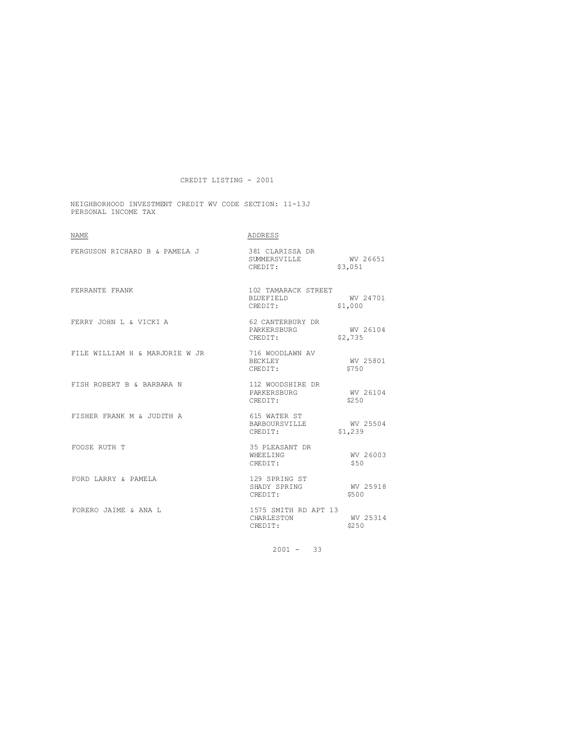CREDIT LISTING - 2001

NEIGHBORHOOD INVESTMENT CREDIT WV CODE SECTION: 11-13J
PERSONAL INCOME TAX

| NAME | ADDRESS |
| --- | --- |
| FERGUSON RICHARD B & PAMELA J | 381 CLARISSA DR<br>SUMMERSVILLE WV 26651<br>CREDIT: $3,051 |
| FERRANTE FRANK | 102 TAMARACK STREET<br>BLUEFIELD WV 24701<br>CREDIT: $1,000 |
| FERRY JOHN L & VICKI A | 62 CANTERBURY DR<br>PARKERSBURG WV 26104<br>CREDIT: $2,735 |
| FILE WILLIAM H & MARJORIE W JR | 716 WOODLAWN AV<br>BECKLEY WV 25801<br>CREDIT: $750 |
| FISH ROBERT B & BARBARA N | 112 WOODSHIRE DR<br>PARKERSBURG WV 26104<br>CREDIT: $250 |
| FISHER FRANK M & JUDITH A | 615 WATER ST<br>BARBOURSVILLE WV 25504<br>CREDIT: $1,239 |
| FOOSE RUTH T | 35 PLEASANT DR<br>WHEELING WV 26003<br>CREDIT: $50 |
| FORD LARRY & PAMELA | 129 SPRING ST<br>SHADY SPRING WV 25918<br>CREDIT: $500 |
| FORERO JAIME & ANA L | 1575 SMITH RD APT 13<br>CHARLESTON WV 25314<br>CREDIT: $250 |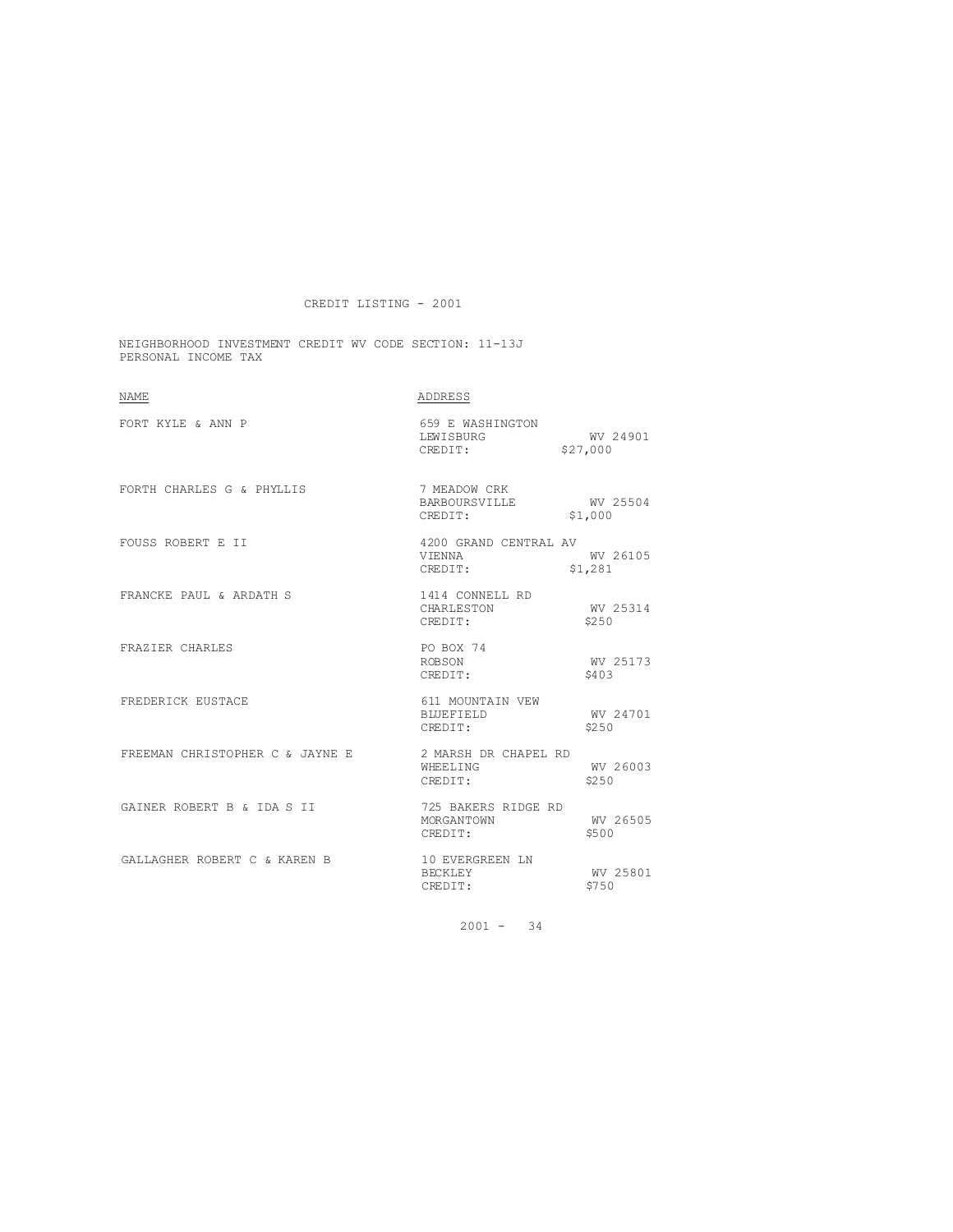# CREDIT LISTING - 2001

NEIGHBORHOOD INVESTMENT CREDIT WV CODE SECTION: 11-13J
PERSONAL INCOME TAX

| NAME | ADDRESS |
|---|---|
| FORT KYLE & ANN P | 659 E WASHINGTON<br>LEWISBURG WV 24901<br>CREDIT: $27,000 |
| FORTH CHARLES G & PHYLLIS | 7 MEADOW CRK<br>BARBOURSVILLE WV 25504<br>CREDIT: $1,000 |
| FOUSS ROBERT E II | 4200 GRAND CENTRAL AV<br>VIENNA WV 26105<br>CREDIT: $1,281 |
| FRANCKE PAUL & ARDATH S | 1414 CONNELL RD<br>CHARLESTON WV 25314<br>CREDIT: $250 |
| FRAZIER CHARLES | PO BOX 74<br>ROBSON WV 25173<br>CREDIT: $403 |
| FREDERICK EUSTACE | 611 MOUNTAIN VEW<br>BLUEFIELD WV 24701<br>CREDIT: $250 |
| FREEMAN CHRISTOPHER C & JAYNE E | 2 MARSH DR CHAPEL RD<br>WHEELING WV 26003<br>CREDIT: $250 |
| GAINER ROBERT B & IDA S II | 725 BAKERS RIDGE RD<br>MORGANTOWN WV 26505<br>CREDIT: $500 |
| GALLAGHER ROBERT C & KAREN B | 10 EVERGREEN LN<br>BECKLEY WV 25801<br>CREDIT: $750 |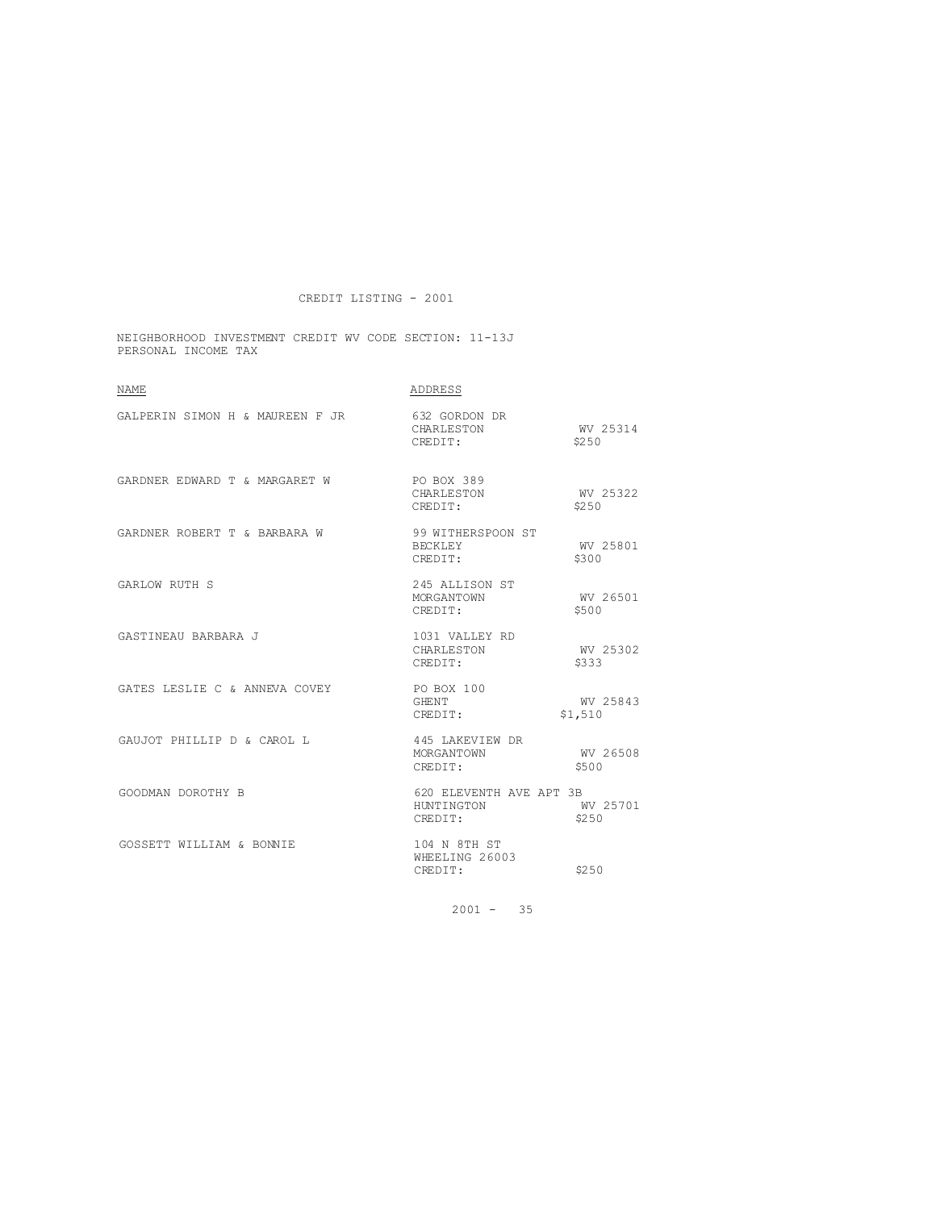CREDIT LISTING - 2001

NEIGHBORHOOD INVESTMENT CREDIT WV CODE SECTION: 11-13J
PERSONAL INCOME TAX

| NAME | ADDRESS | |
|---|---|---|
| GALPERIN SIMON H & MAUREEN F JR | 632 GORDON DR<br>CHARLESTON<br>CREDIT: | <br>WV 25314<br>$250 |
| GARDNER EDWARD T & MARGARET W | PO BOX 389<br>CHARLESTON<br>CREDIT: | <br>WV 25322<br>$250 |
| GARDNER ROBERT T & BARBARA W | 99 WITHERSPOON ST<br>BECKLEY<br>CREDIT: | <br>WV 25801<br>$300 |
| GARLOW RUTH S | 245 ALLISON ST<br>MORGANTOWN<br>CREDIT: | <br>WV 26501<br>$500 |
| GASTINEAU BARBARA J | 1031 VALLEY RD<br>CHARLESTON<br>CREDIT: | <br>WV 25302<br>$333 |
| GATES LESLIE C & ANNEVA COVEY | PO BOX 100<br>GHENT<br>CREDIT: | <br>WV 25843<br>$1,510 |
| GAUJOT PHILLIP D & CAROL L | 445 LAKEVIEW DR<br>MORGANTOWN<br>CREDIT: | <br>WV 26508<br>$500 |
| GOODMAN DOROTHY B | 620 ELEVENTH AVE APT 3B<br>HUNTINGTON<br>CREDIT: | <br>WV 25701<br>$250 |
| GOSSETT WILLIAM & BONNIE | 104 N 8TH ST<br>WHEELING 26003<br>CREDIT: | <br><br>$250 |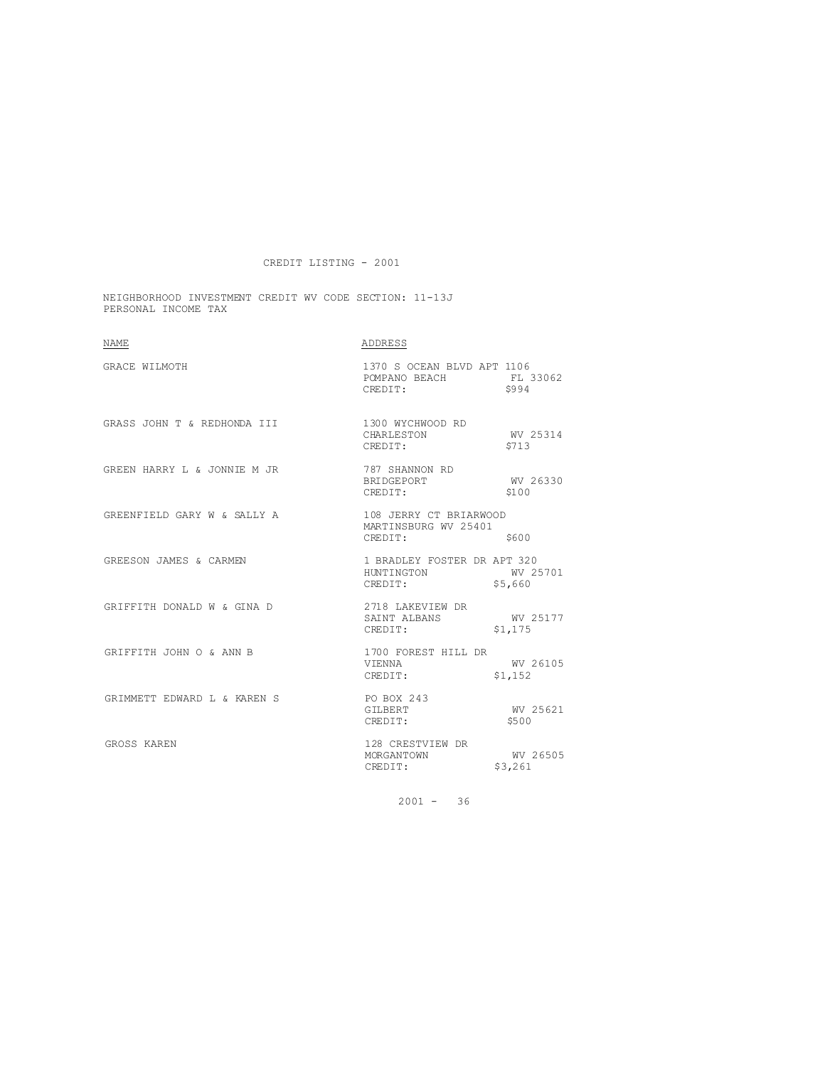# CREDIT LISTING - 2001

NEIGHBORHOOD INVESTMENT CREDIT WV CODE SECTION: 11-13J
PERSONAL INCOME TAX

| NAME | ADDRESS |
| --- | --- |
| GRACE WILMOTH | 1370 S OCEAN BLVD APT 1106<br>POMPANO BEACH FL 33062<br>CREDIT: $994 |
| GRASS JOHN T & REDHONDA III | 1300 WYCHWOOD RD<br>CHARLESTON WV 25314<br>CREDIT: $713 |
| GREEN HARRY L & JONNIE M JR | 787 SHANNON RD<br>BRIDGEPORT WV 26330<br>CREDIT: $100 |
| GREENFIELD GARY W & SALLY A | 108 JERRY CT BRIARWOOD<br>MARTINSBURG WV 25401<br>CREDIT: $600 |
| GREESON JAMES & CARMEN | 1 BRADLEY FOSTER DR APT 320<br>HUNTINGTON WV 25701<br>CREDIT: $5,660 |
| GRIFFITH DONALD W & GINA D | 2718 LAKEVIEW DR<br>SAINT ALBANS WV 25177<br>CREDIT: $1,175 |
| GRIFFITH JOHN O & ANN B | 1700 FOREST HILL DR<br>VIENNA WV 26105<br>CREDIT: $1,152 |
| GRIMMETT EDWARD L & KAREN S | PO BOX 243<br>GILBERT WV 25621<br>CREDIT: $500 |
| GROSS KAREN | 128 CRESTVIEW DR<br>MORGANTOWN WV 26505<br>CREDIT: $3,261 |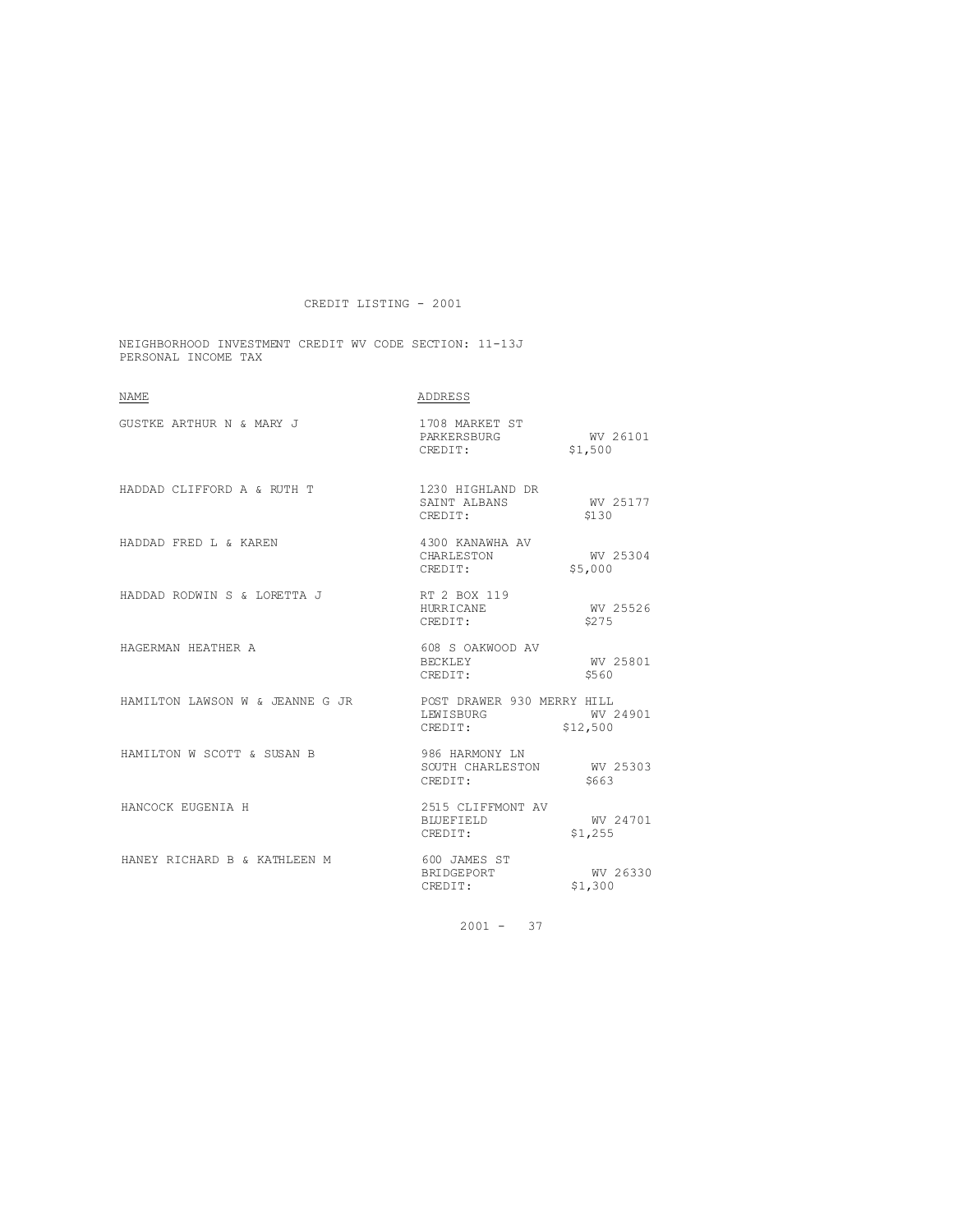CREDIT LISTING - 2001

NEIGHBORHOOD INVESTMENT CREDIT WV CODE SECTION: 11-13J
PERSONAL INCOME TAX

| NAME | ADDRESS |
| --- | --- |
| GUSTKE ARTHUR N & MARY J | 1708 MARKET ST<br>PARKERSBURG WV 26101<br>CREDIT: $1,500 |
| HADDAD CLIFFORD A & RUTH T | 1230 HIGHLAND DR<br>SAINT ALBANS WV 25177<br>CREDIT: $130 |
| HADDAD FRED L & KAREN | 4300 KANAWHA AV<br>CHARLESTON WV 25304<br>CREDIT: $5,000 |
| HADDAD RODWIN S & LORETTA J | RT 2 BOX 119<br>HURRICANE WV 25526<br>CREDIT: $275 |
| HAGERMAN HEATHER A | 608 S OAKWOOD AV<br>BECKLEY WV 25801<br>CREDIT: $560 |
| HAMILTON LAWSON W & JEANNE G JR | POST DRAWER 930 MERRY HILL<br>LEWISBURG WV 24901<br>CREDIT: $12,500 |
| HAMILTON W SCOTT & SUSAN B | 986 HARMONY LN<br>SOUTH CHARLESTON WV 25303<br>CREDIT: $663 |
| HANCOCK EUGENIA H | 2515 CLIFFMONT AV<br>BLUEFIELD WV 24701<br>CREDIT: $1,255 |
| HANEY RICHARD B & KATHLEEN M | 600 JAMES ST<br>BRIDGEPORT WV 26330<br>CREDIT: $1,300 |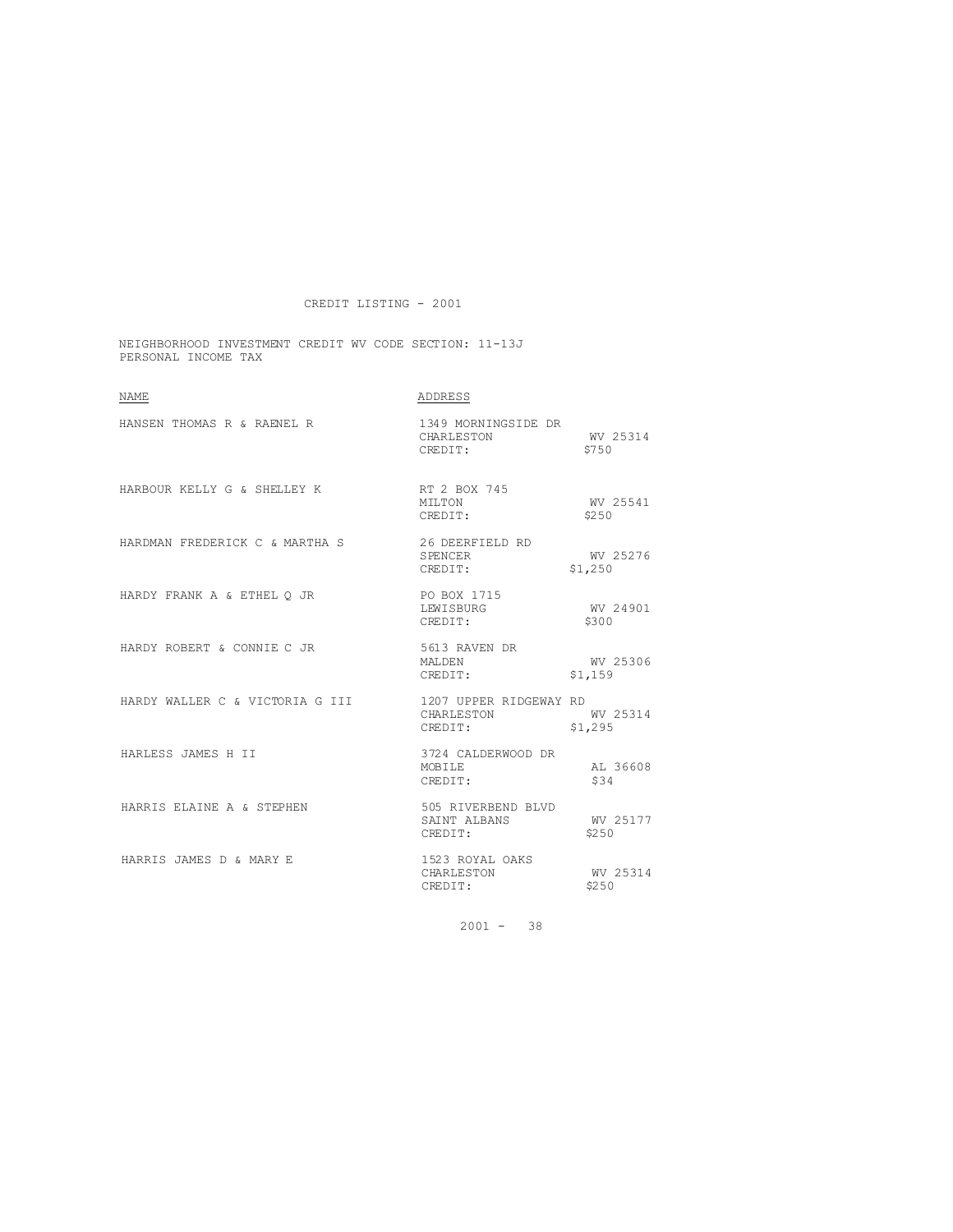CREDIT LISTING - 2001

NEIGHBORHOOD INVESTMENT CREDIT WV CODE SECTION: 11-13J
PERSONAL INCOME TAX

| NAME | ADDRESS | |
|---|---|---|
| HANSEN THOMAS R & RAENEL R | 1349 MORNINGSIDE DR | |
| | CHARLESTON | WV 25314 |
| | CREDIT: | $750 |
| HARBOUR KELLY G & SHELLEY K | RT 2 BOX 745 | |
| | MILTON | WV 25541 |
| | CREDIT: | $250 |
| HARDMAN FREDERICK C & MARTHA S | 26 DEERFIELD RD | |
| | SPENCER | WV 25276 |
| | CREDIT: | $1,250 |
| HARDY FRANK A & ETHEL Q JR | PO BOX 1715 | |
| | LEWISBURG | WV 24901 |
| | CREDIT: | $300 |
| HARDY ROBERT & CONNIE C JR | 5613 RAVEN DR | |
| | MALDEN | WV 25306 |
| | CREDIT: | $1,159 |
| HARDY WALLER C & VICTORIA G III | 1207 UPPER RIDGEWAY RD | |
| | CHARLESTON | WV 25314 |
| | CREDIT: | $1,295 |
| HARLESS JAMES H II | 3724 CALDERWOOD DR | |
| | MOBILE | AL 36608 |
| | CREDIT: | $34 |
| HARRIS ELAINE A & STEPHEN | 505 RIVERBEND BLVD | |
| | SAINT ALBANS | WV 25177 |
| | CREDIT: | $250 |
| HARRIS JAMES D & MARY E | 1523 ROYAL OAKS | |
| | CHARLESTON | WV 25314 |
| | CREDIT: | $250 |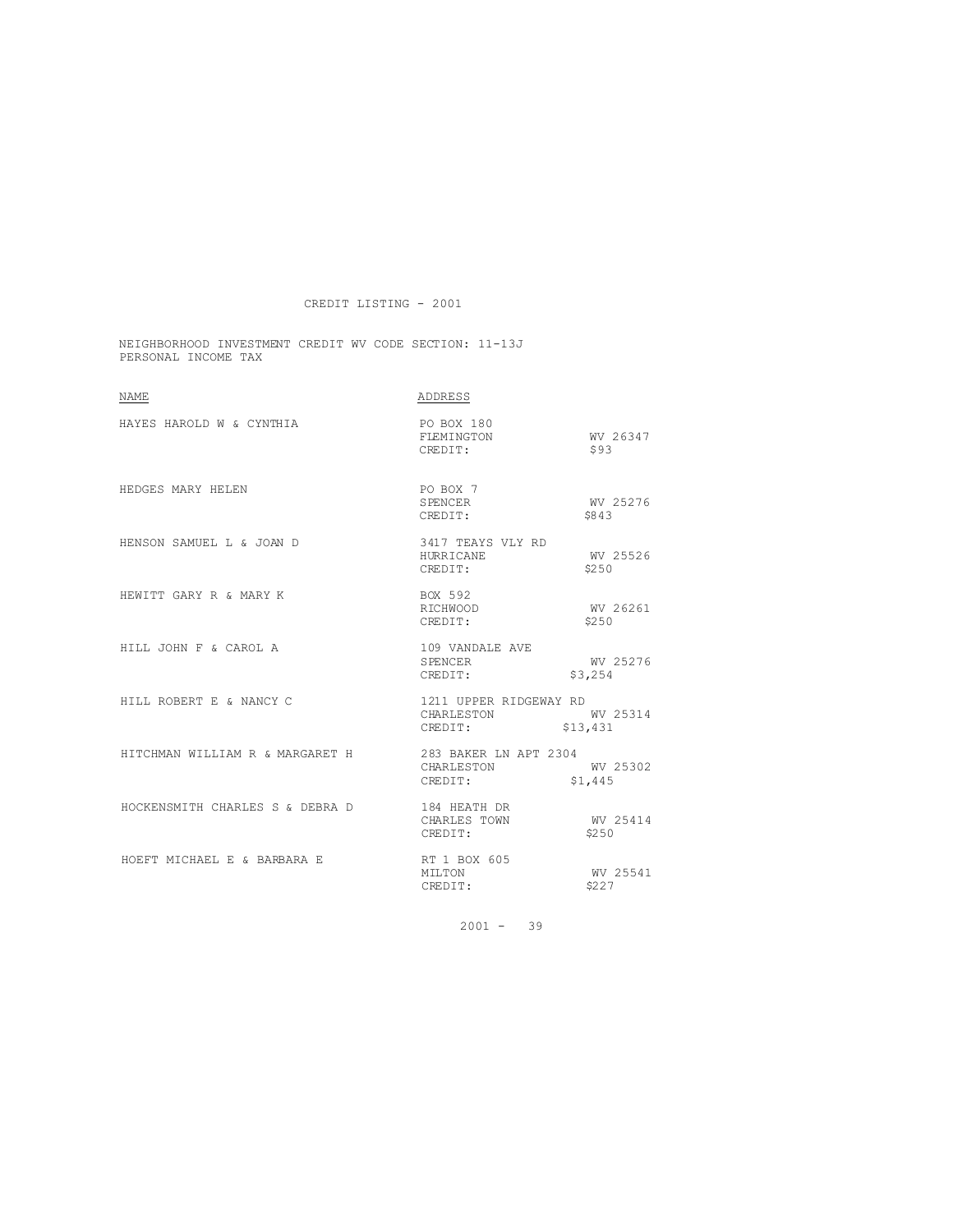CREDIT LISTING - 2001

NEIGHBORHOOD INVESTMENT CREDIT WV CODE SECTION: 11-13J
PERSONAL INCOME TAX

| NAME | ADDRESS |
| --- | --- |
| HAYES HAROLD W & CYNTHIA | PO BOX 180<br>FLEMINGTON WV 26347<br>CREDIT: $93 |
| HEDGES MARY HELEN | PO BOX 7<br>SPENCER WV 25276<br>CREDIT: $843 |
| HENSON SAMUEL L & JOAN D | 3417 TEAYS VLY RD<br>HURRICANE WV 25526<br>CREDIT: $250 |
| HEWITT GARY R & MARY K | BOX 592<br>RICHWOOD WV 26261<br>CREDIT: $250 |
| HILL JOHN F & CAROL A | 109 VANDALE AVE<br>SPENCER WV 25276<br>CREDIT: $3,254 |
| HILL ROBERT E & NANCY C | 1211 UPPER RIDGEWAY RD<br>CHARLESTON WV 25314<br>CREDIT: $13,431 |
| HITCHMAN WILLIAM R & MARGARET H | 283 BAKER LN APT 2304<br>CHARLESTON WV 25302<br>CREDIT: $1,445 |
| HOCKENSMITH CHARLES S & DEBRA D | 184 HEATH DR<br>CHARLES TOWN WV 25414<br>CREDIT: $250 |
| HOEFT MICHAEL E & BARBARA E | RT 1 BOX 605<br>MILTON WV 25541<br>CREDIT: $227 |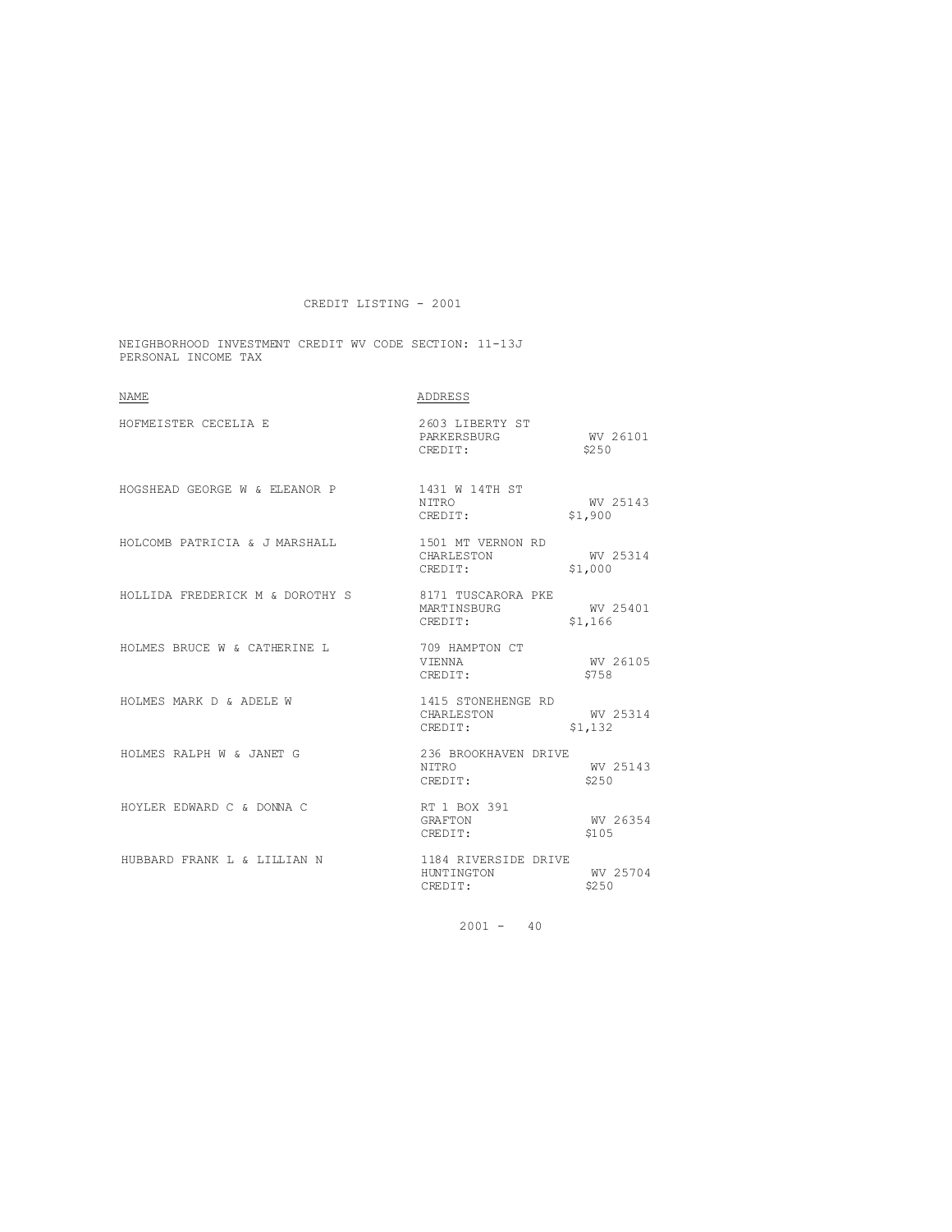CREDIT LISTING - 2001

NEIGHBORHOOD INVESTMENT CREDIT WV CODE SECTION: 11-13J
PERSONAL INCOME TAX

| NAME | ADDRESS |
| --- | --- |
| HOFMEISTER CECELIA E | 2603 LIBERTY ST<br>PARKERSBURG WV 26101<br>CREDIT: $250 |
| HOGSHEAD GEORGE W & ELEANOR P | 1431 W 14TH ST<br>NITRO WV 25143<br>CREDIT: $1,900 |
| HOLCOMB PATRICIA & J MARSHALL | 1501 MT VERNON RD<br>CHARLESTON WV 25314<br>CREDIT: $1,000 |
| HOLLIDA FREDERICK M & DOROTHY S | 8171 TUSCARORA PKE<br>MARTINSBURG WV 25401<br>CREDIT: $1,166 |
| HOLMES BRUCE W & CATHERINE L | 709 HAMPTON CT<br>VIENNA WV 26105<br>CREDIT: $758 |
| HOLMES MARK D & ADELE W | 1415 STONEHENGE RD<br>CHARLESTON WV 25314<br>CREDIT: $1,132 |
| HOLMES RALPH W & JANET G | 236 BROOKHAVEN DRIVE<br>NITRO WV 25143<br>CREDIT: $250 |
| HOYLER EDWARD C & DONNA C | RT 1 BOX 391<br>GRAFTON WV 26354<br>CREDIT: $105 |
| HUBBARD FRANK L & LILLIAN N | 1184 RIVERSIDE DRIVE<br>HUNTINGTON WV 25704<br>CREDIT: $250 |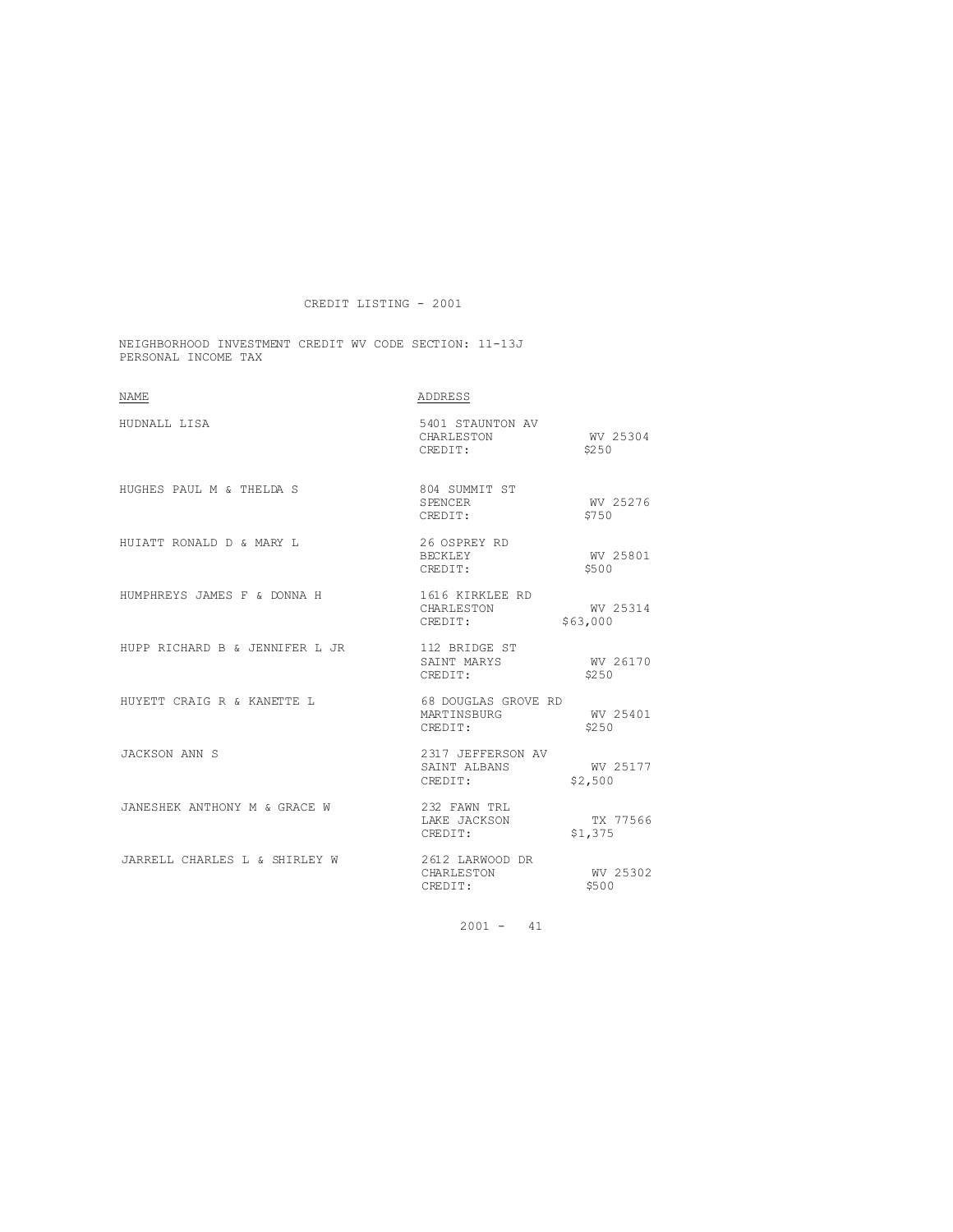CREDIT LISTING - 2001

NEIGHBORHOOD INVESTMENT CREDIT WV CODE SECTION: 11-13J
PERSONAL INCOME TAX

| NAME | ADDRESS |
|---|---|
| HUDNALL LISA | 5401 STAUNTON AV<br>CHARLESTON WV 25304<br>CREDIT: $250 |
| HUGHES PAUL M & THELDA S | 804 SUMMIT ST<br>SPENCER WV 25276<br>CREDIT: $750 |
| HUIATT RONALD D & MARY L | 26 OSPREY RD<br>BECKLEY WV 25801<br>CREDIT: $500 |
| HUMPHREYS JAMES F & DONNA H | 1616 KIRKLEE RD<br>CHARLESTON WV 25314<br>CREDIT: $63,000 |
| HUPP RICHARD B & JENNIFER L JR | 112 BRIDGE ST<br>SAINT MARYS WV 26170<br>CREDIT: $250 |
| HUYETT CRAIG R & KANETTE L | 68 DOUGLAS GROVE RD<br>MARTINSBURG WV 25401<br>CREDIT: $250 |
| JACKSON ANN S | 2317 JEFFERSON AV<br>SAINT ALBANS WV 25177<br>CREDIT: $2,500 |
| JANESHEK ANTHONY M & GRACE W | 232 FAWN TRL<br>LAKE JACKSON TX 77566<br>CREDIT: $1,375 |
| JARRELL CHARLES L & SHIRLEY W | 2612 LARWOOD DR<br>CHARLESTON WV 25302<br>CREDIT: $500 |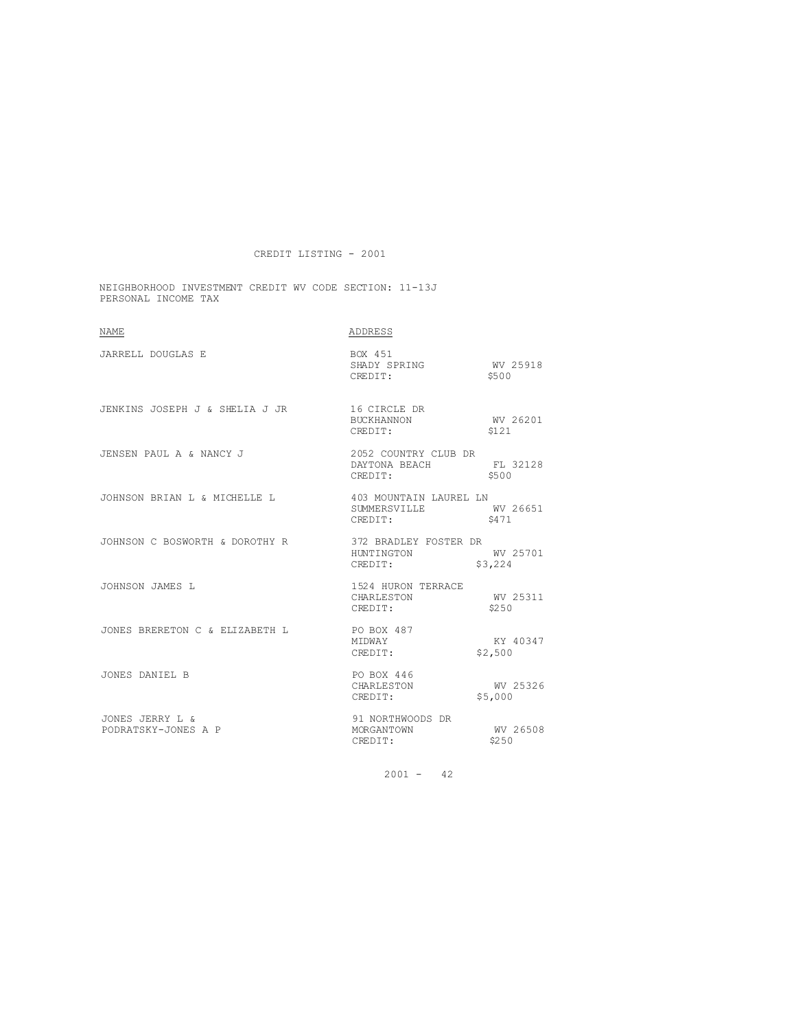CREDIT LISTING - 2001

NEIGHBORHOOD INVESTMENT CREDIT WV CODE SECTION: 11-13J
PERSONAL INCOME TAX

| NAME | ADDRESS |
|---|---|
| JARRELL DOUGLAS E | BOX 451<br>SHADY SPRING WV 25918<br>CREDIT: $500 |
| JENKINS JOSEPH J & SHELIA J JR | 16 CIRCLE DR<br>BUCKHANNON WV 26201<br>CREDIT: $121 |
| JENSEN PAUL A & NANCY J | 2052 COUNTRY CLUB DR<br>DAYTONA BEACH FL 32128<br>CREDIT: $500 |
| JOHNSON BRIAN L & MICHELLE L | 403 MOUNTAIN LAUREL LN<br>SUMMERSVILLE WV 26651<br>CREDIT: $471 |
| JOHNSON C BOSWORTH & DOROTHY R | 372 BRADLEY FOSTER DR<br>HUNTINGTON WV 25701<br>CREDIT: $3,224 |
| JOHNSON JAMES L | 1524 HURON TERRACE<br>CHARLESTON WV 25311<br>CREDIT: $250 |
| JONES BRERETON C & ELIZABETH L | PO BOX 487<br>MIDWAY KY 40347<br>CREDIT: $2,500 |
| JONES DANIEL B | PO BOX 446<br>CHARLESTON WV 25326<br>CREDIT: $5,000 |
| JONES JERRY L &<br>PODRATSKY-JONES A P | 91 NORTHWOODS DR<br>MORGANTOWN WV 26508<br>CREDIT: $250 |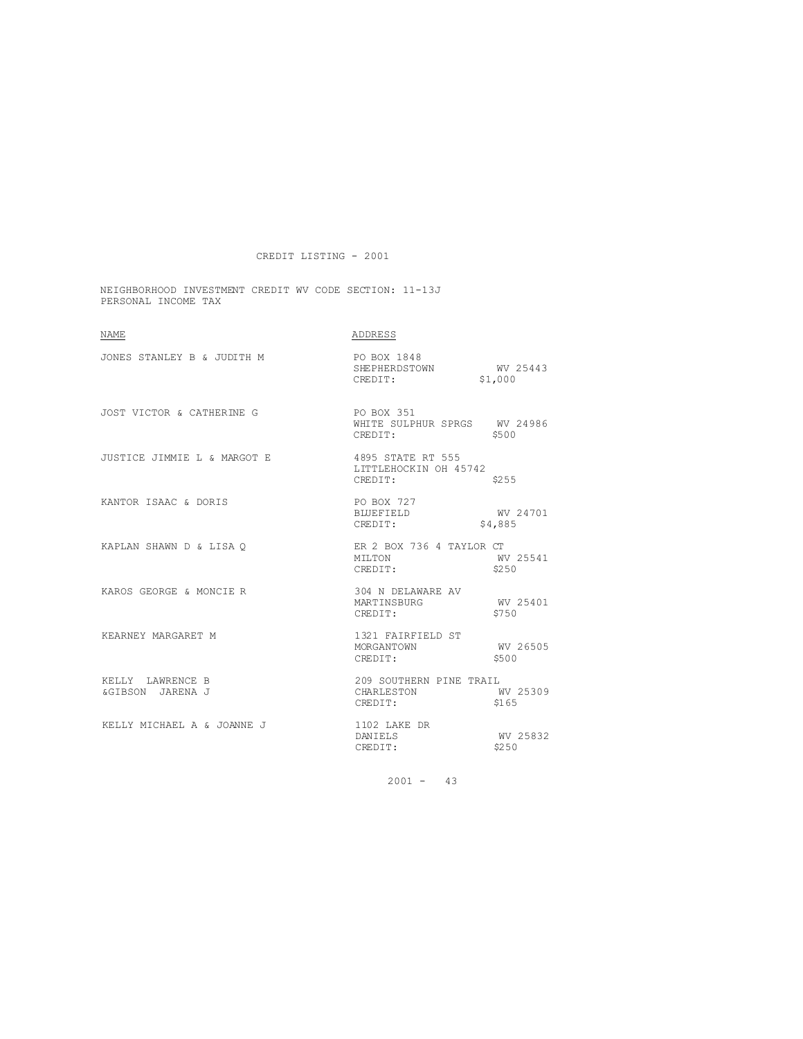CREDIT LISTING - 2001

NEIGHBORHOOD INVESTMENT CREDIT WV CODE SECTION: 11-13J
PERSONAL INCOME TAX

| NAME | ADDRESS |
|---|---|
| JONES STANLEY B & JUDITH M | PO BOX 1848<br>SHEPHERDSTOWN WV 25443<br>CREDIT: $1,000 |
| JOST VICTOR & CATHERINE G | PO BOX 351<br>WHITE SULPHUR SPRGS WV 24986<br>CREDIT: $500 |
| JUSTICE JIMMIE L & MARGOT E | 4895 STATE RT 555<br>LITTLEHOCKIN OH 45742<br>CREDIT: $255 |
| KANTOR ISAAC & DORIS | PO BOX 727<br>BLUEFIELD WV 24701<br>CREDIT: $4,885 |
| KAPLAN SHAWN D & LISA Q | ER 2 BOX 736 4 TAYLOR CT<br>MILTON WV 25541<br>CREDIT: $250 |
| KAROS GEORGE & MONCIE R | 304 N DELAWARE AV<br>MARTINSBURG WV 25401<br>CREDIT: $750 |
| KEARNEY MARGARET M | 1321 FAIRFIELD ST<br>MORGANTOWN WV 26505<br>CREDIT: $500 |
| KELLY LAWRENCE B<br>&GIBSON JARENA J | 209 SOUTHERN PINE TRAIL<br>CHARLESTON WV 25309<br>CREDIT: $165 |
| KELLY MICHAEL A & JOANNE J | 1102 LAKE DR<br>DANIELS WV 25832<br>CREDIT: $250 |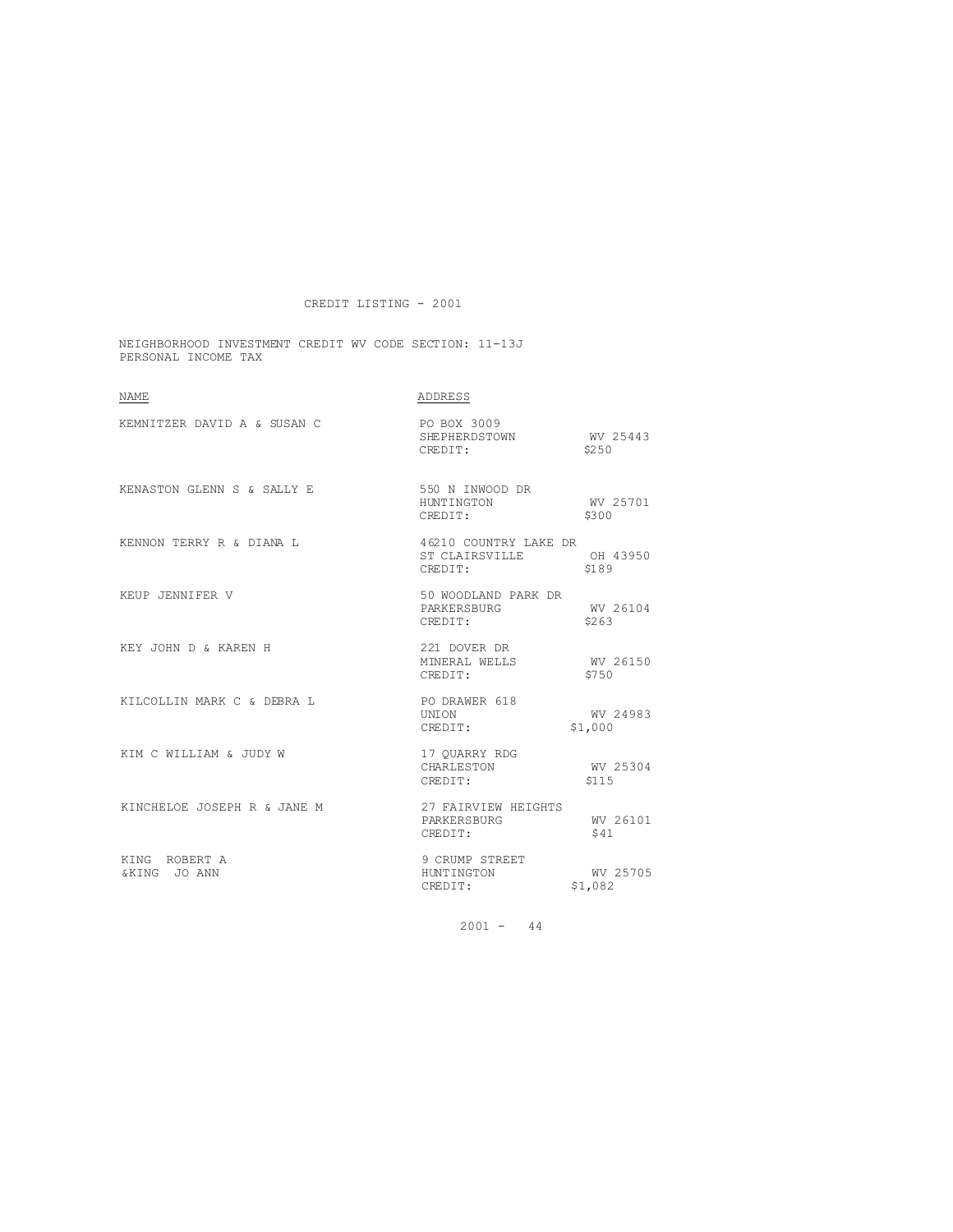CREDIT LISTING - 2001

NEIGHBORHOOD INVESTMENT CREDIT WV CODE SECTION: 11-13J
PERSONAL INCOME TAX

| NAME | ADDRESS | | |
|---|---|---|---|
| KEMNITZER DAVID A & SUSAN C | PO BOX 3009<br>SHEPHERDSTOWN | WV 25443 | CREDIT: $250 |
| KENASTON GLENN S & SALLY E | 550 N INWOOD DR<br>HUNTINGTON | WV 25701 | CREDIT: $300 |
| KENNON TERRY R & DIANA L | 46210 COUNTRY LAKE DR<br>ST CLAIRSVILLE | OH 43950 | CREDIT: $189 |
| KEUP JENNIFER V | 50 WOODLAND PARK DR<br>PARKERSBURG | WV 26104 | CREDIT: $263 |
| KEY JOHN D & KAREN H | 221 DOVER DR<br>MINERAL WELLS | WV 26150 | CREDIT: $750 |
| KILCOLLIN MARK C & DEBRA L | PO DRAWER 618<br>UNION | WV 24983 | CREDIT: $1,000 |
| KIM C WILLIAM & JUDY W | 17 QUARRY RDG<br>CHARLESTON | WV 25304 | CREDIT: $115 |
| KINCHELOE JOSEPH R & JANE M | 27 FAIRVIEW HEIGHTS<br>PARKERSBURG | WV 26101 | CREDIT: $41 |
| KING ROBERT A<br>&KING JO ANN | 9 CRUMP STREET<br>HUNTINGTON | WV 25705 | CREDIT: $1,082 |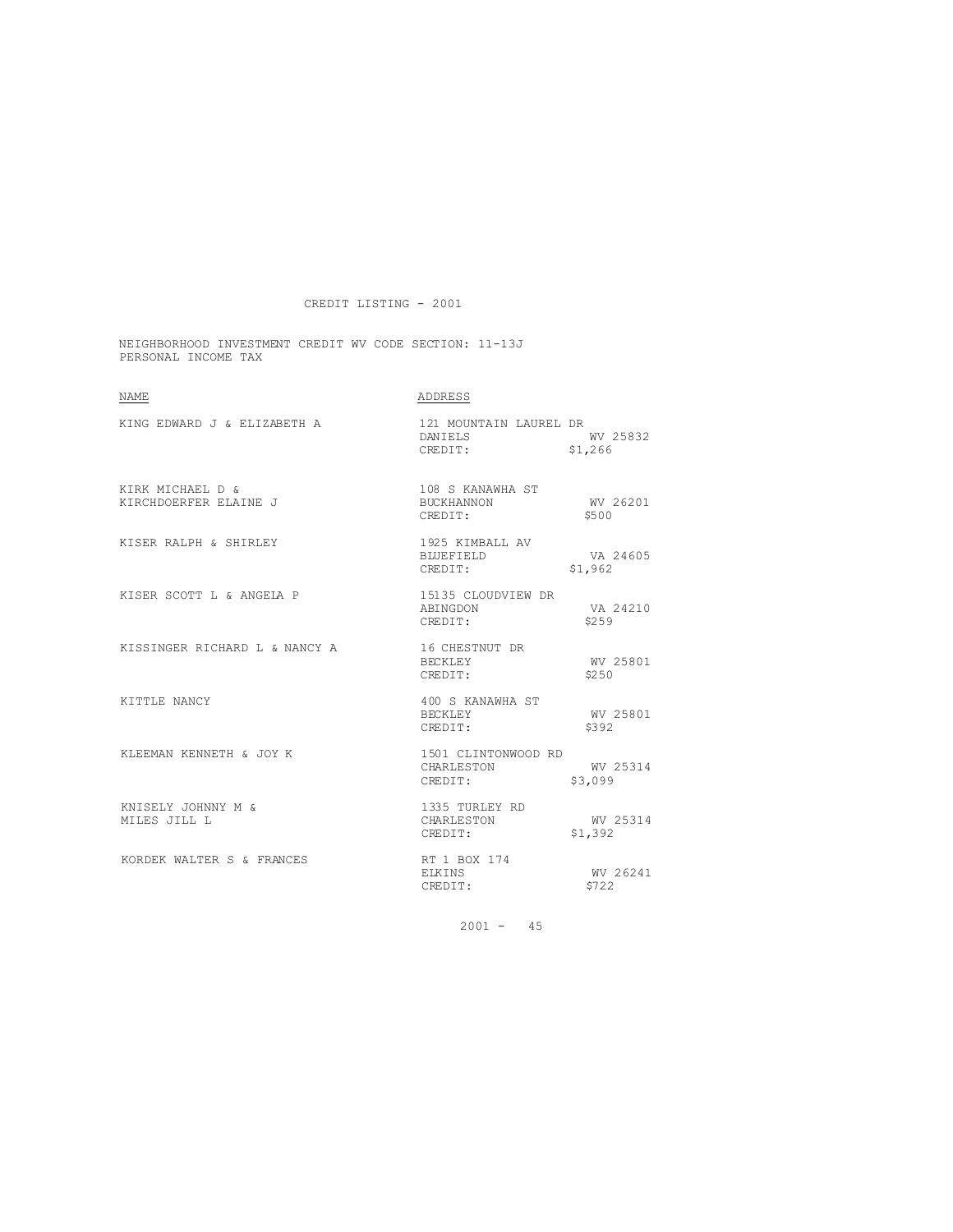CREDIT LISTING - 2001

NEIGHBORHOOD INVESTMENT CREDIT WV CODE SECTION: 11-13J
PERSONAL INCOME TAX

| NAME | ADDRESS |
| --- | --- |
| KING EDWARD J & ELIZABETH A | 121 MOUNTAIN LAUREL DR<br>DANIELS WV 25832<br>CREDIT: $1,266 |
| KIRK MICHAEL D &<br>KIRCHDOERFER ELAINE J | 108 S KANAWHA ST<br>BUCKHANNON WV 26201<br>CREDIT: $500 |
| KISER RALPH & SHIRLEY | 1925 KIMBALL AV<br>BLUEFIELD VA 24605<br>CREDIT: $1,962 |
| KISER SCOTT L & ANGELA P | 15135 CLOUDVIEW DR<br>ABINGDON VA 24210<br>CREDIT: $259 |
| KISSINGER RICHARD L & NANCY A | 16 CHESTNUT DR<br>BECKLEY WV 25801<br>CREDIT: $250 |
| KITTLE NANCY | 400 S KANAWHA ST<br>BECKLEY WV 25801<br>CREDIT: $392 |
| KLEEMAN KENNETH & JOY K | 1501 CLINTONWOOD RD<br>CHARLESTON WV 25314<br>CREDIT: $3,099 |
| KNISELY JOHNNY M &<br>MILES JILL L | 1335 TURLEY RD<br>CHARLESTON WV 25314<br>CREDIT: $1,392 |
| KORDEK WALTER S & FRANCES | RT 1 BOX 174<br>ELKINS WV 26241<br>CREDIT: $722 |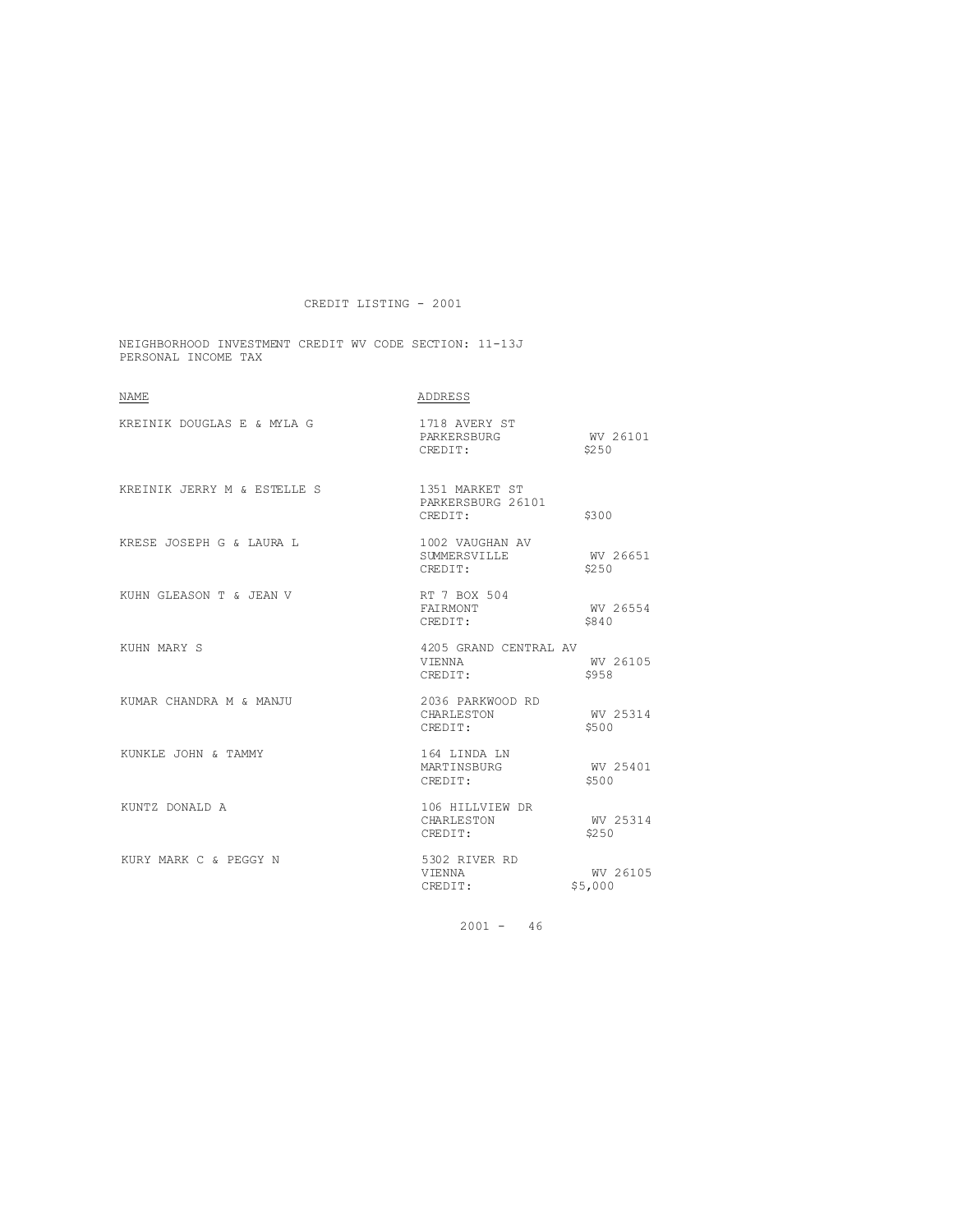CREDIT LISTING - 2001

NEIGHBORHOOD INVESTMENT CREDIT WV CODE SECTION: 11-13J
PERSONAL INCOME TAX

| NAME | ADDRESS | |
|---|---|---|
| KREINIK DOUGLAS E & MYLA G | 1718 AVERY ST<br>PARKERSBURG<br>CREDIT: | <br>WV 26101<br>$250 |
| KREINIK JERRY M & ESTELLE S | 1351 MARKET ST<br>PARKERSBURG 26101<br>CREDIT: | <br><br>$300 |
| KRESE JOSEPH G & LAURA L | 1002 VAUGHAN AV<br>SUMMERSVILLE<br>CREDIT: | <br>WV 26651<br>$250 |
| KUHN GLEASON T & JEAN V | RT 7 BOX 504<br>FAIRMONT<br>CREDIT: | <br>WV 26554<br>$840 |
| KUHN MARY S | 4205 GRAND CENTRAL AV<br>VIENNA<br>CREDIT: | <br>WV 26105<br>$958 |
| KUMAR CHANDRA M & MANJU | 2036 PARKWOOD RD<br>CHARLESTON<br>CREDIT: | <br>WV 25314<br>$500 |
| KUNKLE JOHN & TAMMY | 164 LINDA LN<br>MARTINSBURG<br>CREDIT: | <br>WV 25401<br>$500 |
| KUNTZ DONALD A | 106 HILLVIEW DR<br>CHARLESTON<br>CREDIT: | <br>WV 25314<br>$250 |
| KURY MARK C & PEGGY N | 5302 RIVER RD<br>VIENNA<br>CREDIT: | <br>WV 26105<br>$5,000 |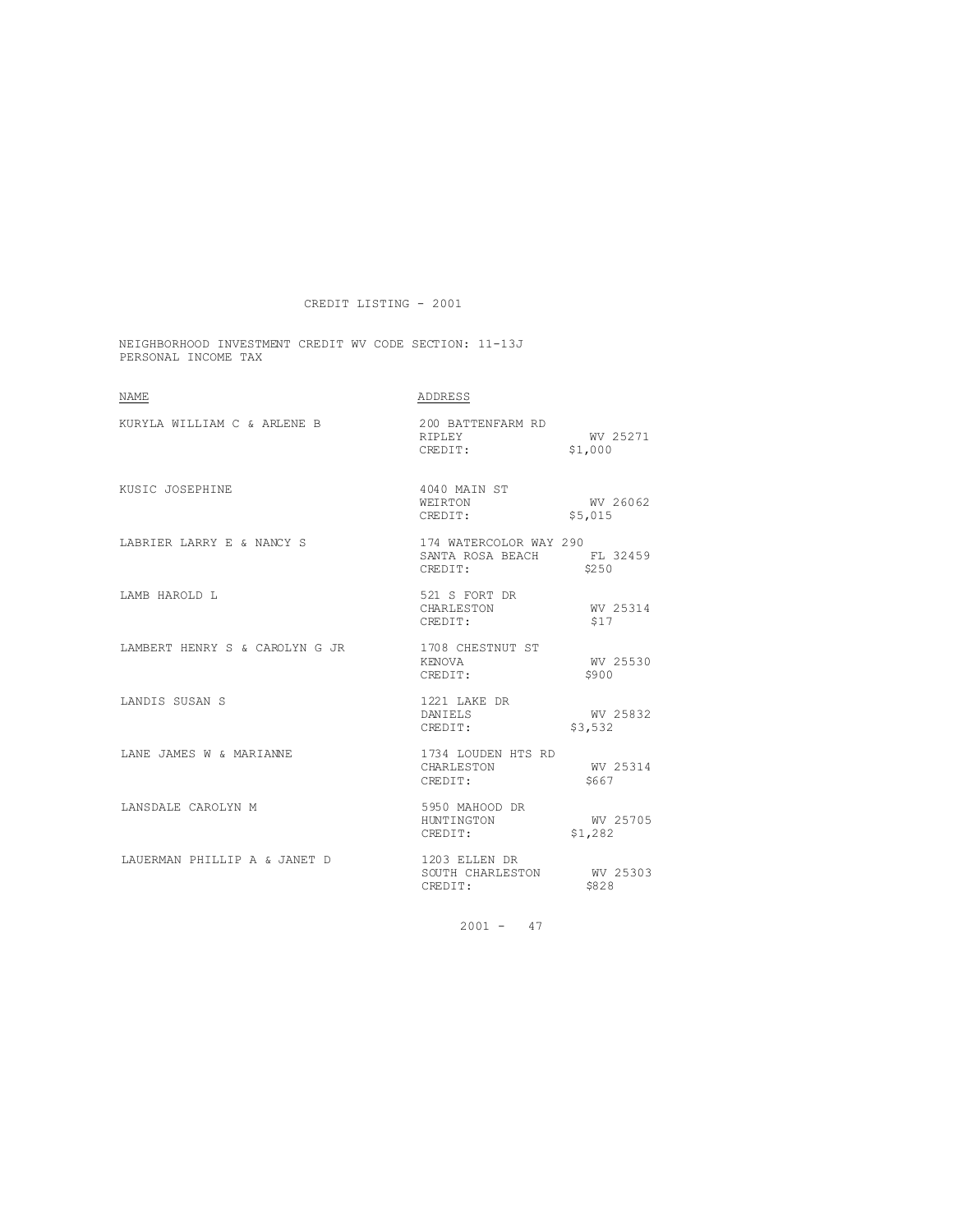CREDIT LISTING - 2001

NEIGHBORHOOD INVESTMENT CREDIT WV CODE SECTION: 11-13J
PERSONAL INCOME TAX

| NAME | ADDRESS | |
|---|---|---|
| KURYLA WILLIAM C & ARLENE B | 200 BATTENFARM RD<br>RIPLEY<br>CREDIT: | <br>WV 25271<br>$1,000 |
| KUSIC JOSEPHINE | 4040 MAIN ST<br>WEIRTON<br>CREDIT: | <br>WV 26062<br>$5,015 |
| LABRIER LARRY E & NANCY S | 174 WATERCOLOR WAY 290<br>SANTA ROSA BEACH<br>CREDIT: | <br>FL 32459<br>$250 |
| LAMB HAROLD L | 521 S FORT DR<br>CHARLESTON<br>CREDIT: | <br>WV 25314<br>$17 |
| LAMBERT HENRY S & CAROLYN G JR | 1708 CHESTNUT ST<br>KENOVA<br>CREDIT: | <br>WV 25530<br>$900 |
| LANDIS SUSAN S | 1221 LAKE DR<br>DANIELS<br>CREDIT: | <br>WV 25832<br>$3,532 |
| LANE JAMES W & MARIANNE | 1734 LOUDEN HTS RD<br>CHARLESTON<br>CREDIT: | <br>WV 25314<br>$667 |
| LANSDALE CAROLYN M | 5950 MAHOOD DR<br>HUNTINGTON<br>CREDIT: | <br>WV 25705<br>$1,282 |
| LAUERMAN PHILLIP A & JANET D | 1203 ELLEN DR<br>SOUTH CHARLESTON<br>CREDIT: | <br>WV 25303<br>$828 |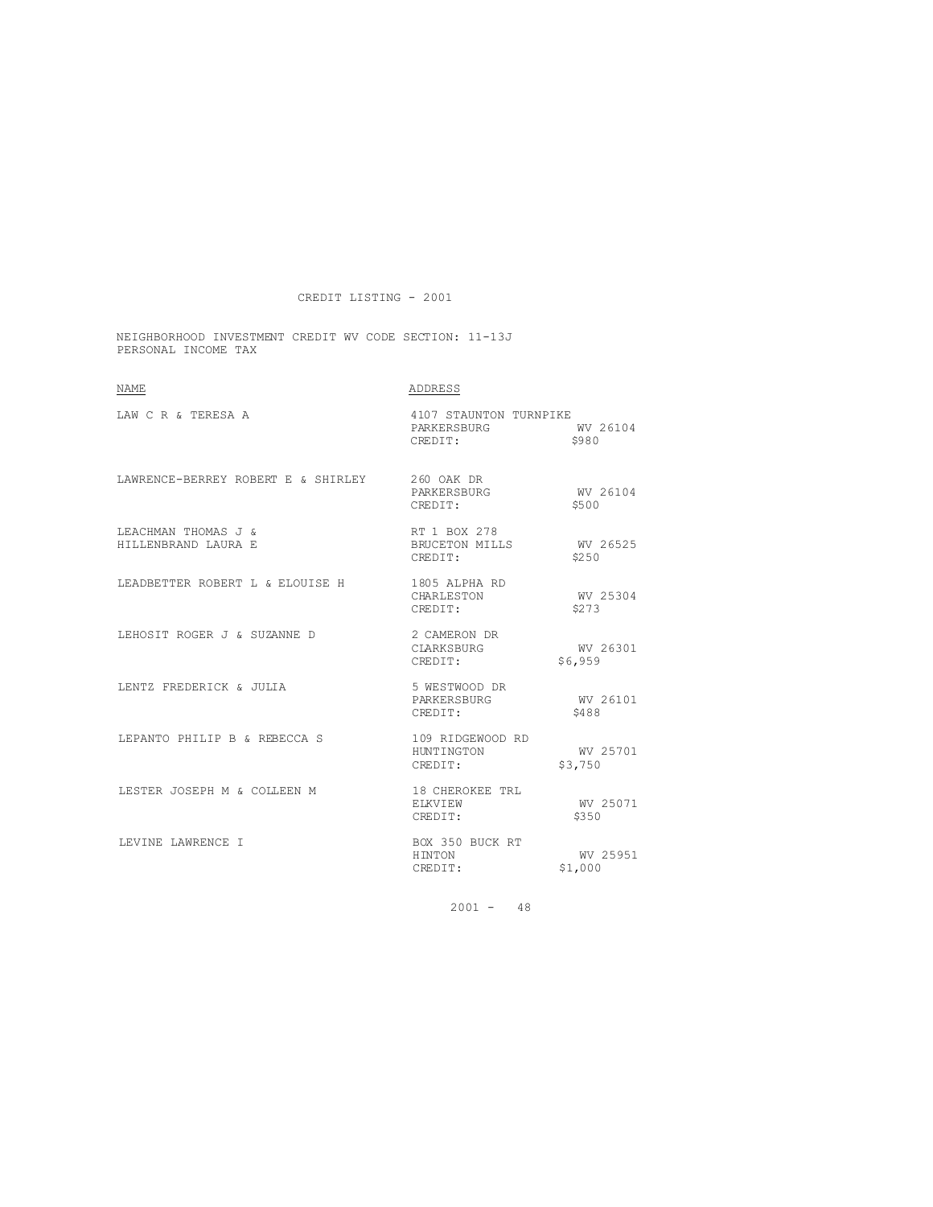CREDIT LISTING - 2001

NEIGHBORHOOD INVESTMENT CREDIT WV CODE SECTION: 11-13J
PERSONAL INCOME TAX

| NAME | ADDRESS |
| --- | --- |
| LAW C R & TERESA A | 4107 STAUNTON TURNPIKE<br>PARKERSBURG WV 26104<br>CREDIT: $980 |
| LAWRENCE-BERREY ROBERT E & SHIRLEY | 260 OAK DR<br>PARKERSBURG WV 26104<br>CREDIT: $500 |
| LEACHMAN THOMAS J &<br>HILLENBRAND LAURA E | RT 1 BOX 278<br>BRUCETON MILLS WV 26525<br>CREDIT: $250 |
| LEADBETTER ROBERT L & ELOUISE H | 1805 ALPHA RD<br>CHARLESTON WV 25304<br>CREDIT: $273 |
| LEHOSIT ROGER J & SUZANNE D | 2 CAMERON DR<br>CLARKSBURG WV 26301<br>CREDIT: $6,959 |
| LENTZ FREDERICK & JULIA | 5 WESTWOOD DR<br>PARKERSBURG WV 26101<br>CREDIT: $488 |
| LEPANTO PHILIP B & REBECCA S | 109 RIDGEWOOD RD<br>HUNTINGTON WV 25701<br>CREDIT: $3,750 |
| LESTER JOSEPH M & COLLEEN M | 18 CHEROKEE TRL<br>ELKVIEW WV 25071<br>CREDIT: $350 |
| LEVINE LAWRENCE I | BOX 350 BUCK RT<br>HINTON WV 25951<br>CREDIT: $1,000 |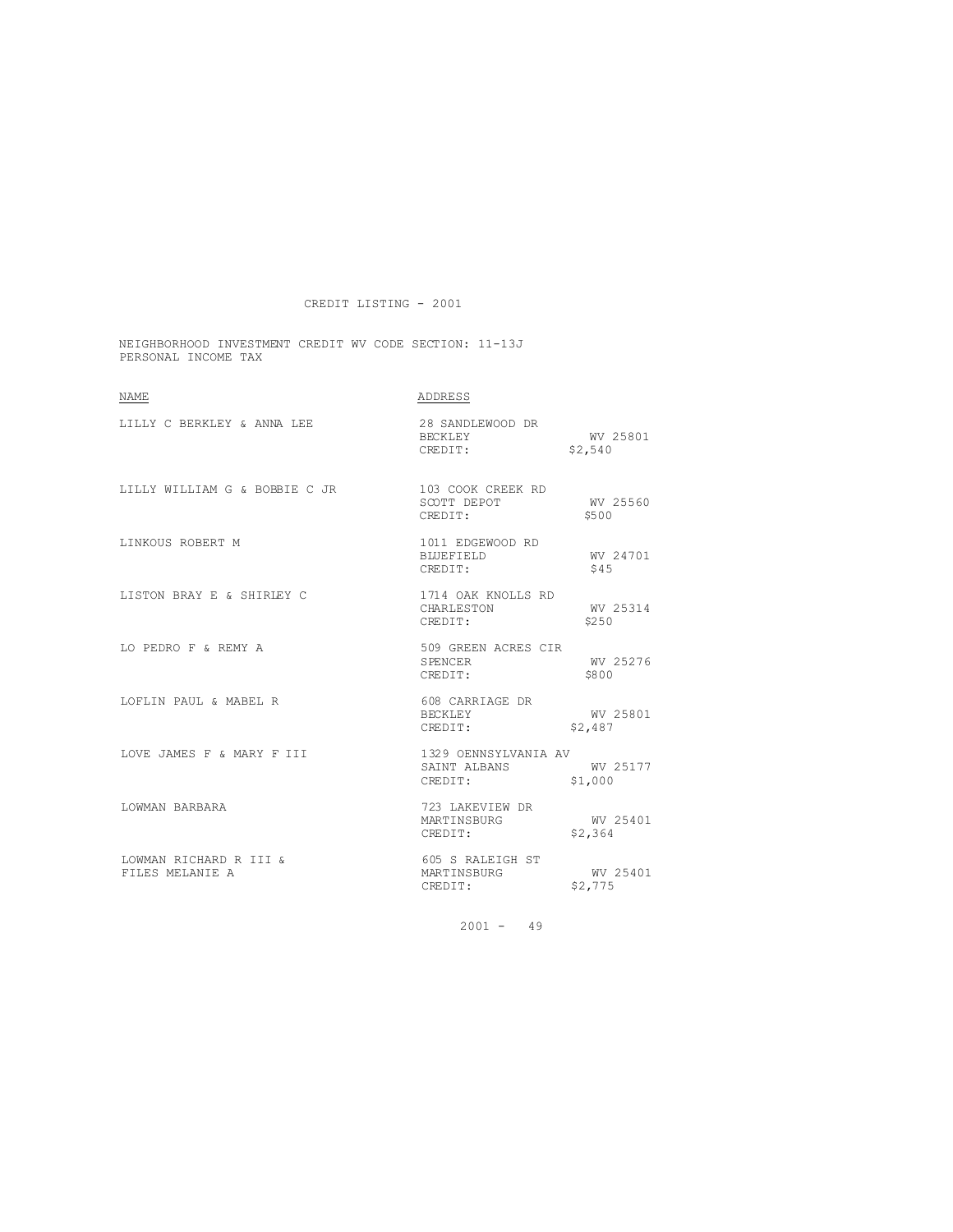CREDIT LISTING - 2001

NEIGHBORHOOD INVESTMENT CREDIT WV CODE SECTION: 11-13J
PERSONAL INCOME TAX

| NAME | ADDRESS |
|---|---|
| LILLY C BERKLEY & ANNA LEE | 28 SANDLEWOOD DR<br>BECKLEY WV 25801<br>CREDIT: $2,540 |
| LILLY WILLIAM G & BOBBIE C JR | 103 COOK CREEK RD<br>SCOTT DEPOT WV 25560<br>CREDIT: $500 |
| LINKOUS ROBERT M | 1011 EDGEWOOD RD<br>BLUEFIELD WV 24701<br>CREDIT: $45 |
| LISTON BRAY E & SHIRLEY C | 1714 OAK KNOLLS RD<br>CHARLESTON WV 25314<br>CREDIT: $250 |
| LO PEDRO F & REMY A | 509 GREEN ACRES CIR<br>SPENCER WV 25276<br>CREDIT: $800 |
| LOFLIN PAUL & MABEL R | 608 CARRIAGE DR<br>BECKLEY WV 25801<br>CREDIT: $2,487 |
| LOVE JAMES F & MARY F III | 1329 OENNSYLVANIA AV<br>SAINT ALBANS WV 25177<br>CREDIT: $1,000 |
| LOWMAN BARBARA | 723 LAKEVIEW DR<br>MARTINSBURG WV 25401<br>CREDIT: $2,364 |
| LOWMAN RICHARD R III &<br>FILES MELANIE A | 605 S RALEIGH ST<br>MARTINSBURG WV 25401<br>CREDIT: $2,775 |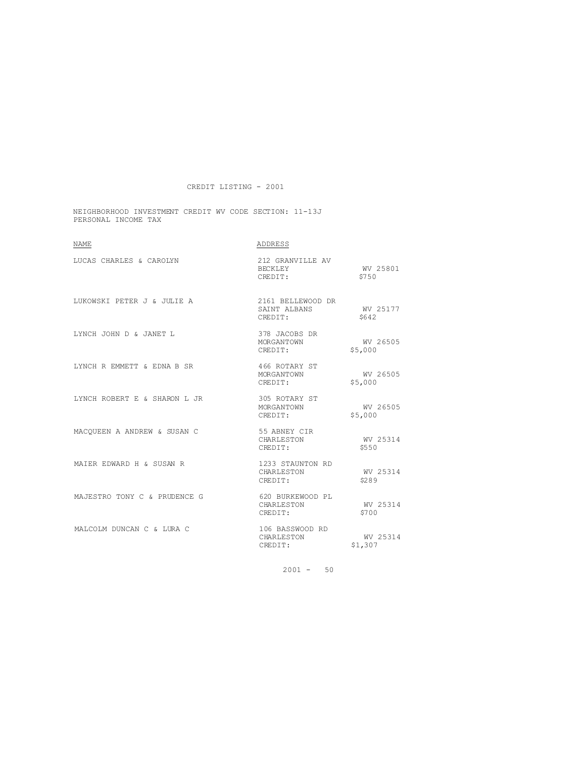# CREDIT LISTING - 2001

NEIGHBORHOOD INVESTMENT CREDIT WV CODE SECTION: 11-13J
PERSONAL INCOME TAX

| NAME | ADDRESS | |
|---|---|---|
| LUCAS CHARLES & CAROLYN | 212 GRANVILLE AV<br>BECKLEY<br>CREDIT: | <br>WV 25801<br>$750 |
| LUKOWSKI PETER J & JULIE A | 2161 BELLEWOOD DR<br>SAINT ALBANS<br>CREDIT: | <br>WV 25177<br>$642 |
| LYNCH JOHN D & JANET L | 378 JACOBS DR<br>MORGANTOWN<br>CREDIT: | <br>WV 26505<br>$5,000 |
| LYNCH R EMMETT & EDNA B SR | 466 ROTARY ST<br>MORGANTOWN<br>CREDIT: | <br>WV 26505<br>$5,000 |
| LYNCH ROBERT E & SHARON L JR | 305 ROTARY ST<br>MORGANTOWN<br>CREDIT: | <br>WV 26505<br>$5,000 |
| MACQUEEN A ANDREW & SUSAN C | 55 ABNEY CIR<br>CHARLESTON<br>CREDIT: | <br>WV 25314<br>$550 |
| MAIER EDWARD H & SUSAN R | 1233 STAUNTON RD<br>CHARLESTON<br>CREDIT: | <br>WV 25314<br>$289 |
| MAJESTRO TONY C & PRUDENCE G | 620 BURKEWOOD PL<br>CHARLESTON<br>CREDIT: | <br>WV 25314<br>$700 |
| MALCOLM DUNCAN C & LURA C | 106 BASSWOOD RD<br>CHARLESTON<br>CREDIT: | <br>WV 25314<br>$1,307 |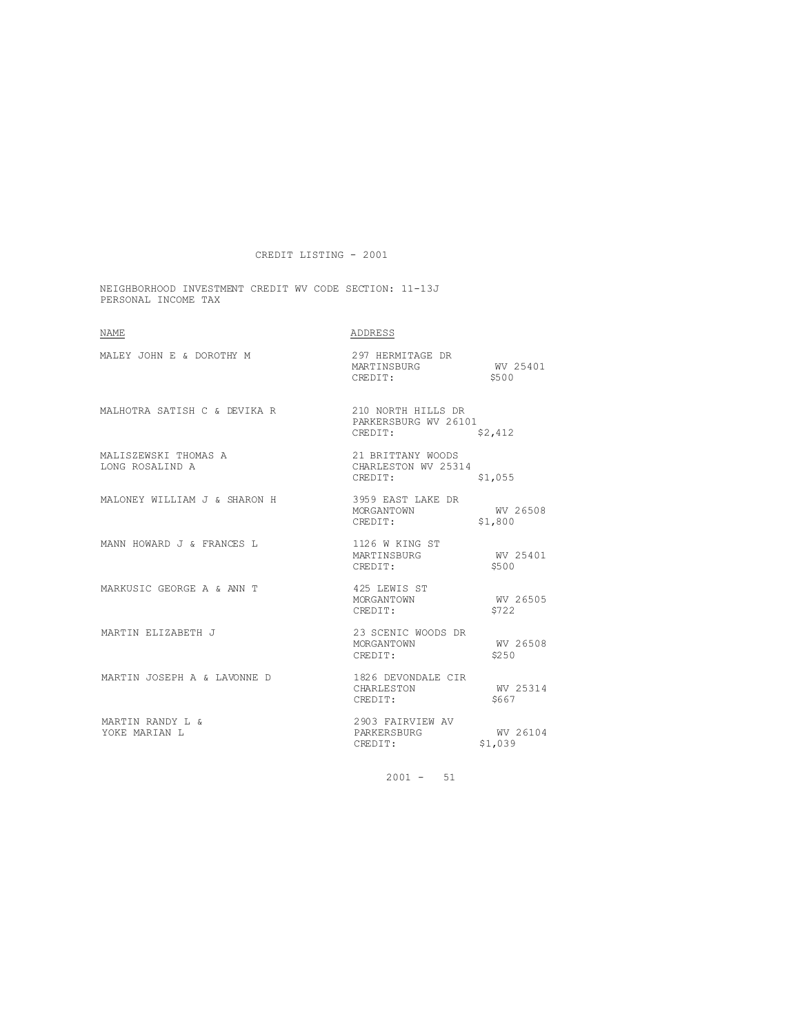CREDIT LISTING - 2001

NEIGHBORHOOD INVESTMENT CREDIT WV CODE SECTION: 11-13J
PERSONAL INCOME TAX

| NAME | ADDRESS |
|---|---|
| MALEY JOHN E & DOROTHY M | 297 HERMITAGE DR<br>MARTINSBURG WV 25401<br>CREDIT: $500 |
| MALHOTRA SATISH C & DEVIKA R | 210 NORTH HILLS DR<br>PARKERSBURG WV 26101<br>CREDIT: $2,412 |
| MALISZEWSKI THOMAS A<br>LONG ROSALIND A | 21 BRITTANY WOODS<br>CHARLESTON WV 25314<br>CREDIT: $1,055 |
| MALONEY WILLIAM J & SHARON H | 3959 EAST LAKE DR<br>MORGANTOWN WV 26508<br>CREDIT: $1,800 |
| MANN HOWARD J & FRANCES L | 1126 W KING ST<br>MARTINSBURG WV 25401<br>CREDIT: $500 |
| MARKUSIC GEORGE A & ANN T | 425 LEWIS ST<br>MORGANTOWN WV 26505<br>CREDIT: $722 |
| MARTIN ELIZABETH J | 23 SCENIC WOODS DR<br>MORGANTOWN WV 26508<br>CREDIT: $250 |
| MARTIN JOSEPH A & LAVONNE D | 1826 DEVONDALE CIR<br>CHARLESTON WV 25314<br>CREDIT: $667 |
| MARTIN RANDY L &<br>YOKE MARIAN L | 2903 FAIRVIEW AV<br>PARKERSBURG WV 26104<br>CREDIT: $1,039 |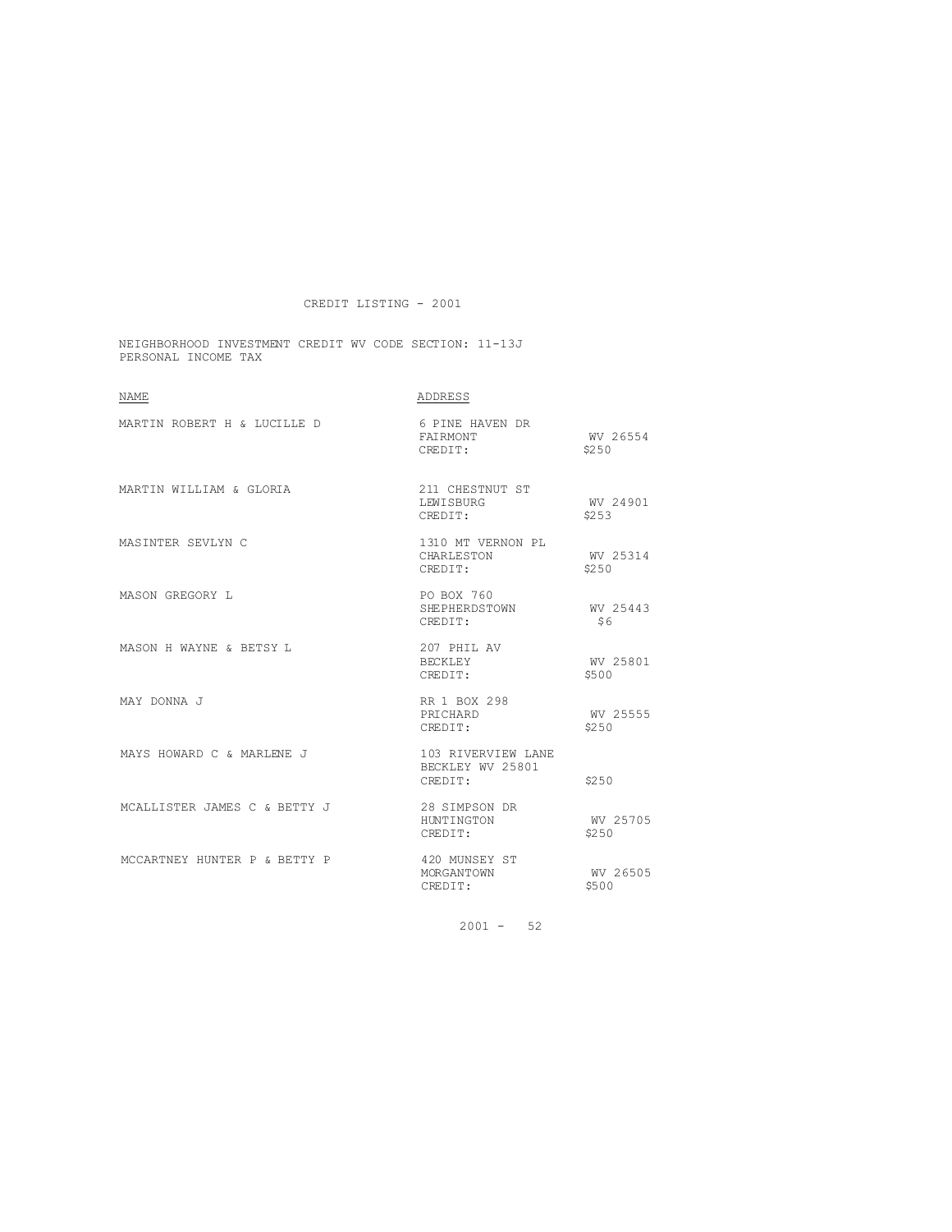CREDIT LISTING - 2001

NEIGHBORHOOD INVESTMENT CREDIT WV CODE SECTION: 11-13J
PERSONAL INCOME TAX

| NAME | ADDRESS | |
|---|---|---|
| MARTIN ROBERT H & LUCILLE D | 6 PINE HAVEN DR<br>FAIRMONT<br>CREDIT: | <br>WV 26554<br>$250 |
| MARTIN WILLIAM & GLORIA | 211 CHESTNUT ST<br>LEWISBURG<br>CREDIT: | <br>WV 24901<br>$253 |
| MASINTER SEVLYN C | 1310 MT VERNON PL<br>CHARLESTON<br>CREDIT: | <br>WV 25314<br>$250 |
| MASON GREGORY L | PO BOX 760<br>SHEPHERDSTOWN<br>CREDIT: | <br>WV 25443<br>$6 |
| MASON H WAYNE & BETSY L | 207 PHIL AV<br>BECKLEY<br>CREDIT: | <br>WV 25801<br>$500 |
| MAY DONNA J | RR 1 BOX 298<br>PRICHARD<br>CREDIT: | <br>WV 25555<br>$250 |
| MAYS HOWARD C & MARLENE J | 103 RIVERVIEW LANE<br>BECKLEY WV 25801<br>CREDIT: | <br><br>$250 |
| MCALLISTER JAMES C & BETTY J | 28 SIMPSON DR<br>HUNTINGTON<br>CREDIT: | <br>WV 25705<br>$250 |
| MCCARTNEY HUNTER P & BETTY P | 420 MUNSEY ST<br>MORGANTOWN<br>CREDIT: | <br>WV 26505<br>$500 |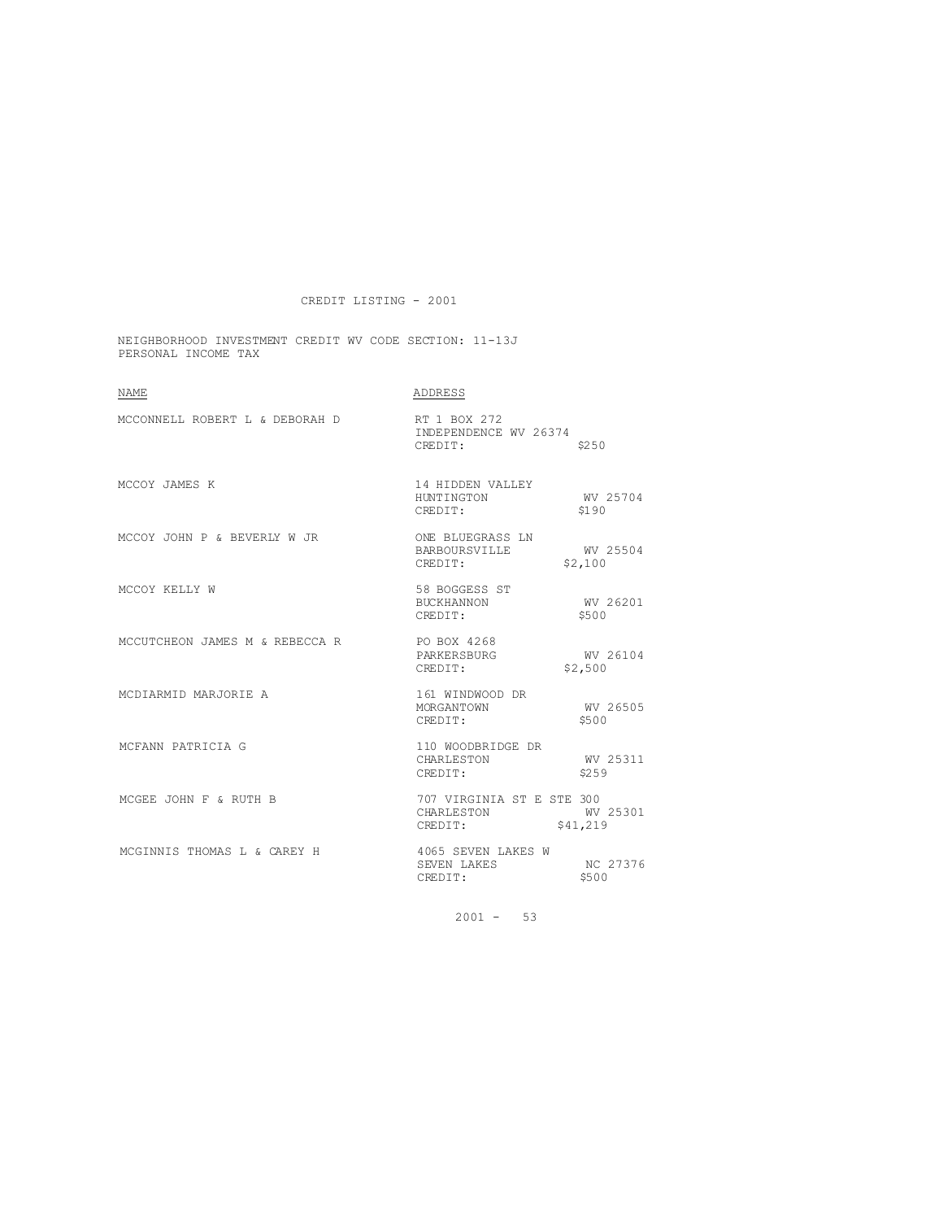CREDIT LISTING - 2001

NEIGHBORHOOD INVESTMENT CREDIT WV CODE SECTION: 11-13J
PERSONAL INCOME TAX

| NAME | ADDRESS |
|---|---|
| MCCONNELL ROBERT L & DEBORAH D | RT 1 BOX 272<br>INDEPENDENCE WV 26374<br>CREDIT: $250 |
| MCCOY JAMES K | 14 HIDDEN VALLEY<br>HUNTINGTON WV 25704<br>CREDIT: $190 |
| MCCOY JOHN P & BEVERLY W JR | ONE BLUEGRASS LN<br>BARBOURSVILLE WV 25504<br>CREDIT: $2,100 |
| MCCOY KELLY W | 58 BOGGESS ST<br>BUCKHANNON WV 26201<br>CREDIT: $500 |
| MCCUTCHEON JAMES M & REBECCA R | PO BOX 4268<br>PARKERSBURG WV 26104<br>CREDIT: $2,500 |
| MCDIARMID MARJORIE A | 161 WINDWOOD DR<br>MORGANTOWN WV 26505<br>CREDIT: $500 |
| MCFANN PATRICIA G | 110 WOODBRIDGE DR<br>CHARLESTON WV 25311<br>CREDIT: $259 |
| MCGEE JOHN F & RUTH B | 707 VIRGINIA ST E STE 300<br>CHARLESTON WV 25301<br>CREDIT: $41,219 |
| MCGINNIS THOMAS L & CAREY H | 4065 SEVEN LAKES W<br>SEVEN LAKES NC 27376<br>CREDIT: $500 |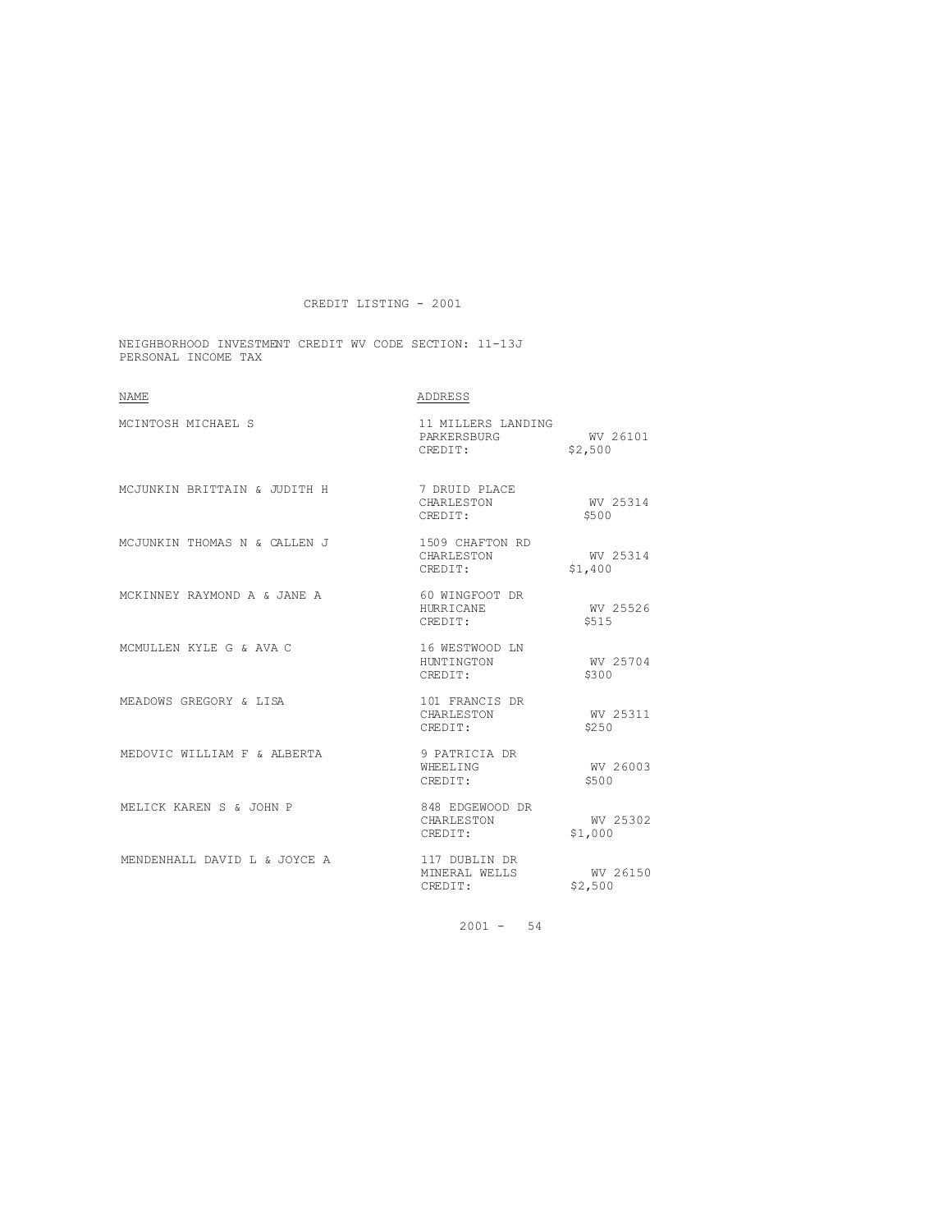CREDIT LISTING - 2001

NEIGHBORHOOD INVESTMENT CREDIT WV CODE SECTION: 11-13J
PERSONAL INCOME TAX

| NAME | ADDRESS |
|---|---|
| MCINTOSH MICHAEL S | 11 MILLERS LANDING<br>PARKERSBURG WV 26101<br>CREDIT: $2,500 |
| MCJUNKIN BRITTAIN & JUDITH H | 7 DRUID PLACE<br>CHARLESTON WV 25314<br>CREDIT: $500 |
| MCJUNKIN THOMAS N & CALLEN J | 1509 CHAFTON RD<br>CHARLESTON WV 25314<br>CREDIT: $1,400 |
| MCKINNEY RAYMOND A & JANE A | 60 WINGFOOT DR<br>HURRICANE WV 25526<br>CREDIT: $515 |
| MCMULLEN KYLE G & AVA C | 16 WESTWOOD LN<br>HUNTINGTON WV 25704<br>CREDIT: $300 |
| MEADOWS GREGORY & LISA | 101 FRANCIS DR<br>CHARLESTON WV 25311<br>CREDIT: $250 |
| MEDOVIC WILLIAM F & ALBERTA | 9 PATRICIA DR<br>WHEELING WV 26003<br>CREDIT: $500 |
| MELICK KAREN S & JOHN P | 848 EDGEWOOD DR<br>CHARLESTON WV 25302<br>CREDIT: $1,000 |
| MENDENHALL DAVID L & JOYCE A | 117 DUBLIN DR<br>MINERAL WELLS WV 26150<br>CREDIT: $2,500 |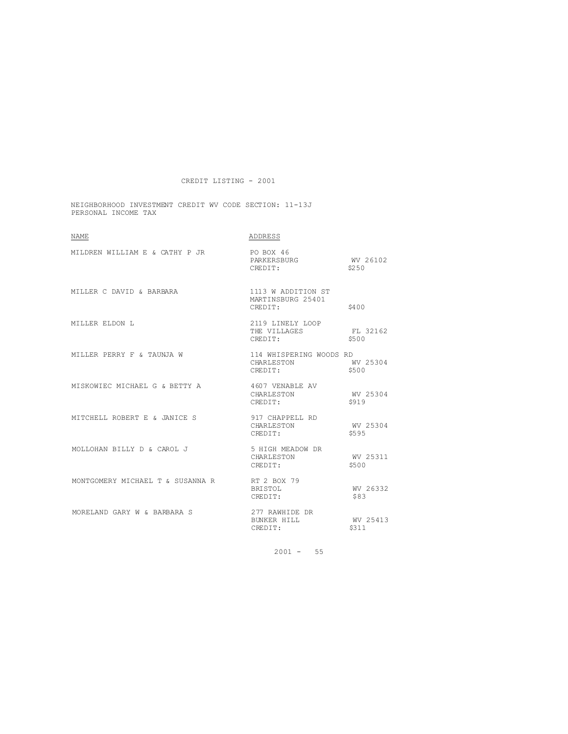CREDIT LISTING - 2001

NEIGHBORHOOD INVESTMENT CREDIT WV CODE SECTION: 11-13J
PERSONAL INCOME TAX

| NAME | ADDRESS | |
|---|---|---|
| MILDREN WILLIAM E & CATHY P JR | PO BOX 46<br>PARKERSBURG<br>CREDIT: | <br>WV 26102<br>$250 |
| MILLER C DAVID & BARBARA | 1113 W ADDITION ST<br>MARTINSBURG 25401<br>CREDIT: | <br><br>$400 |
| MILLER ELDON L | 2119 LINELY LOOP<br>THE VILLAGES<br>CREDIT: | <br>FL 32162<br>$500 |
| MILLER PERRY F & TAUNJA W | 114 WHISPERING WOODS RD<br>CHARLESTON<br>CREDIT: | <br>WV 25304<br>$500 |
| MISKOWIEC MICHAEL G & BETTY A | 4607 VENABLE AV<br>CHARLESTON<br>CREDIT: | <br>WV 25304<br>$919 |
| MITCHELL ROBERT E & JANICE S | 917 CHAPPELL RD<br>CHARLESTON<br>CREDIT: | <br>WV 25304<br>$595 |
| MOLLOHAN BILLY D & CAROL J | 5 HIGH MEADOW DR<br>CHARLESTON<br>CREDIT: | <br>WV 25311<br>$500 |
| MONTGOMERY MICHAEL T & SUSANNA R | RT 2 BOX 79<br>BRISTOL<br>CREDIT: | <br>WV 26332<br>$83 |
| MORELAND GARY W & BARBARA S | 277 RAWHIDE DR<br>BUNKER HILL<br>CREDIT: | <br>WV 25413<br>$311 |

2001 - 55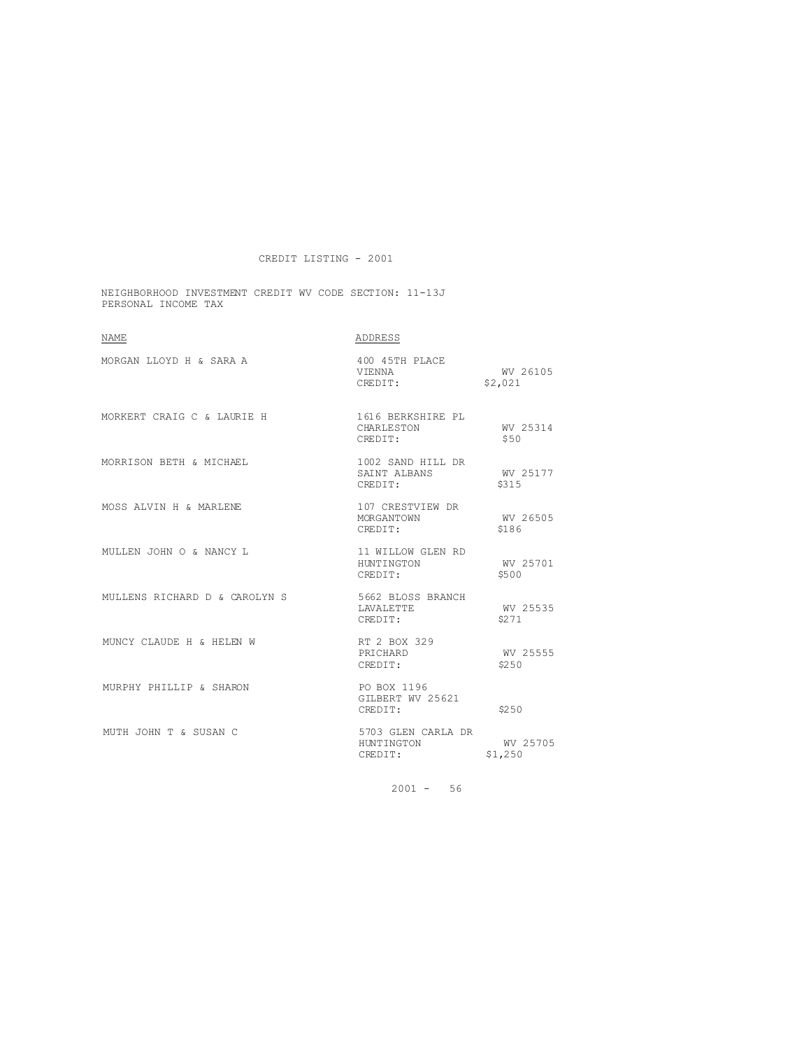CREDIT LISTING - 2001

NEIGHBORHOOD INVESTMENT CREDIT WV CODE SECTION: 11-13J
PERSONAL INCOME TAX

| NAME | ADDRESS | |
|---|---|---|
| MORGAN LLOYD H & SARA A | 400 45TH PLACE<br>VIENNA<br>CREDIT: | <br>WV 26105<br>$2,021 |
| MORKERT CRAIG C & LAURIE H | 1616 BERKSHIRE PL<br>CHARLESTON<br>CREDIT: | <br>WV 25314<br>$50 |
| MORRISON BETH & MICHAEL | 1002 SAND HILL DR<br>SAINT ALBANS<br>CREDIT: | <br>WV 25177<br>$315 |
| MOSS ALVIN H & MARLENE | 107 CRESTVIEW DR<br>MORGANTOWN<br>CREDIT: | <br>WV 26505<br>$186 |
| MULLEN JOHN O & NANCY L | 11 WILLOW GLEN RD<br>HUNTINGTON<br>CREDIT: | <br>WV 25701<br>$500 |
| MULLENS RICHARD D & CAROLYN S | 5662 BLOSS BRANCH<br>LAVALETTE<br>CREDIT: | <br>WV 25535<br>$271 |
| MUNCY CLAUDE H & HELEN W | RT 2 BOX 329<br>PRICHARD<br>CREDIT: | <br>WV 25555<br>$250 |
| MURPHY PHILLIP & SHARON | PO BOX 1196<br>GILBERT WV 25621<br>CREDIT: | <br><br>$250 |
| MUTH JOHN T & SUSAN C | 5703 GLEN CARLA DR<br>HUNTINGTON<br>CREDIT: | <br>WV 25705<br>$1,250 |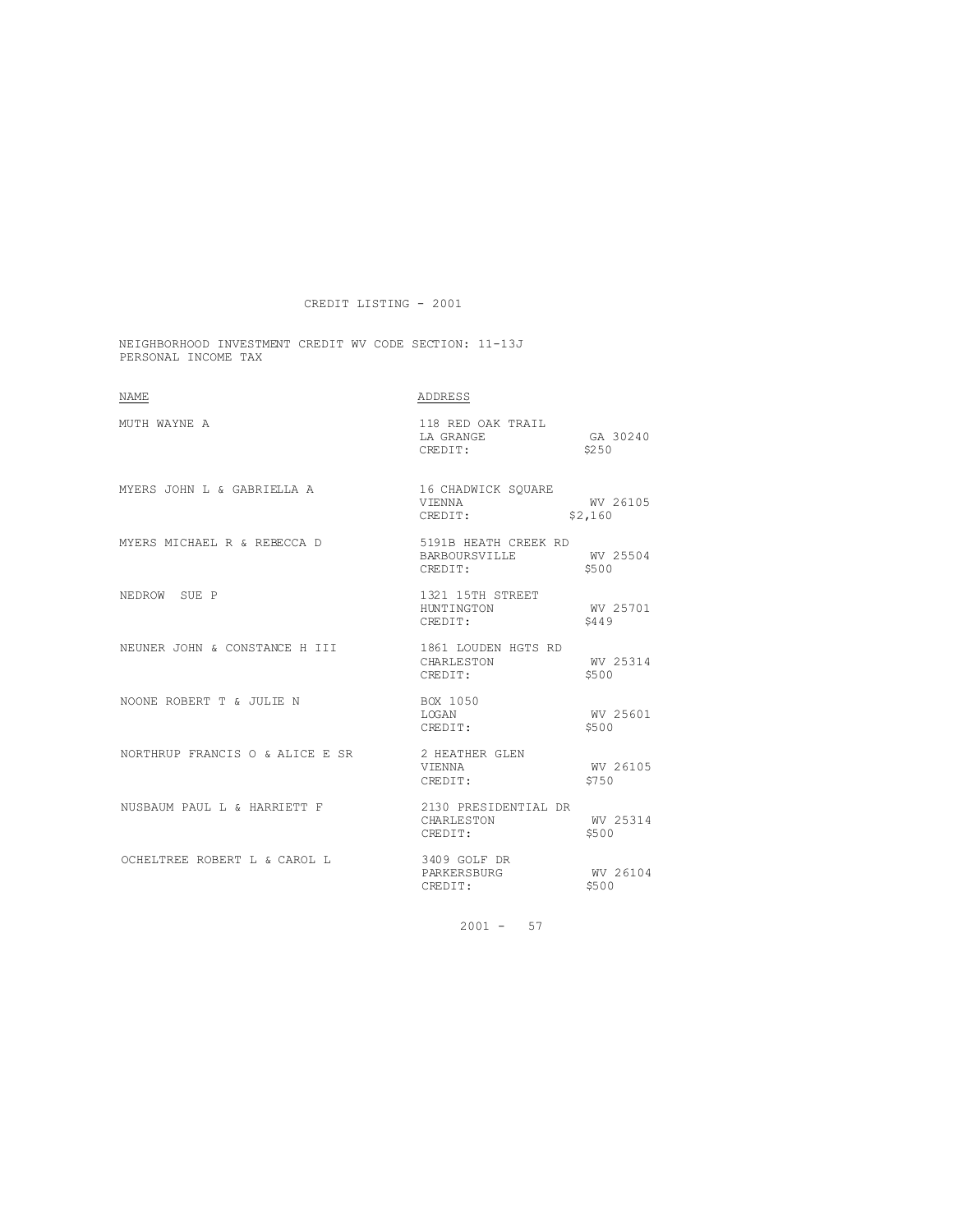CREDIT LISTING - 2001

NEIGHBORHOOD INVESTMENT CREDIT WV CODE SECTION: 11-13J
PERSONAL INCOME TAX

| NAME | ADDRESS |
| --- | --- |
| MUTH WAYNE A | 118 RED OAK TRAIL<br>LA GRANGE GA 30240<br>CREDIT: $250 |
| MYERS JOHN L & GABRIELLA A | 16 CHADWICK SQUARE<br>VIENNA WV 26105<br>CREDIT: $2,160 |
| MYERS MICHAEL R & REBECCA D | 5191B HEATH CREEK RD<br>BARBOURSVILLE WV 25504<br>CREDIT: $500 |
| NEDROW SUE P | 1321 15TH STREET<br>HUNTINGTON WV 25701<br>CREDIT: $449 |
| NEUNER JOHN & CONSTANCE H III | 1861 LOUDEN HGTS RD<br>CHARLESTON WV 25314<br>CREDIT: $500 |
| NOONE ROBERT T & JULIE N | BOX 1050<br>LOGAN WV 25601<br>CREDIT: $500 |
| NORTHRUP FRANCIS O & ALICE E SR | 2 HEATHER GLEN<br>VIENNA WV 26105<br>CREDIT: $750 |
| NUSBAUM PAUL L & HARRIETT F | 2130 PRESIDENTIAL DR<br>CHARLESTON WV 25314<br>CREDIT: $500 |
| OCHELTREE ROBERT L & CAROL L | 3409 GOLF DR<br>PARKERSBURG WV 26104<br>CREDIT: $500 |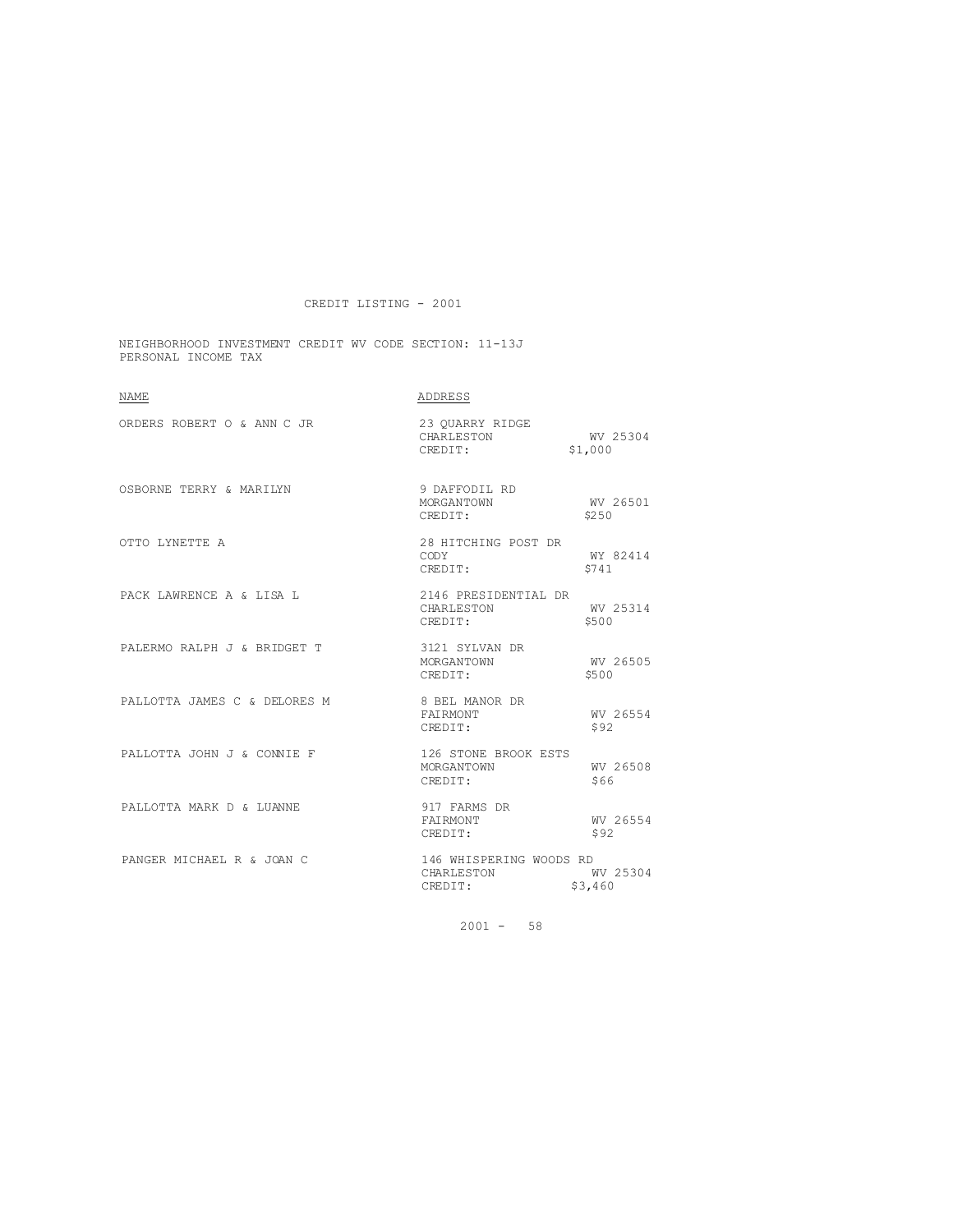# CREDIT LISTING - 2001

NEIGHBORHOOD INVESTMENT CREDIT WV CODE SECTION: 11-13J
PERSONAL INCOME TAX

| NAME | ADDRESS |
| --- | --- |
| ORDERS ROBERT O & ANN C JR | 23 QUARRY RIDGE<br>CHARLESTON WV 25304<br>CREDIT: $1,000 |
| OSBORNE TERRY & MARILYN | 9 DAFFODIL RD<br>MORGANTOWN WV 26501<br>CREDIT: $250 |
| OTTO LYNETTE A | 28 HITCHING POST DR<br>CODY WY 82414<br>CREDIT: $741 |
| PACK LAWRENCE A & LISA L | 2146 PRESIDENTIAL DR<br>CHARLESTON WV 25314<br>CREDIT: $500 |
| PALERMO RALPH J & BRIDGET T | 3121 SYLVAN DR<br>MORGANTOWN WV 26505<br>CREDIT: $500 |
| PALLOTTA JAMES C & DELORES M | 8 BEL MANOR DR<br>FAIRMONT WV 26554<br>CREDIT: $92 |
| PALLOTTA JOHN J & CONNIE F | 126 STONE BROOK ESTS<br>MORGANTOWN WV 26508<br>CREDIT: $66 |
| PALLOTTA MARK D & LUANNE | 917 FARMS DR<br>FAIRMONT WV 26554<br>CREDIT: $92 |
| PANGER MICHAEL R & JOAN C | 146 WHISPERING WOODS RD<br>CHARLESTON WV 25304<br>CREDIT: $3,460 |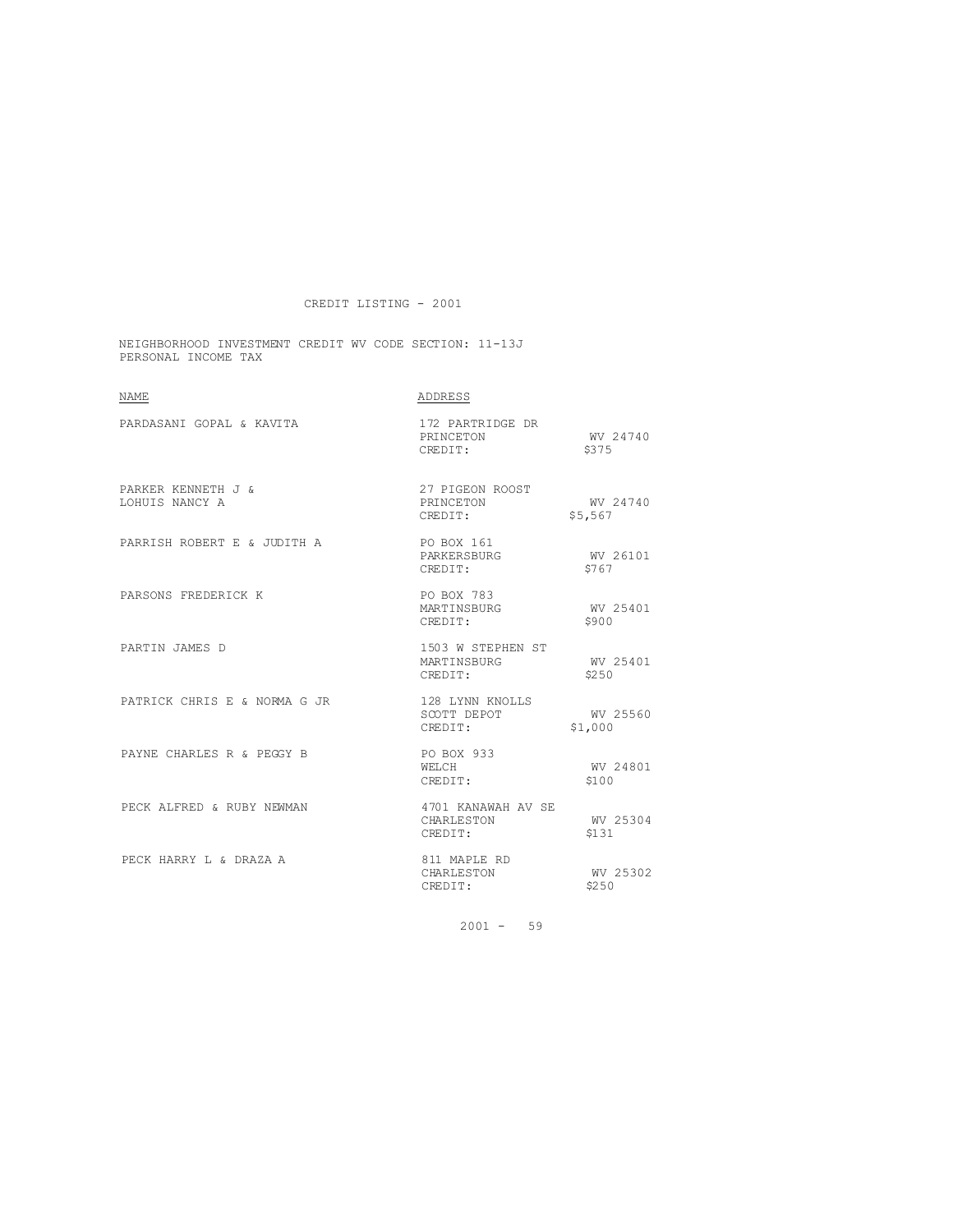CREDIT LISTING - 2001

NEIGHBORHOOD INVESTMENT CREDIT WV CODE SECTION: 11-13J
PERSONAL INCOME TAX

| NAME | ADDRESS | |
|---|---|---|
| PARDASANI GOPAL & KAVITA | 172 PARTRIDGE DR<br>PRINCETON<br>CREDIT: | <br>WV 24740<br>$375 |
| PARKER KENNETH J &<br>LOHUIS NANCY A | 27 PIGEON ROOST<br>PRINCETON<br>CREDIT: | <br>WV 24740<br>$5,567 |
| PARRISH ROBERT E & JUDITH A | PO BOX 161<br>PARKERSBURG<br>CREDIT: | <br>WV 26101<br>$767 |
| PARSONS FREDERICK K | PO BOX 783<br>MARTINSBURG<br>CREDIT: | <br>WV 25401<br>$900 |
| PARTIN JAMES D | 1503 W STEPHEN ST<br>MARTINSBURG<br>CREDIT: | <br>WV 25401<br>$250 |
| PATRICK CHRIS E & NORMA G JR | 128 LYNN KNOLLS<br>SCOTT DEPOT<br>CREDIT: | <br>WV 25560<br>$1,000 |
| PAYNE CHARLES R & PEGGY B | PO BOX 933<br>WELCH<br>CREDIT: | <br>WV 24801<br>$100 |
| PECK ALFRED & RUBY NEWMAN | 4701 KANAWAH AV SE<br>CHARLESTON<br>CREDIT: | <br>WV 25304<br>$131 |
| PECK HARRY L & DRAZA A | 811 MAPLE RD<br>CHARLESTON<br>CREDIT: | <br>WV 25302<br>$250 |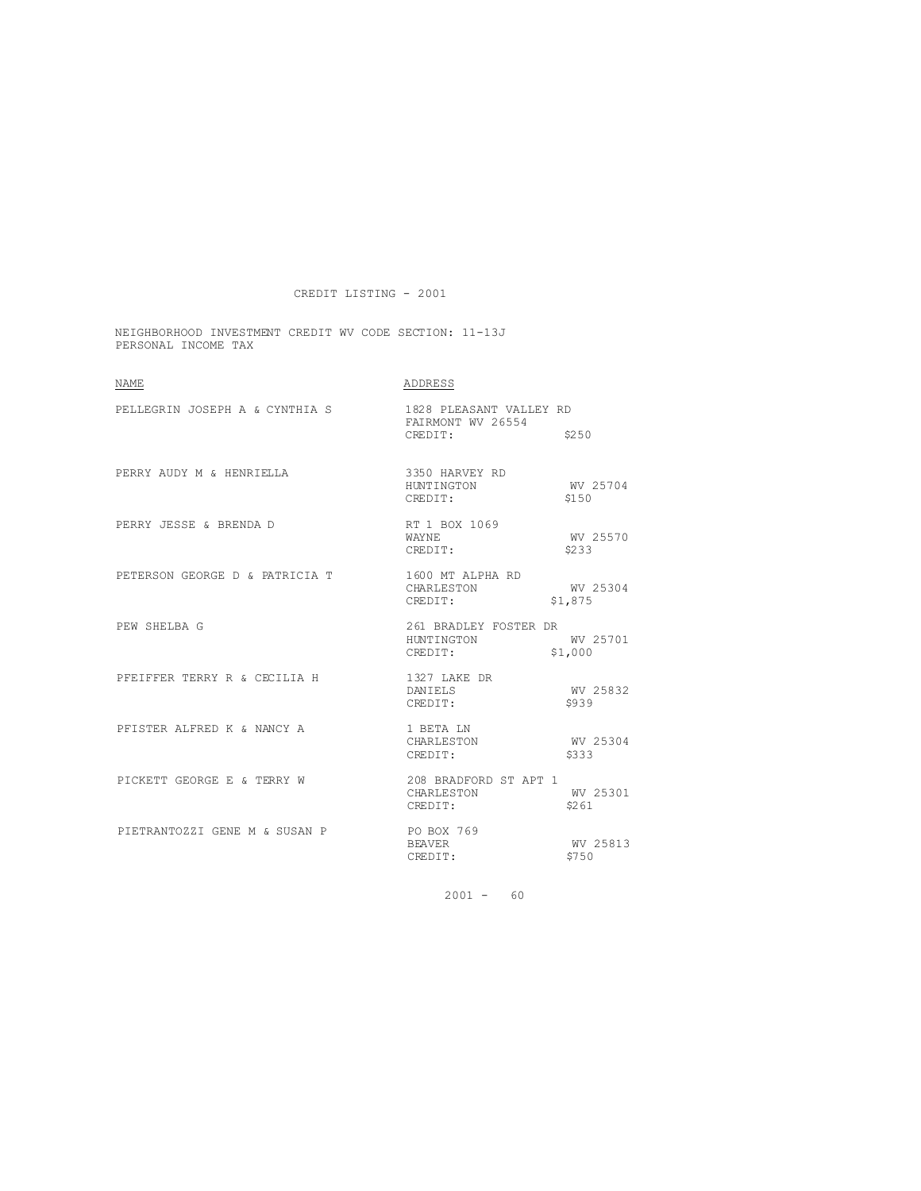CREDIT LISTING - 2001

NEIGHBORHOOD INVESTMENT CREDIT WV CODE SECTION: 11-13J
PERSONAL INCOME TAX

| NAME | ADDRESS |
| --- | --- |
| PELLEGRIN JOSEPH A & CYNTHIA S | 1828 PLEASANT VALLEY RD<br>FAIRMONT WV 26554<br>CREDIT: $250 |
| PERRY AUDY M & HENRIELLA | 3350 HARVEY RD<br>HUNTINGTON WV 25704<br>CREDIT: $150 |
| PERRY JESSE & BRENDA D | RT 1 BOX 1069<br>WAYNE WV 25570<br>CREDIT: $233 |
| PETERSON GEORGE D & PATRICIA T | 1600 MT ALPHA RD<br>CHARLESTON WV 25304<br>CREDIT: $1,875 |
| PEW SHELBA G | 261 BRADLEY FOSTER DR<br>HUNTINGTON WV 25701<br>CREDIT: $1,000 |
| PFEIFFER TERRY R & CECILIA H | 1327 LAKE DR<br>DANIELS WV 25832<br>CREDIT: $939 |
| PFISTER ALFRED K & NANCY A | 1 BETA LN<br>CHARLESTON WV 25304<br>CREDIT: $333 |
| PICKETT GEORGE E & TERRY W | 208 BRADFORD ST APT 1<br>CHARLESTON WV 25301<br>CREDIT: $261 |
| PIETRANTOZZI GENE M & SUSAN P | PO BOX 769<br>BEAVER WV 25813<br>CREDIT: $750 |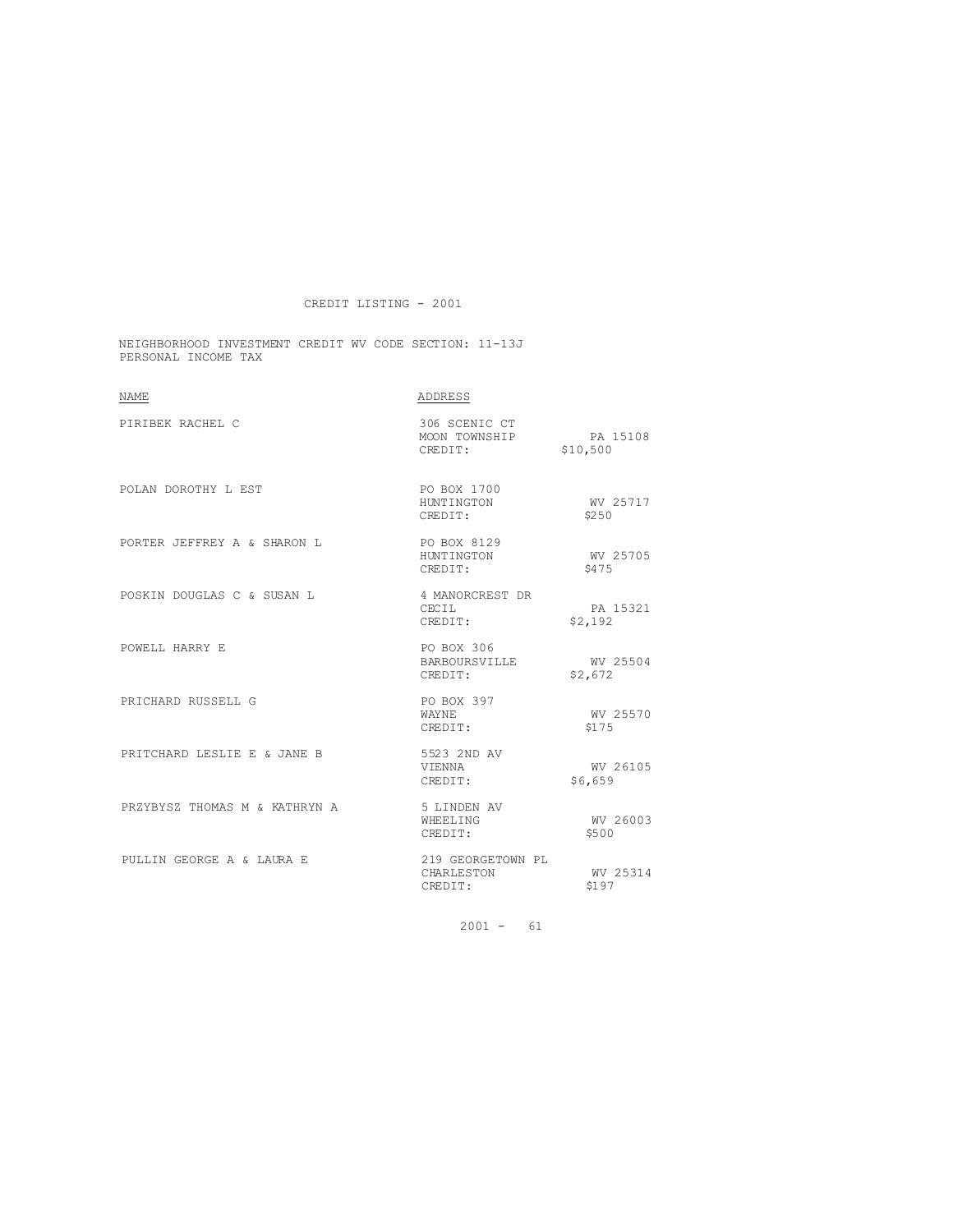CREDIT LISTING - 2001

NEIGHBORHOOD INVESTMENT CREDIT WV CODE SECTION: 11-13J
PERSONAL INCOME TAX

| NAME | ADDRESS | |
|---|---|---|
| PIRIBEK RACHEL C | 306 SCENIC CT<br>MOON TOWNSHIP<br>CREDIT: | <br>PA 15108<br>$10,500 |
| POLAN DOROTHY L EST | PO BOX 1700<br>HUNTINGTON<br>CREDIT: | <br>WV 25717<br>$250 |
| PORTER JEFFREY A & SHARON L | PO BOX 8129<br>HUNTINGTON<br>CREDIT: | <br>WV 25705<br>$475 |
| POSKIN DOUGLAS C & SUSAN L | 4 MANORCREST DR<br>CECIL<br>CREDIT: | <br>PA 15321<br>$2,192 |
| POWELL HARRY E | PO BOX 306<br>BARBOURSVILLE<br>CREDIT: | <br>WV 25504<br>$2,672 |
| PRICHARD RUSSELL G | PO BOX 397<br>WAYNE<br>CREDIT: | <br>WV 25570<br>$175 |
| PRITCHARD LESLIE E & JANE B | 5523 2ND AV<br>VIENNA<br>CREDIT: | <br>WV 26105<br>$6,659 |
| PRZYBYSZ THOMAS M & KATHRYN A | 5 LINDEN AV<br>WHEELING<br>CREDIT: | <br>WV 26003<br>$500 |
| PULLIN GEORGE A & LAURA E | 219 GEORGETOWN PL<br>CHARLESTON<br>CREDIT: | <br>WV 25314<br>$197 |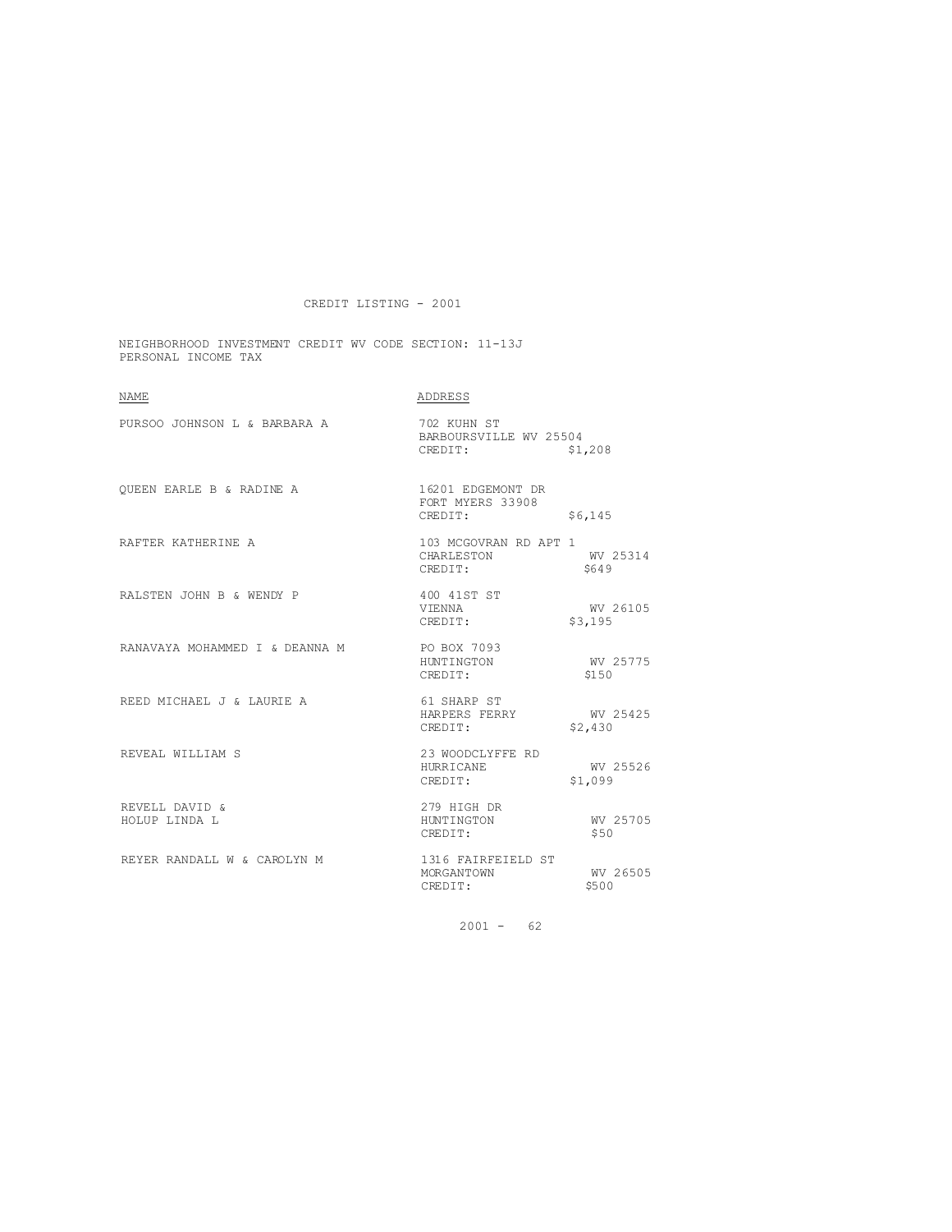CREDIT LISTING - 2001

NEIGHBORHOOD INVESTMENT CREDIT WV CODE SECTION: 11-13J
PERSONAL INCOME TAX

| NAME | ADDRESS |
|---|---|
| PURSOO JOHNSON L & BARBARA A | 702 KUHN ST<br>BARBOURSVILLE WV 25504<br>CREDIT: $1,208 |
| QUEEN EARLE B & RADINE A | 16201 EDGEMONT DR<br>FORT MYERS 33908<br>CREDIT: $6,145 |
| RAFTER KATHERINE A | 103 MCGOVRAN RD APT 1<br>CHARLESTON WV 25314<br>CREDIT: $649 |
| RALSTEN JOHN B & WENDY P | 400 41ST ST<br>VIENNA WV 26105<br>CREDIT: $3,195 |
| RANAVAYA MOHAMMED I & DEANNA M | PO BOX 7093<br>HUNTINGTON WV 25775<br>CREDIT: $150 |
| REED MICHAEL J & LAURIE A | 61 SHARP ST<br>HARPERS FERRY WV 25425<br>CREDIT: $2,430 |
| REVEAL WILLIAM S | 23 WOODCLYFFE RD<br>HURRICANE WV 25526<br>CREDIT: $1,099 |
| REVELL DAVID &<br>HOLUP LINDA L | 279 HIGH DR<br>HUNTINGTON WV 25705<br>CREDIT: $50 |
| REYER RANDALL W & CAROLYN M | 1316 FAIRFEIELD ST<br>MORGANTOWN WV 26505<br>CREDIT: $500 |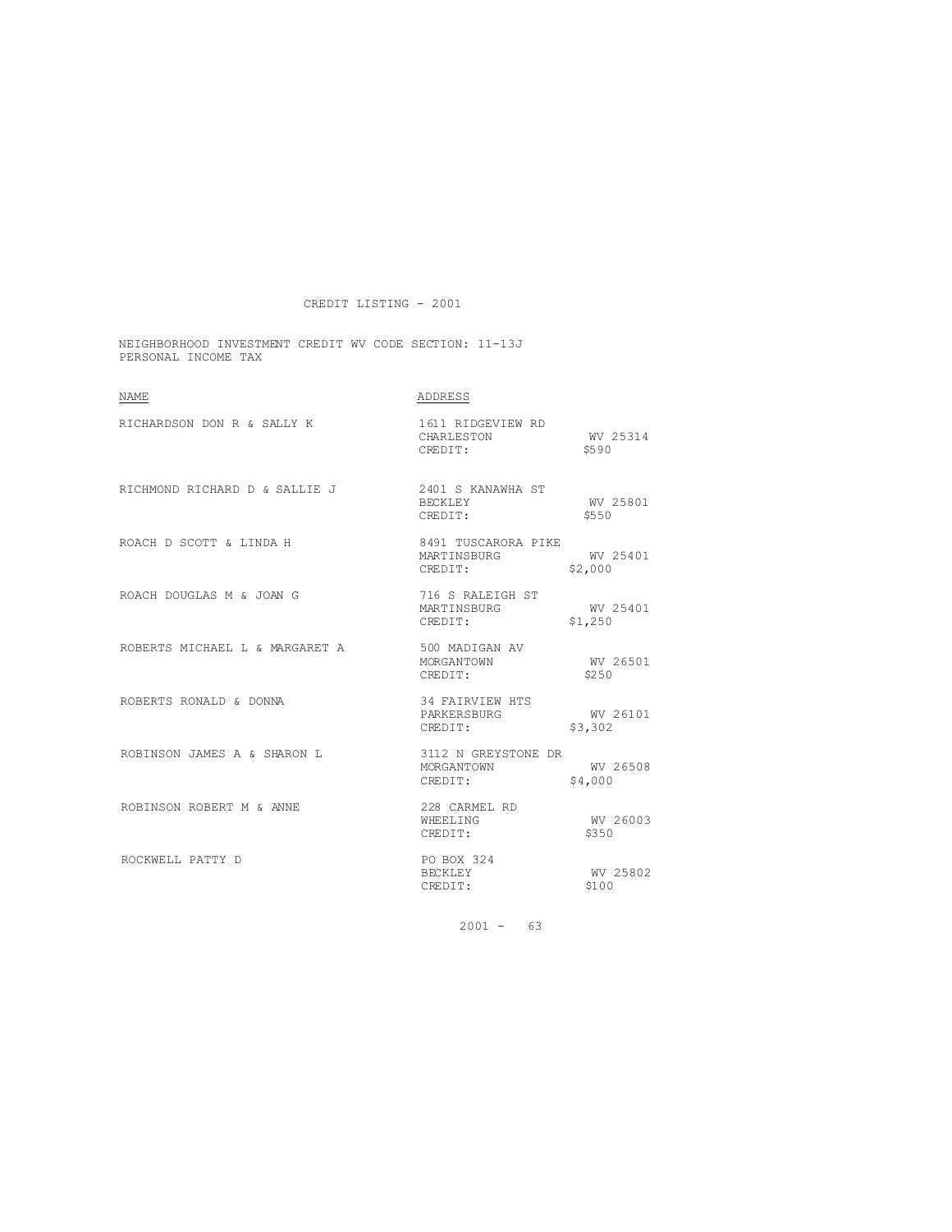CREDIT LISTING - 2001

NEIGHBORHOOD INVESTMENT CREDIT WV CODE SECTION: 11-13J
PERSONAL INCOME TAX

| NAME | ADDRESS | |
|---|---|---|
| RICHARDSON DON R & SALLY K | 1611 RIDGEVIEW RD<br>CHARLESTON<br>CREDIT: | <br>WV 25314<br>$590 |
| RICHMOND RICHARD D & SALLIE J | 2401 S KANAWHA ST<br>BECKLEY<br>CREDIT: | <br>WV 25801<br>$550 |
| ROACH D SCOTT & LINDA H | 8491 TUSCARORA PIKE<br>MARTINSBURG<br>CREDIT: | <br>WV 25401<br>$2,000 |
| ROACH DOUGLAS M & JOAN G | 716 S RALEIGH ST<br>MARTINSBURG<br>CREDIT: | <br>WV 25401<br>$1,250 |
| ROBERTS MICHAEL L & MARGARET A | 500 MADIGAN AV<br>MORGANTOWN<br>CREDIT: | <br>WV 26501<br>$250 |
| ROBERTS RONALD & DONNA | 34 FAIRVIEW HTS<br>PARKERSBURG<br>CREDIT: | <br>WV 26101<br>$3,302 |
| ROBINSON JAMES A & SHARON L | 3112 N GREYSTONE DR<br>MORGANTOWN<br>CREDIT: | <br>WV 26508<br>$4,000 |
| ROBINSON ROBERT M & ANNE | 228 CARMEL RD<br>WHEELING<br>CREDIT: | <br>WV 26003<br>$350 |
| ROCKWELL PATTY D | PO BOX 324<br>BECKLEY<br>CREDIT: | <br>WV 25802<br>$100 |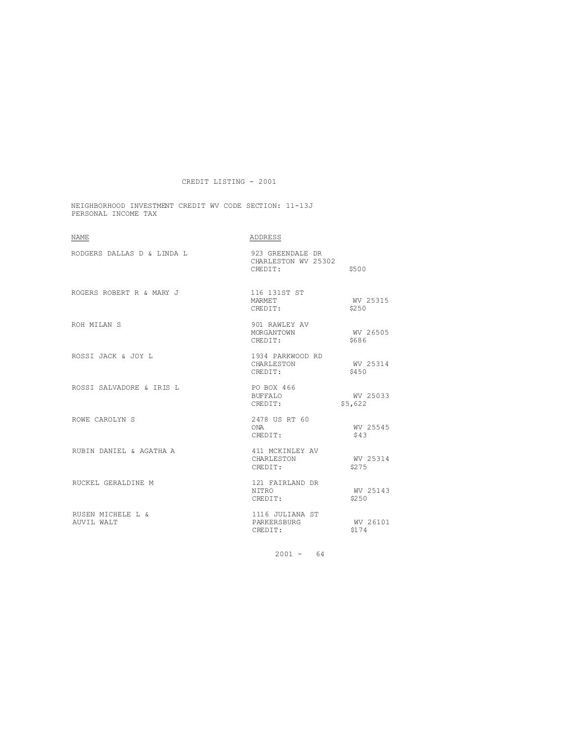CREDIT LISTING - 2001

NEIGHBORHOOD INVESTMENT CREDIT WV CODE SECTION: 11-13J
PERSONAL INCOME TAX

| NAME | ADDRESS | | |
|---|---|---|---|
| RODGERS DALLAS D & LINDA L | 923 GREENDALE DR<br>CHARLESTON WV 25302<br>CREDIT: | | $500 |
| ROGERS ROBERT R & MARY J | 116 131ST ST<br>MARMET<br>CREDIT: | WV 25315 | $250 |
| ROH MILAN S | 901 RAWLEY AV<br>MORGANTOWN<br>CREDIT: | WV 26505 | $686 |
| ROSSI JACK & JOY L | 1934 PARKWOOD RD<br>CHARLESTON<br>CREDIT: | WV 25314 | $450 |
| ROSSI SALVADORE & IRIS L | PO BOX 466<br>BUFFALO<br>CREDIT: | WV 25033 | $5,622 |
| ROWE CAROLYN S | 2478 US RT 60<br>ONA<br>CREDIT: | WV 25545 | $43 |
| RUBIN DANIEL & AGATHA A | 411 MCKINLEY AV<br>CHARLESTON<br>CREDIT: | WV 25314 | $275 |
| RUCKEL GERALDINE M | 121 FAIRLAND DR<br>NITRO<br>CREDIT: | WV 25143 | $250 |
| RUSEN MICHELE L &<br>AUVIL WALT | 1116 JULIANA ST<br>PARKERSBURG<br>CREDIT: | WV 26101 | $174 |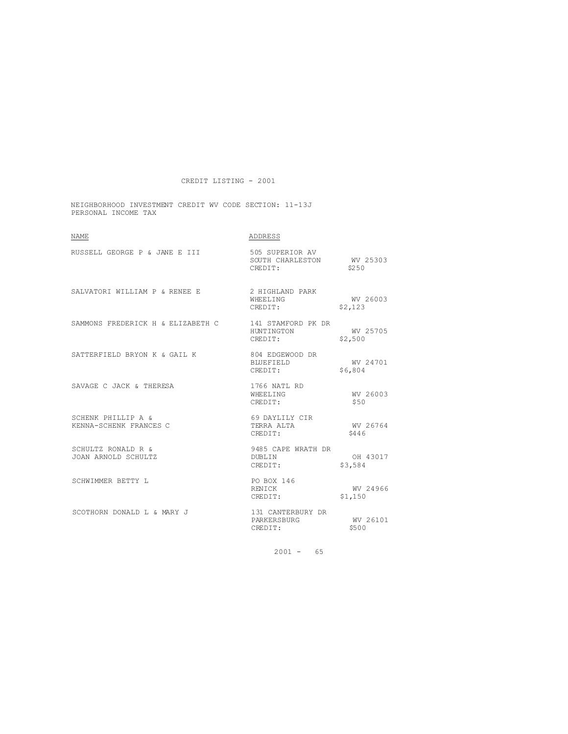CREDIT LISTING - 2001

NEIGHBORHOOD INVESTMENT CREDIT WV CODE SECTION: 11-13J
PERSONAL INCOME TAX

| NAME | ADDRESS | |
|---|---|---|
| RUSSELL GEORGE P & JANE E III | 505 SUPERIOR AV<br>SOUTH CHARLESTON<br>CREDIT: | <br>WV 25303<br>$250 |
| SALVATORI WILLIAM P & RENEE E | 2 HIGHLAND PARK<br>WHEELING<br>CREDIT: | <br>WV 26003<br>$2,123 |
| SAMMONS FREDERICK H & ELIZABETH C | 141 STAMFORD PK DR<br>HUNTINGTON<br>CREDIT: | <br>WV 25705<br>$2,500 |
| SATTERFIELD BRYON K & GAIL K | 804 EDGEWOOD DR<br>BLUEFIELD<br>CREDIT: | <br>WV 24701<br>$6,804 |
| SAVAGE C JACK & THERESA | 1766 NATL RD<br>WHEELING<br>CREDIT: | <br>WV 26003<br>$50 |
| SCHENK PHILLIP A &<br>KENNA-SCHENK FRANCES C | 69 DAYLILY CIR<br>TERRA ALTA<br>CREDIT: | <br>WV 26764<br>$446 |
| SCHULTZ RONALD R &<br>JOAN ARNOLD SCHULTZ | 9485 CAPE WRATH DR<br>DUBLIN<br>CREDIT: | <br>OH 43017<br>$3,584 |
| SCHWIMMER BETTY L | PO BOX 146<br>RENICK<br>CREDIT: | <br>WV 24966<br>$1,150 |
| SCOTHORN DONALD L & MARY J | 131 CANTERBURY DR<br>PARKERSBURG<br>CREDIT: | <br>WV 26101<br>$500 |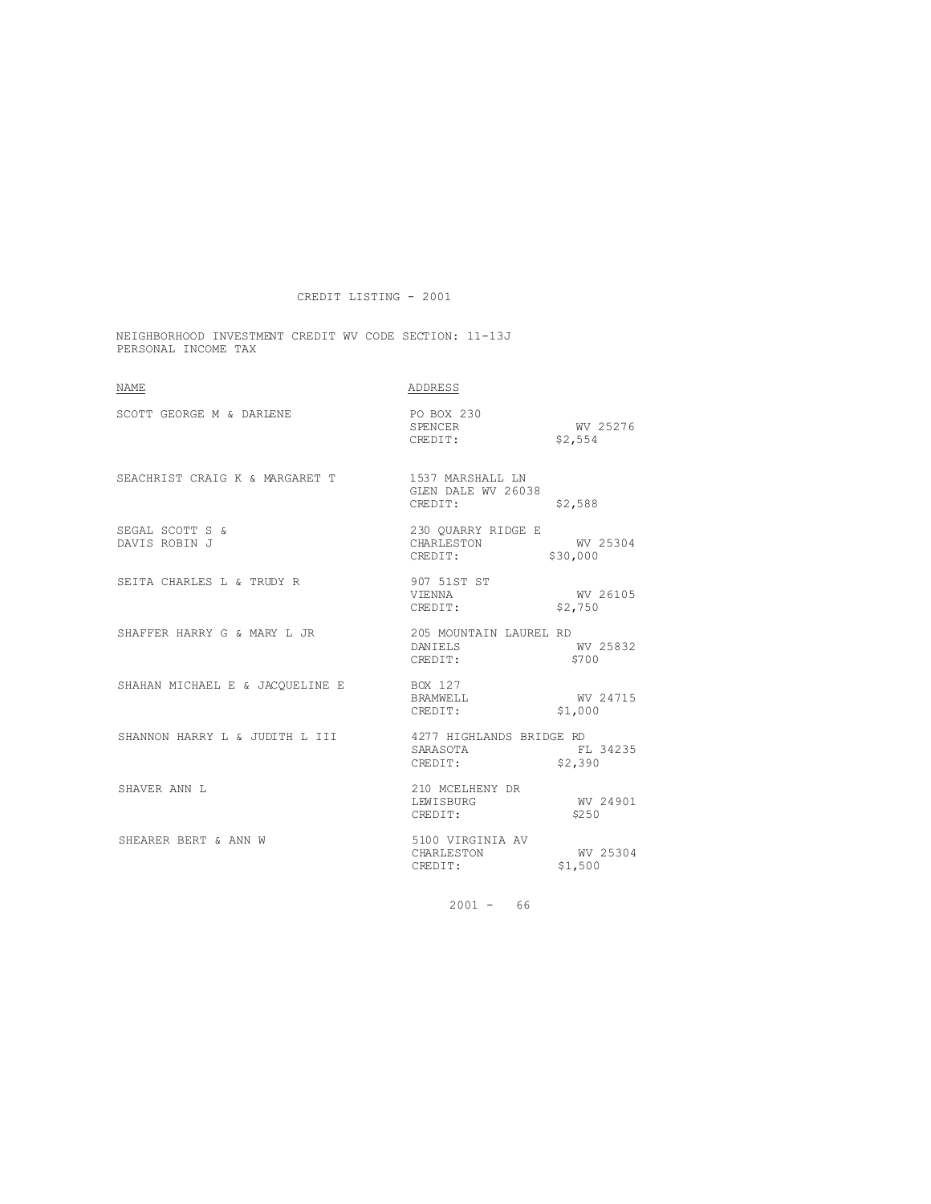CREDIT LISTING - 2001

NEIGHBORHOOD INVESTMENT CREDIT WV CODE SECTION: 11-13J
PERSONAL INCOME TAX

| NAME | ADDRESS |
|---|---|
| SCOTT GEORGE M & DARLENE | PO BOX 230<br>SPENCER WV 25276<br>CREDIT: $2,554 |
| SEACHRIST CRAIG K & MARGARET T | 1537 MARSHALL LN<br>GLEN DALE WV 26038<br>CREDIT: $2,588 |
| SEGAL SCOTT S &<br>DAVIS ROBIN J | 230 QUARRY RIDGE E<br>CHARLESTON WV 25304<br>CREDIT: $30,000 |
| SEITA CHARLES L & TRUDY R | 907 51ST ST<br>VIENNA WV 26105<br>CREDIT: $2,750 |
| SHAFFER HARRY G & MARY L JR | 205 MOUNTAIN LAUREL RD<br>DANIELS WV 25832<br>CREDIT: $700 |
| SHAHAN MICHAEL E & JACQUELINE E | BOX 127<br>BRAMWELL WV 24715<br>CREDIT: $1,000 |
| SHANNON HARRY L & JUDITH L III | 4277 HIGHLANDS BRIDGE RD<br>SARASOTA FL 34235<br>CREDIT: $2,390 |
| SHAVER ANN L | 210 MCELHENY DR<br>LEWISBURG WV 24901<br>CREDIT: $250 |
| SHEARER BERT & ANN W | 5100 VIRGINIA AV<br>CHARLESTON WV 25304<br>CREDIT: $1,500 |

2001 - 66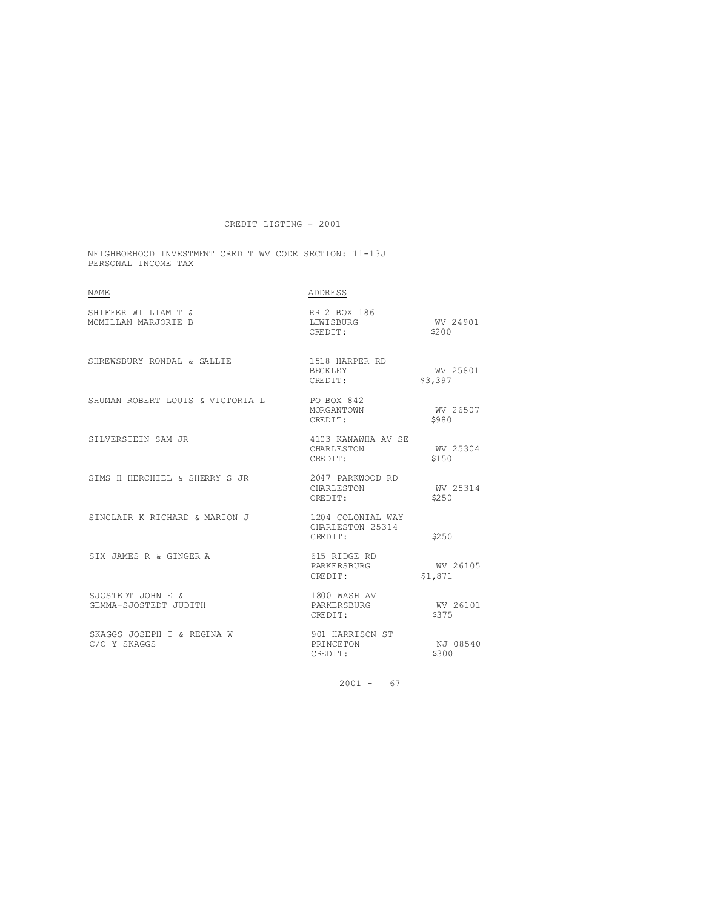CREDIT LISTING - 2001

NEIGHBORHOOD INVESTMENT CREDIT WV CODE SECTION: 11-13J
PERSONAL INCOME TAX

| NAME | ADDRESS | |
|---|---|---|
| SHIFFER WILLIAM T & MCMILLAN MARJORIE B | RR 2 BOX 186 LEWISBURG | WV 24901 |
| | CREDIT: | $200 |
| SHREWSBURY RONDAL & SALLIE | 1518 HARPER RD BECKLEY | WV 25801 |
| | CREDIT: | $3,397 |
| SHUMAN ROBERT LOUIS & VICTORIA L | PO BOX 842 MORGANTOWN | WV 26507 |
| | CREDIT: | $980 |
| SILVERSTEIN SAM JR | 4103 KANAWHA AV SE CHARLESTON | WV 25304 |
| | CREDIT: | $150 |
| SIMS H HERCHIEL & SHERRY S JR | 2047 PARKWOOD RD CHARLESTON | WV 25314 |
| | CREDIT: | $250 |
| SINCLAIR K RICHARD & MARION J | 1204 COLONIAL WAY CHARLESTON 25314 | |
| | CREDIT: | $250 |
| SIX JAMES R & GINGER A | 615 RIDGE RD PARKERSBURG | WV 26105 |
| | CREDIT: | $1,871 |
| SJOSTEDT JOHN E & GEMMA-SJOSTEDT JUDITH | 1800 WASH AV PARKERSBURG | WV 26101 |
| | CREDIT: | $375 |
| SKAGGS JOSEPH T & REGINA W C/O Y SKAGGS | 901 HARRISON ST PRINCETON | NJ 08540 |
| | CREDIT: | $300 |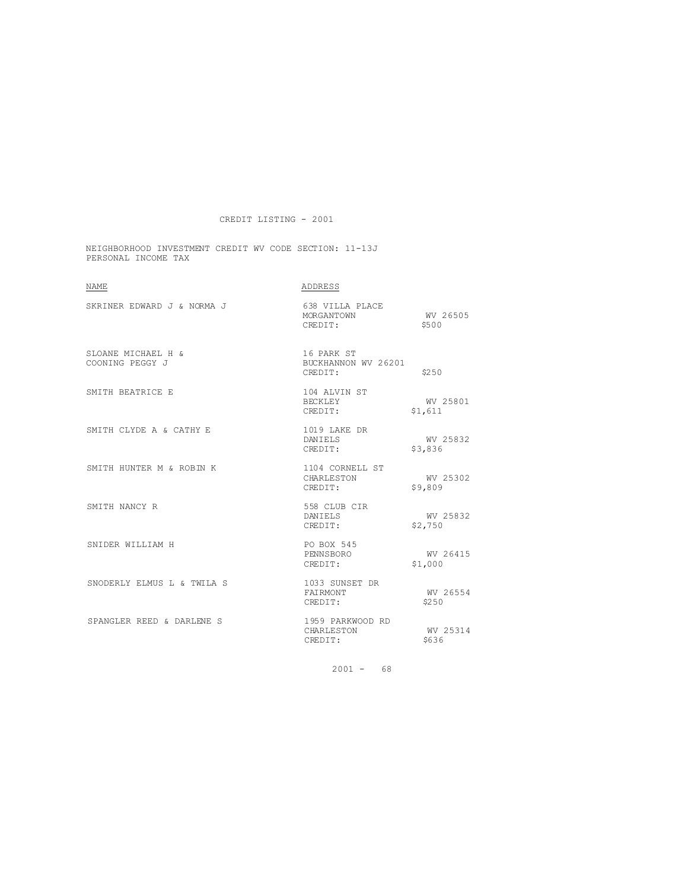CREDIT LISTING - 2001

NEIGHBORHOOD INVESTMENT CREDIT WV CODE SECTION: 11-13J
PERSONAL INCOME TAX

| NAME | ADDRESS |
| --- | --- |
| SKRINER EDWARD J & NORMA J | 638 VILLA PLACE<br>MORGANTOWN WV 26505<br>CREDIT: $500 |
| SLOANE MICHAEL H &<br>COONING PEGGY J | 16 PARK ST<br>BUCKHANNON WV 26201<br>CREDIT: $250 |
| SMITH BEATRICE E | 104 ALVIN ST<br>BECKLEY WV 25801<br>CREDIT: $1,611 |
| SMITH CLYDE A & CATHY E | 1019 LAKE DR<br>DANIELS WV 25832<br>CREDIT: $3,836 |
| SMITH HUNTER M & ROBIN K | 1104 CORNELL ST<br>CHARLESTON WV 25302<br>CREDIT: $9,809 |
| SMITH NANCY R | 558 CLUB CIR<br>DANIELS WV 25832<br>CREDIT: $2,750 |
| SNIDER WILLIAM H | PO BOX 545<br>PENNSBORO WV 26415<br>CREDIT: $1,000 |
| SNODERLY ELMUS L & TWILA S | 1033 SUNSET DR<br>FAIRMONT WV 26554<br>CREDIT: $250 |
| SPANGLER REED & DARLENE S | 1959 PARKWOOD RD<br>CHARLESTON WV 25314<br>CREDIT: $636 |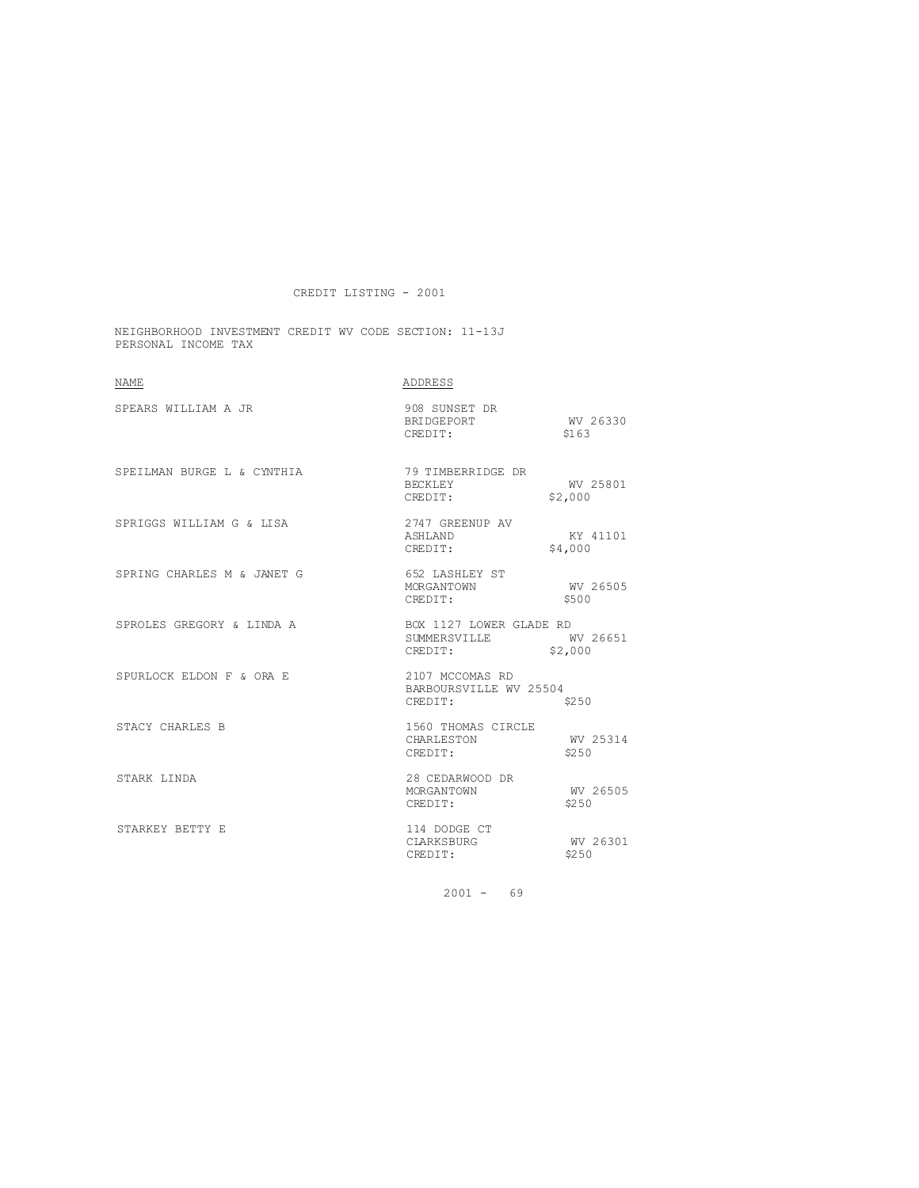CREDIT LISTING - 2001

NEIGHBORHOOD INVESTMENT CREDIT WV CODE SECTION: 11-13J
PERSONAL INCOME TAX

| NAME | ADDRESS |
| --- | --- |
| SPEARS WILLIAM A JR | 908 SUNSET DR<br>BRIDGEPORT WV 26330<br>CREDIT: $163 |
| SPEILMAN BURGE L & CYNTHIA | 79 TIMBERRIDGE DR<br>BECKLEY WV 25801<br>CREDIT: $2,000 |
| SPRIGGS WILLIAM G & LISA | 2747 GREENUP AV<br>ASHLAND KY 41101<br>CREDIT: $4,000 |
| SPRING CHARLES M & JANET G | 652 LASHLEY ST<br>MORGANTOWN WV 26505<br>CREDIT: $500 |
| SPROLES GREGORY & LINDA A | BOX 1127 LOWER GLADE RD<br>SUMMERSVILLE WV 26651<br>CREDIT: $2,000 |
| SPURLOCK ELDON F & ORA E | 2107 MCCOMAS RD<br>BARBOURSVILLE WV 25504<br>CREDIT: $250 |
| STACY CHARLES B | 1560 THOMAS CIRCLE<br>CHARLESTON WV 25314<br>CREDIT: $250 |
| STARK LINDA | 28 CEDARWOOD DR<br>MORGANTOWN WV 26505<br>CREDIT: $250 |
| STARKEY BETTY E | 114 DODGE CT<br>CLARKSBURG WV 26301<br>CREDIT: $250 |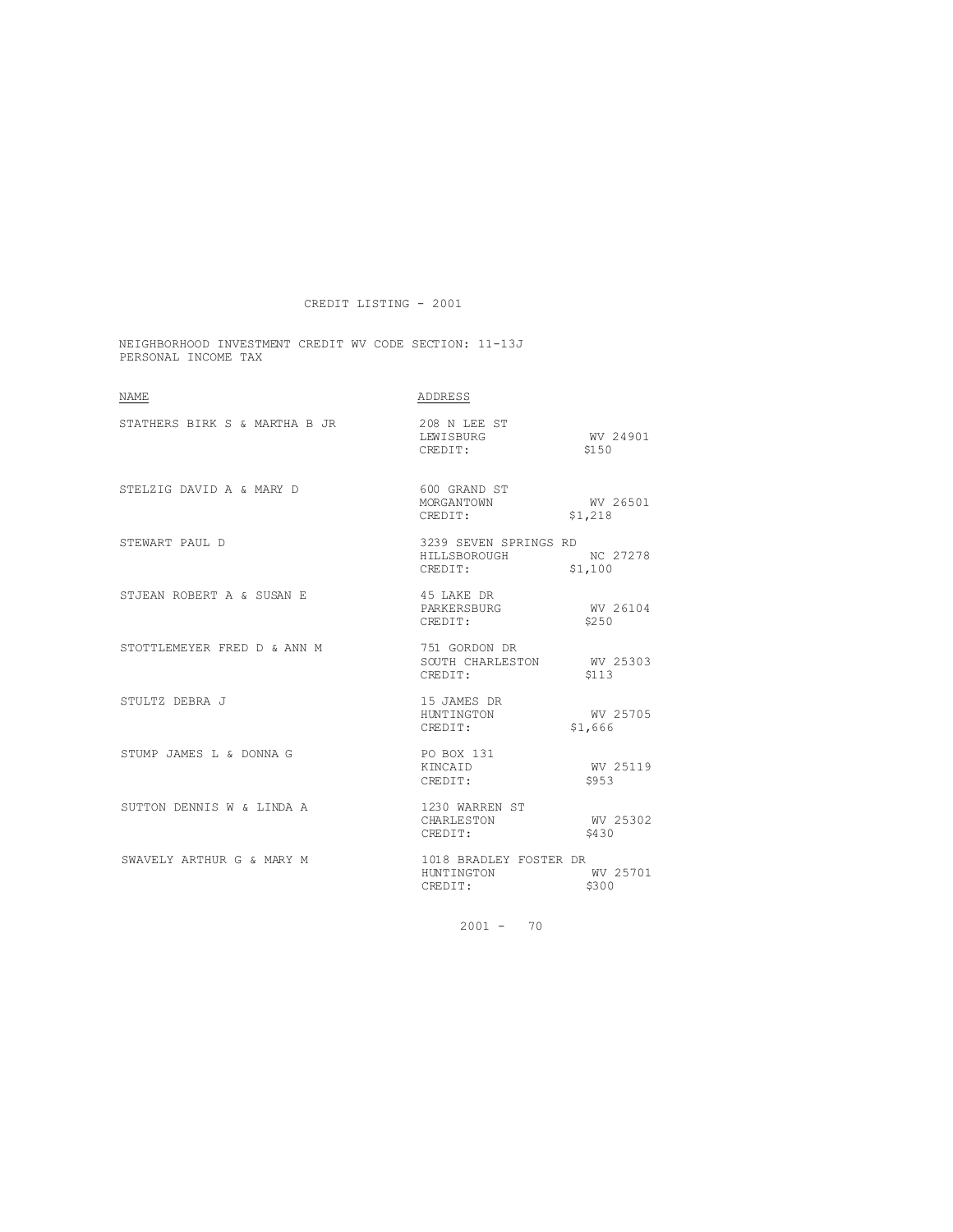CREDIT LISTING - 2001

NEIGHBORHOOD INVESTMENT CREDIT WV CODE SECTION: 11-13J
PERSONAL INCOME TAX

| NAME | ADDRESS |
| --- | --- |
| STATHERS BIRK S & MARTHA B JR | 208 N LEE ST<br>LEWISBURG WV 24901<br>CREDIT: $150 |
| STELZIG DAVID A & MARY D | 600 GRAND ST<br>MORGANTOWN WV 26501<br>CREDIT: $1,218 |
| STEWART PAUL D | 3239 SEVEN SPRINGS RD<br>HILLSBOROUGH NC 27278<br>CREDIT: $1,100 |
| STJEAN ROBERT A & SUSAN E | 45 LAKE DR<br>PARKERSBURG WV 26104<br>CREDIT: $250 |
| STOTTLEMEYER FRED D & ANN M | 751 GORDON DR<br>SOUTH CHARLESTON WV 25303<br>CREDIT: $113 |
| STULTZ DEBRA J | 15 JAMES DR<br>HUNTINGTON WV 25705<br>CREDIT: $1,666 |
| STUMP JAMES L & DONNA G | PO BOX 131<br>KINCAID WV 25119<br>CREDIT: $953 |
| SUTTON DENNIS W & LINDA A | 1230 WARREN ST<br>CHARLESTON WV 25302<br>CREDIT: $430 |
| SWAVELY ARTHUR G & MARY M | 1018 BRADLEY FOSTER DR<br>HUNTINGTON WV 25701<br>CREDIT: $300 |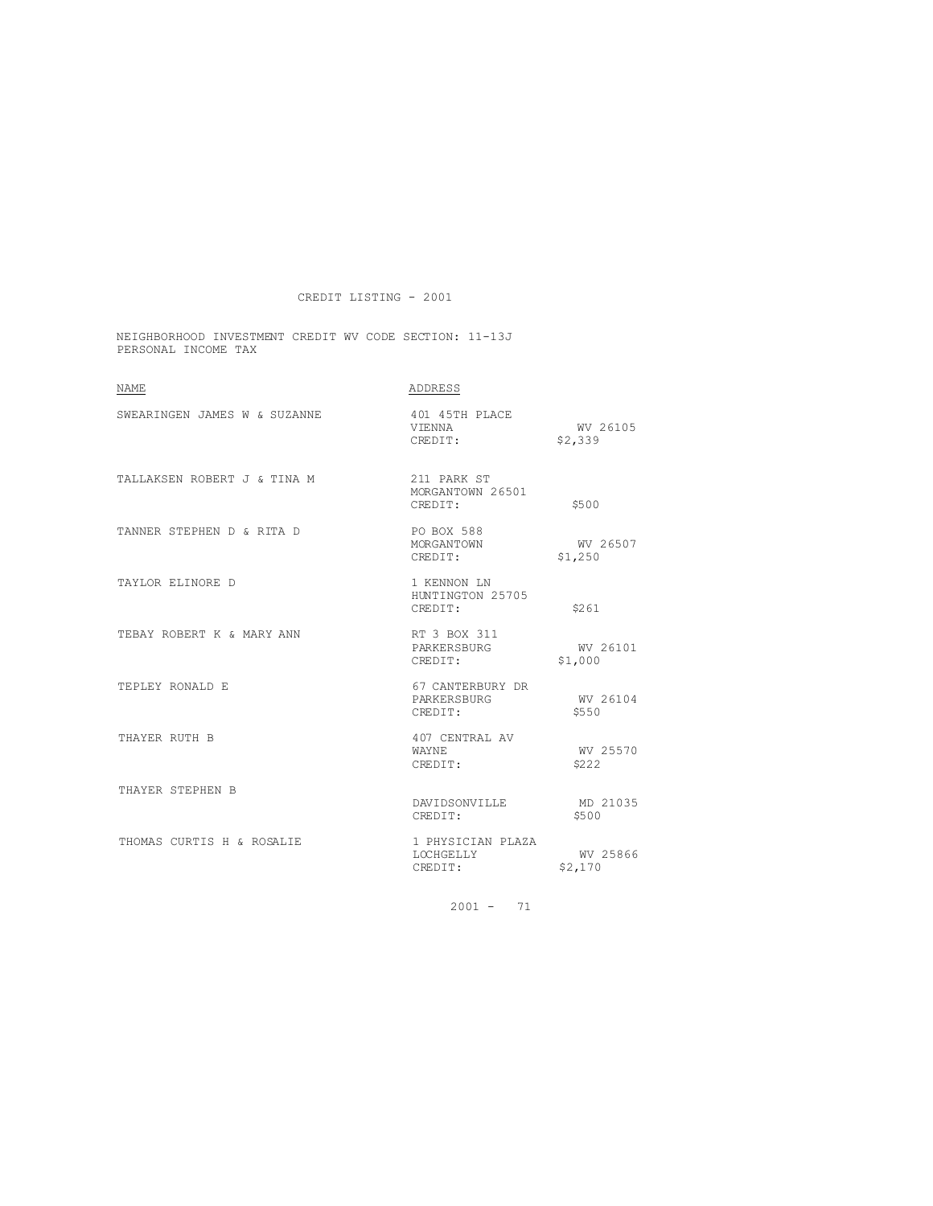CREDIT LISTING - 2001

NEIGHBORHOOD INVESTMENT CREDIT WV CODE SECTION: 11-13J
PERSONAL INCOME TAX

| NAME | ADDRESS | |
|---|---|---|
| SWEARINGEN JAMES W & SUZANNE | 401 45TH PLACE<br>VIENNA<br>CREDIT: | <br>WV 26105<br>$2,339 |
| TALLAKSEN ROBERT J & TINA M | 211 PARK ST<br>MORGANTOWN 26501<br>CREDIT: | <br><br>$500 |
| TANNER STEPHEN D & RITA D | PO BOX 588<br>MORGANTOWN<br>CREDIT: | <br>WV 26507<br>$1,250 |
| TAYLOR ELINORE D | 1 KENNON LN<br>HUNTINGTON 25705<br>CREDIT: | <br><br>$261 |
| TEBAY ROBERT K & MARY ANN | RT 3 BOX 311<br>PARKERSBURG<br>CREDIT: | <br>WV 26101<br>$1,000 |
| TEPLEY RONALD E | 67 CANTERBURY DR<br>PARKERSBURG<br>CREDIT: | <br>WV 26104<br>$550 |
| THAYER RUTH B | 407 CENTRAL AV<br>WAYNE<br>CREDIT: | <br>WV 25570<br>$222 |
| THAYER STEPHEN B | <br>DAVIDSONVILLE<br>CREDIT: | <br>MD 21035<br>$500 |
| THOMAS CURTIS H & ROSALIE | 1 PHYSICIAN PLAZA<br>LOCHGELLY<br>CREDIT: | <br>WV 25866<br>$2,170 |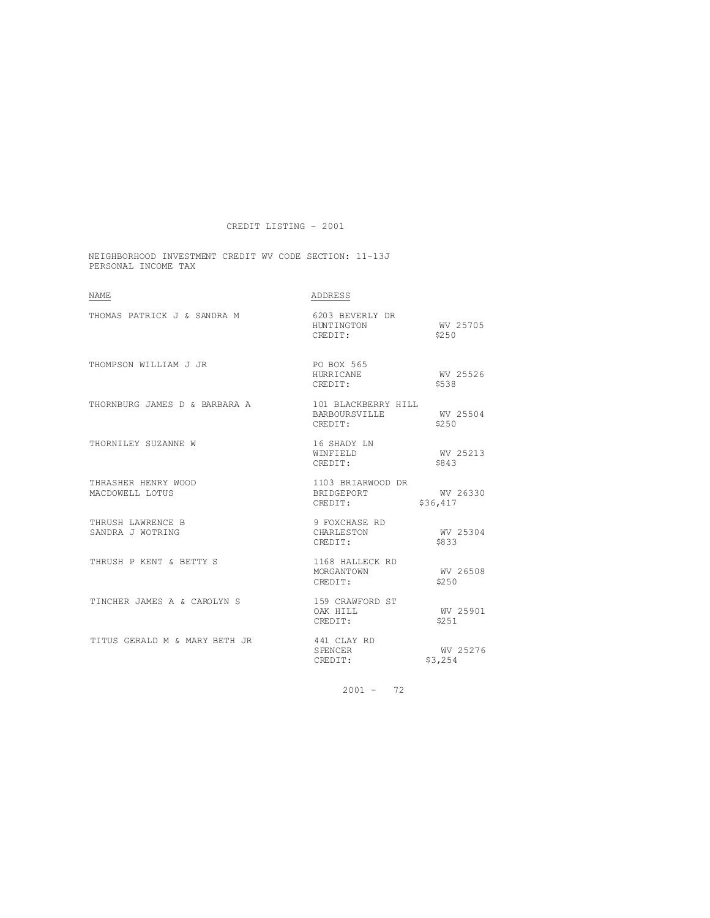# CREDIT LISTING - 2001

NEIGHBORHOOD INVESTMENT CREDIT WV CODE SECTION: 11-13J
PERSONAL INCOME TAX

| NAME | ADDRESS | | |
|---|---|---|---|
| THOMAS PATRICK J & SANDRA M | 6203 BEVERLY DR<br>HUNTINGTON<br>CREDIT: | WV 25705<br>$250 | |
| THOMPSON WILLIAM J JR | PO BOX 565<br>HURRICANE<br>CREDIT: | WV 25526<br>$538 | |
| THORNBURG JAMES D & BARBARA A | 101 BLACKBERRY HILL<br>BARBOURSVILLE<br>CREDIT: | WV 25504<br>$250 | |
| THORNILEY SUZANNE W | 16 SHADY LN<br>WINFIELD<br>CREDIT: | WV 25213<br>$843 | |
| THRASHER HENRY WOOD<br>MACDOWELL LOTUS | 1103 BRIARWOOD DR<br>BRIDGEPORT<br>CREDIT: | WV 26330<br>$36,417 | |
| THRUSH LAWRENCE B<br>SANDRA J WOTRING | 9 FOXCHASE RD<br>CHARLESTON<br>CREDIT: | WV 25304<br>$833 | |
| THRUSH P KENT & BETTY S | 1168 HALLECK RD<br>MORGANTOWN<br>CREDIT: | WV 26508<br>$250 | |
| TINCHER JAMES A & CAROLYN S | 159 CRAWFORD ST<br>OAK HILL<br>CREDIT: | WV 25901<br>$251 | |
| TITUS GERALD M & MARY BETH JR | 441 CLAY RD<br>SPENCER<br>CREDIT: | WV 25276<br>$3,254 | |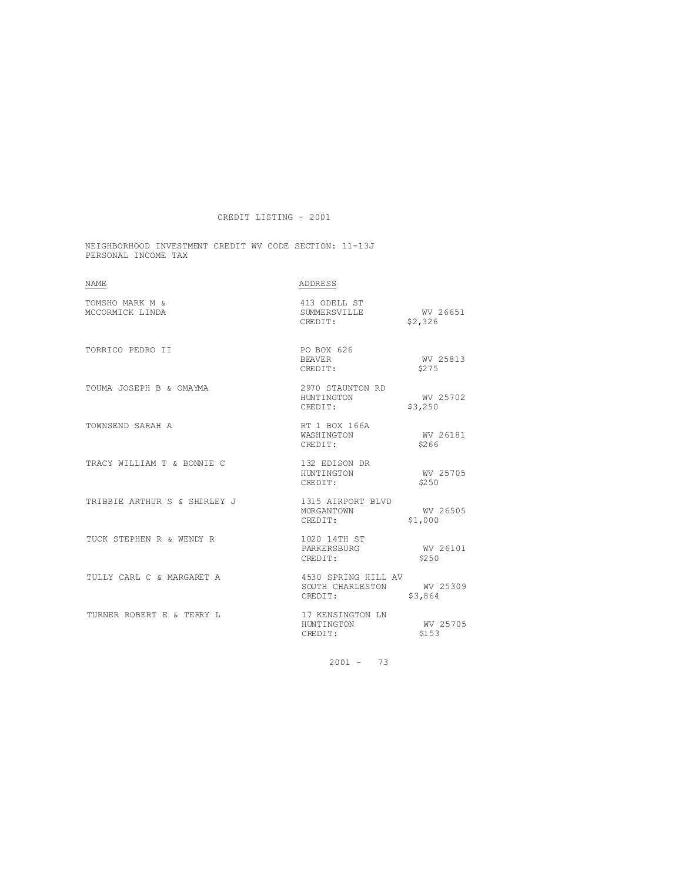CREDIT LISTING - 2001

NEIGHBORHOOD INVESTMENT CREDIT WV CODE SECTION: 11-13J
PERSONAL INCOME TAX

| NAME | ADDRESS | |
|---|---|---|
| TOMSHO MARK M & MCCORMICK LINDA | 413 ODELL ST<br>SUMMERSVILLE<br>CREDIT: | WV 26651<br>$2,326 |
| TORRICO PEDRO II | PO BOX 626<br>BEAVER<br>CREDIT: | WV 25813<br>$275 |
| TOUMA JOSEPH B & OMAYMA | 2970 STAUNTON RD<br>HUNTINGTON<br>CREDIT: | WV 25702<br>$3,250 |
| TOWNSEND SARAH A | RT 1 BOX 166A<br>WASHINGTON<br>CREDIT: | WV 26181<br>$266 |
| TRACY WILLIAM T & BONNIE C | 132 EDISON DR<br>HUNTINGTON<br>CREDIT: | WV 25705<br>$250 |
| TRIBBIE ARTHUR S & SHIRLEY J | 1315 AIRPORT BLVD<br>MORGANTOWN<br>CREDIT: | WV 26505<br>$1,000 |
| TUCK STEPHEN R & WENDY R | 1020 14TH ST<br>PARKERSBURG<br>CREDIT: | WV 26101<br>$250 |
| TULLY CARL C & MARGARET A | 4530 SPRING HILL AV<br>SOUTH CHARLESTON<br>CREDIT: | WV 25309<br>$3,864 |
| TURNER ROBERT E & TERRY L | 17 KENSINGTON LN<br>HUNTINGTON<br>CREDIT: | WV 25705<br>$153 |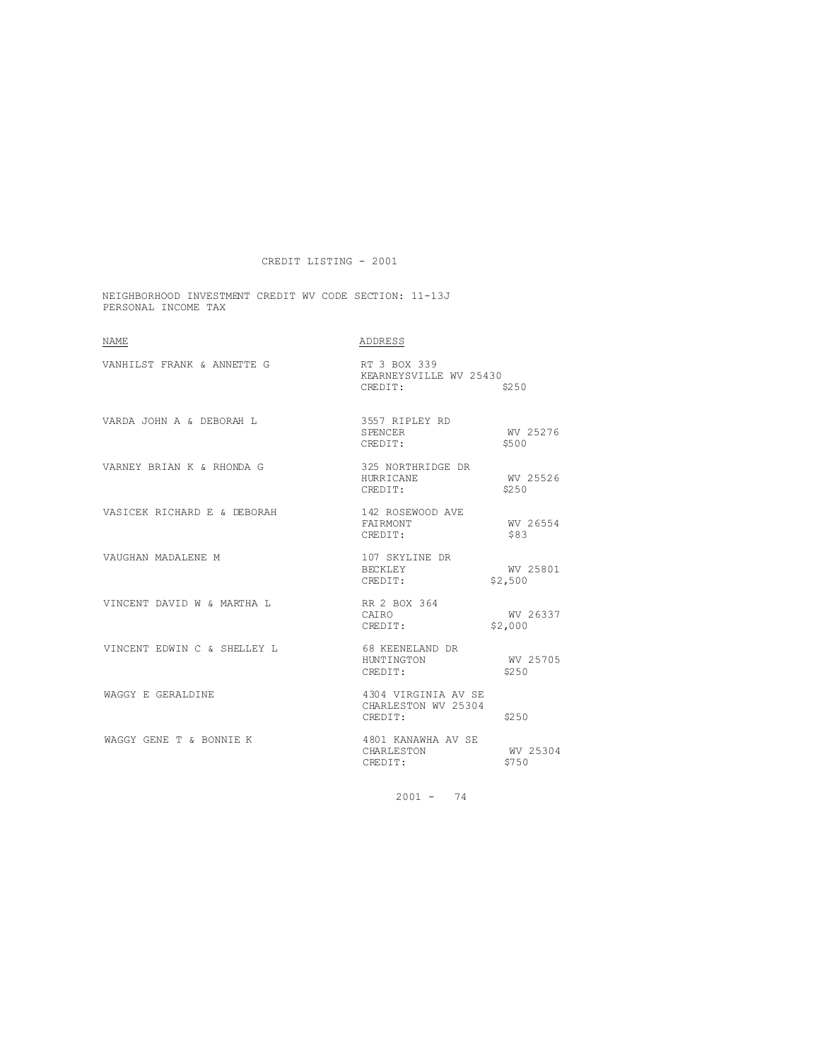# CREDIT LISTING - 2001

NEIGHBORHOOD INVESTMENT CREDIT WV CODE SECTION: 11-13J
PERSONAL INCOME TAX

| NAME | ADDRESS |
| --- | --- |
| VANHILST FRANK & ANNETTE G | RT 3 BOX 339<br>KEARNEYSVILLE WV 25430<br>CREDIT: $250 |
| VARDA JOHN A & DEBORAH L | 3557 RIPLEY RD<br>SPENCER WV 25276<br>CREDIT: $500 |
| VARNEY BRIAN K & RHONDA G | 325 NORTHRIDGE DR<br>HURRICANE WV 25526<br>CREDIT: $250 |
| VASICEK RICHARD E & DEBORAH | 142 ROSEWOOD AVE<br>FAIRMONT WV 26554<br>CREDIT: $83 |
| VAUGHAN MADALENE M | 107 SKYLINE DR<br>BECKLEY WV 25801<br>CREDIT: $2,500 |
| VINCENT DAVID W & MARTHA L | RR 2 BOX 364<br>CAIRO WV 26337<br>CREDIT: $2,000 |
| VINCENT EDWIN C & SHELLEY L | 68 KEENELAND DR<br>HUNTINGTON WV 25705<br>CREDIT: $250 |
| WAGGY E GERALDINE | 4304 VIRGINIA AV SE<br>CHARLESTON WV 25304<br>CREDIT: $250 |
| WAGGY GENE T & BONNIE K | 4801 KANAWHA AV SE<br>CHARLESTON WV 25304<br>CREDIT: $750 |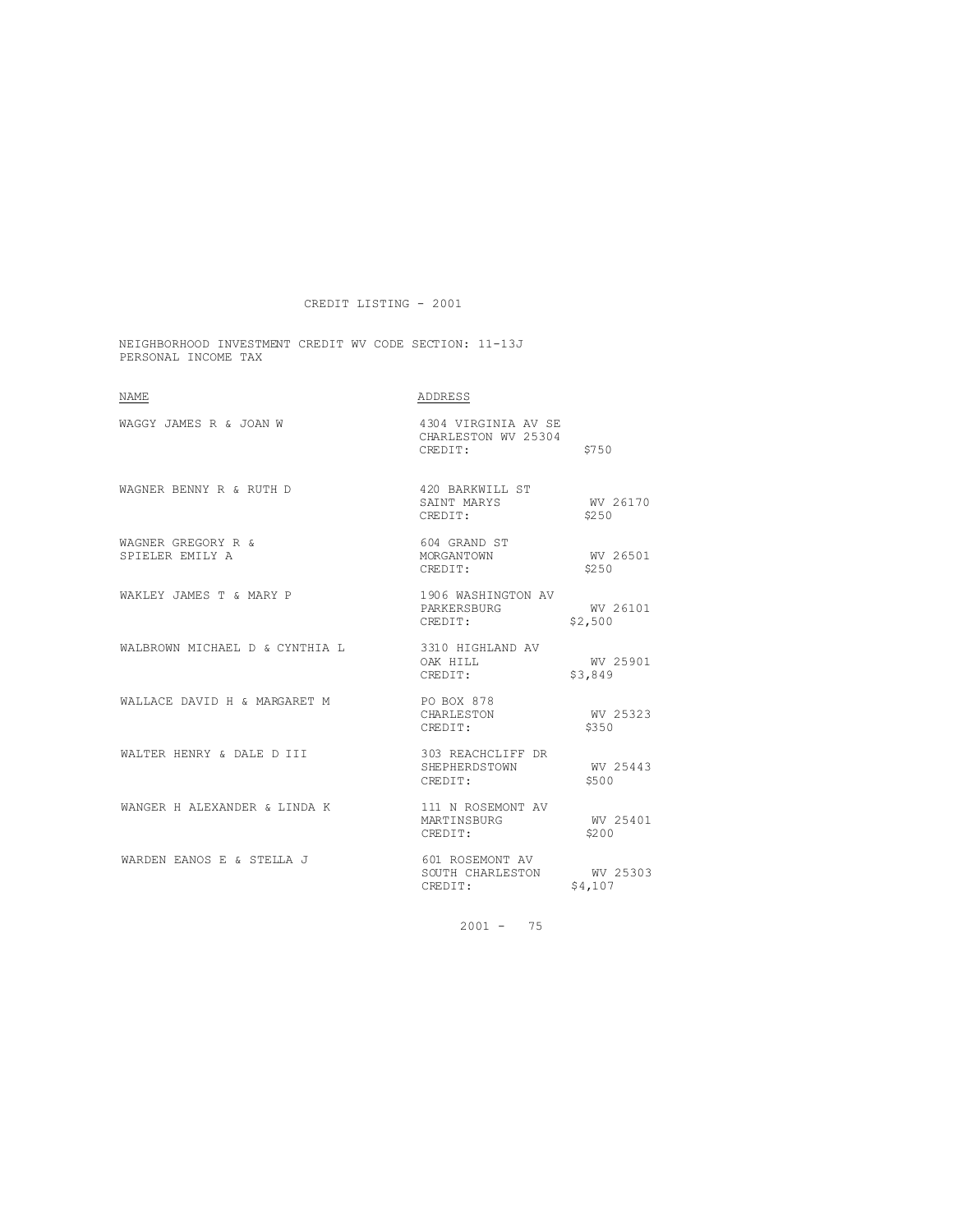CREDIT LISTING - 2001

NEIGHBORHOOD INVESTMENT CREDIT WV CODE SECTION: 11-13J
PERSONAL INCOME TAX

| NAME | ADDRESS |
| --- | --- |
| WAGGY JAMES R & JOAN W | 4304 VIRGINIA AV SE<br>CHARLESTON WV 25304<br>CREDIT: $750 |
| WAGNER BENNY R & RUTH D | 420 BARKWILL ST<br>SAINT MARYS WV 26170<br>CREDIT: $250 |
| WAGNER GREGORY R &<br>SPIELER EMILY A | 604 GRAND ST<br>MORGANTOWN WV 26501<br>CREDIT: $250 |
| WAKLEY JAMES T & MARY P | 1906 WASHINGTON AV<br>PARKERSBURG WV 26101<br>CREDIT: $2,500 |
| WALBROWN MICHAEL D & CYNTHIA L | 3310 HIGHLAND AV<br>OAK HILL WV 25901<br>CREDIT: $3,849 |
| WALLACE DAVID H & MARGARET M | PO BOX 878<br>CHARLESTON WV 25323<br>CREDIT: $350 |
| WALTER HENRY & DALE D III | 303 REACHCLIFF DR<br>SHEPHERDSTOWN WV 25443<br>CREDIT: $500 |
| WANGER H ALEXANDER & LINDA K | 111 N ROSEMONT AV<br>MARTINSBURG WV 25401<br>CREDIT: $200 |
| WARDEN EANOS E & STELLA J | 601 ROSEMONT AV<br>SOUTH CHARLESTON WV 25303<br>CREDIT: $4,107 |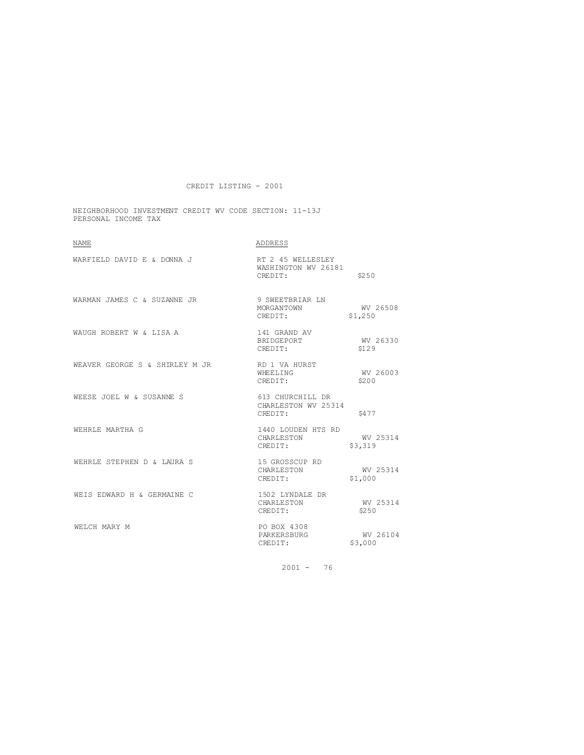CREDIT LISTING - 2001

NEIGHBORHOOD INVESTMENT CREDIT WV CODE SECTION: 11-13J
PERSONAL INCOME TAX

| NAME | ADDRESS |
|---|---|
| WARFIELD DAVID E & DONNA J | RT 2 45 WELLESLEY<br>WASHINGTON WV 26181<br>CREDIT: $250 |
| WARMAN JAMES C & SUZANNE JR | 9 SWEETBRIAR LN<br>MORGANTOWN WV 26508<br>CREDIT: $1,250 |
| WAUGH ROBERT W & LISA A | 141 GRAND AV<br>BRIDGEPORT WV 26330<br>CREDIT: $129 |
| WEAVER GEORGE S & SHIRLEY M JR | RD 1 VA HURST<br>WHEELING WV 26003<br>CREDIT: $200 |
| WEESE JOEL W & SUSANNE S | 613 CHURCHILL DR<br>CHARLESTON WV 25314<br>CREDIT: $477 |
| WEHRLE MARTHA G | 1440 LOUDEN HTS RD<br>CHARLESTON WV 25314<br>CREDIT: $3,319 |
| WEHRLE STEPHEN D & LAURA S | 15 GROSSCUP RD<br>CHARLESTON WV 25314<br>CREDIT: $1,000 |
| WEIS EDWARD H & GERMAINE C | 1502 LYNDALE DR<br>CHARLESTON WV 25314<br>CREDIT: $250 |
| WELCH MARY M | PO BOX 4308<br>PARKERSBURG WV 26104<br>CREDIT: $3,000 |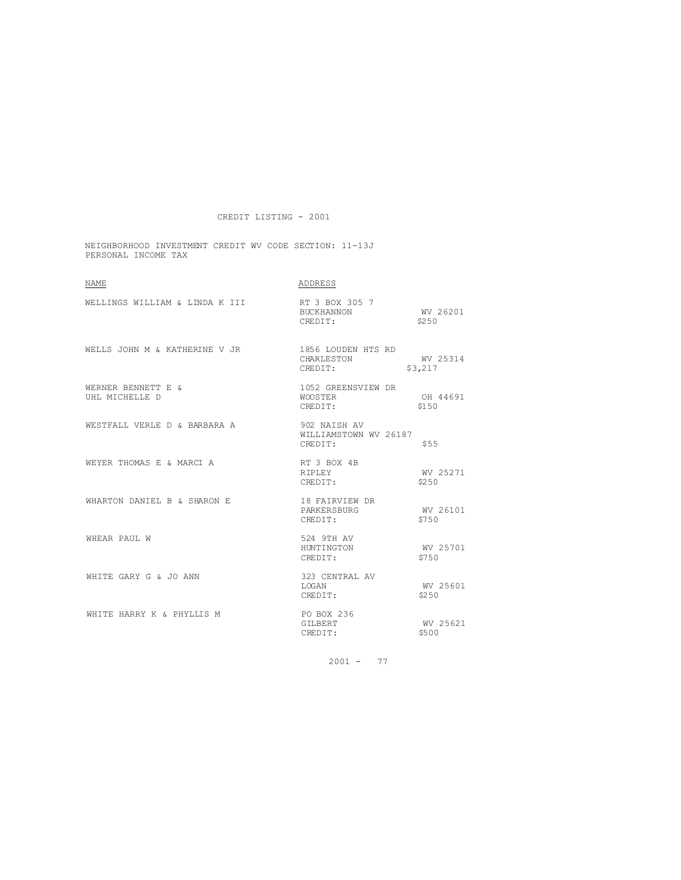CREDIT LISTING - 2001

NEIGHBORHOOD INVESTMENT CREDIT WV CODE SECTION: 11-13J
PERSONAL INCOME TAX

| NAME | ADDRESS |
|---|---|
| WELLINGS WILLIAM & LINDA K III | RT 3 BOX 305 7<br>BUCKHANNON WV 26201<br>CREDIT: $250 |
| WELLS JOHN M & KATHERINE V JR | 1856 LOUDEN HTS RD<br>CHARLESTON WV 25314<br>CREDIT: $3,217 |
| WERNER BENNETT E &<br>UHL MICHELLE D | 1052 GREENSVIEW DR<br>WOOSTER OH 44691<br>CREDIT: $150 |
| WESTFALL VERLE D & BARBARA A | 902 NAISH AV<br>WILLIAMSTOWN WV 26187<br>CREDIT: $55 |
| WEYER THOMAS E & MARCI A | RT 3 BOX 4B<br>RIPLEY WV 25271<br>CREDIT: $250 |
| WHARTON DANIEL B & SHARON E | 18 FAIRVIEW DR<br>PARKERSBURG WV 26101<br>CREDIT: $750 |
| WHEAR PAUL W | 524 9TH AV<br>HUNTINGTON WV 25701<br>CREDIT: $750 |
| WHITE GARY G & JO ANN | 323 CENTRAL AV<br>LOGAN WV 25601<br>CREDIT: $250 |
| WHITE HARRY K & PHYLLIS M | PO BOX 236<br>GILBERT WV 25621<br>CREDIT: $500 |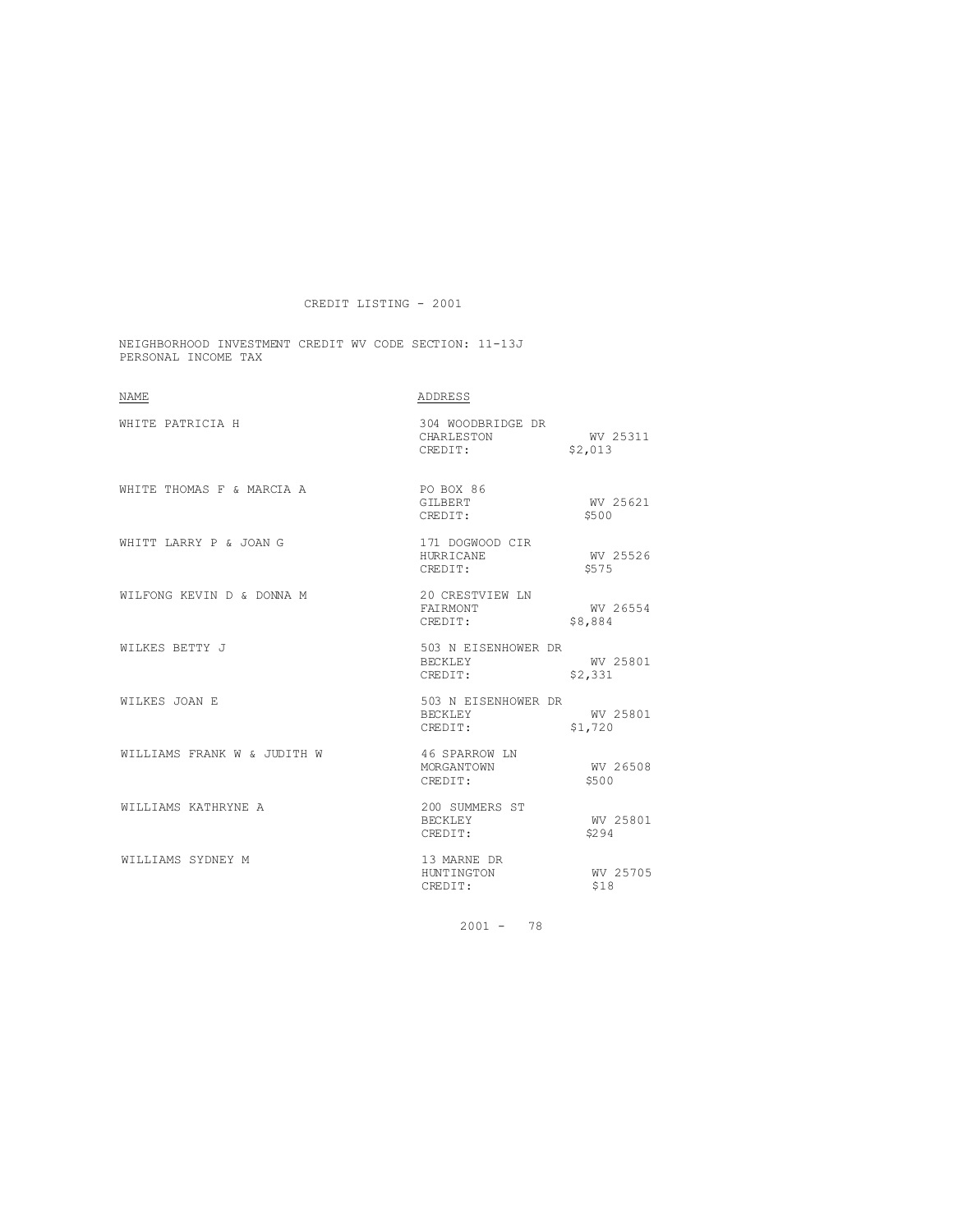CREDIT LISTING - 2001

NEIGHBORHOOD INVESTMENT CREDIT WV CODE SECTION: 11-13J
PERSONAL INCOME TAX

| NAME | ADDRESS |
| --- | --- |
| WHITE PATRICIA H | 304 WOODBRIDGE DR<br>CHARLESTON WV 25311<br>CREDIT: $2,013 |
| WHITE THOMAS F & MARCIA A | PO BOX 86<br>GILBERT WV 25621<br>CREDIT: $500 |
| WHITT LARRY P & JOAN G | 171 DOGWOOD CIR<br>HURRICANE WV 25526<br>CREDIT: $575 |
| WILFONG KEVIN D & DONNA M | 20 CRESTVIEW LN<br>FAIRMONT WV 26554<br>CREDIT: $8,884 |
| WILKES BETTY J | 503 N EISENHOWER DR<br>BECKLEY WV 25801<br>CREDIT: $2,331 |
| WILKES JOAN E | 503 N EISENHOWER DR<br>BECKLEY WV 25801<br>CREDIT: $1,720 |
| WILLIAMS FRANK W & JUDITH W | 46 SPARROW LN<br>MORGANTOWN WV 26508<br>CREDIT: $500 |
| WILLIAMS KATHRYNE A | 200 SUMMERS ST<br>BECKLEY WV 25801<br>CREDIT: $294 |
| WILLIAMS SYDNEY M | 13 MARNE DR<br>HUNTINGTON WV 25705<br>CREDIT: $18 |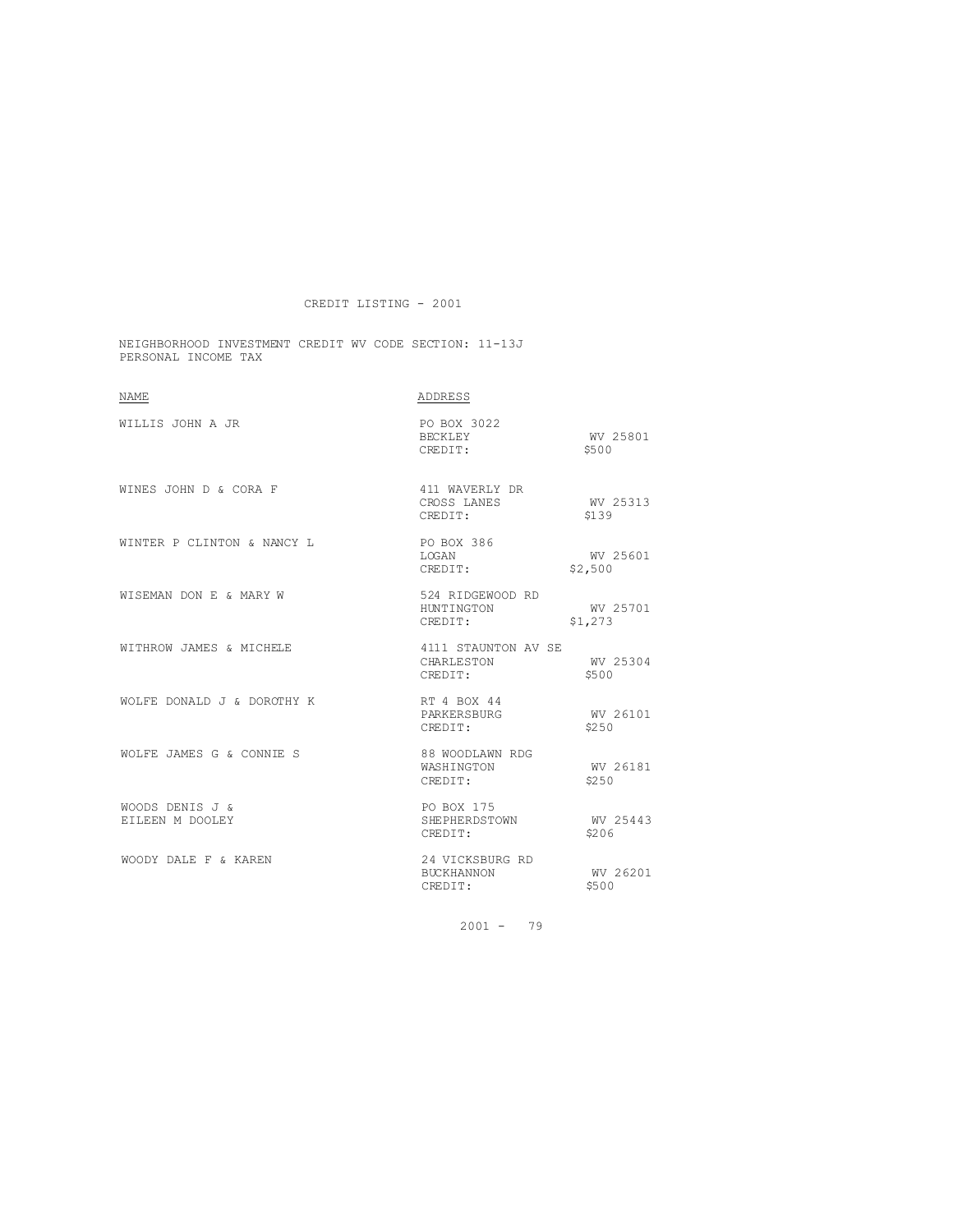CREDIT LISTING - 2001

NEIGHBORHOOD INVESTMENT CREDIT WV CODE SECTION: 11-13J
PERSONAL INCOME TAX

| NAME | ADDRESS | |
|---|---|---|
| WILLIS JOHN A JR | PO BOX 3022<br>BECKLEY<br>CREDIT: | <br>WV 25801<br>$500 |
| WINES JOHN D & CORA F | 411 WAVERLY DR<br>CROSS LANES<br>CREDIT: | <br>WV 25313<br>$139 |
| WINTER P CLINTON & NANCY L | PO BOX 386<br>LOGAN<br>CREDIT: | <br>WV 25601<br>$2,500 |
| WISEMAN DON E & MARY W | 524 RIDGEWOOD RD<br>HUNTINGTON<br>CREDIT: | <br>WV 25701<br>$1,273 |
| WITHROW JAMES & MICHELE | 4111 STAUNTON AV SE<br>CHARLESTON<br>CREDIT: | <br>WV 25304<br>$500 |
| WOLFE DONALD J & DOROTHY K | RT 4 BOX 44<br>PARKERSBURG<br>CREDIT: | <br>WV 26101<br>$250 |
| WOLFE JAMES G & CONNIE S | 88 WOODLAWN RDG<br>WASHINGTON<br>CREDIT: | <br>WV 26181<br>$250 |
| WOODS DENIS J &<br>EILEEN M DOOLEY | PO BOX 175<br>SHEPHERDSTOWN<br>CREDIT: | <br>WV 25443<br>$206 |
| WOODY DALE F & KAREN | 24 VICKSBURG RD<br>BUCKHANNON<br>CREDIT: | <br>WV 26201<br>$500 |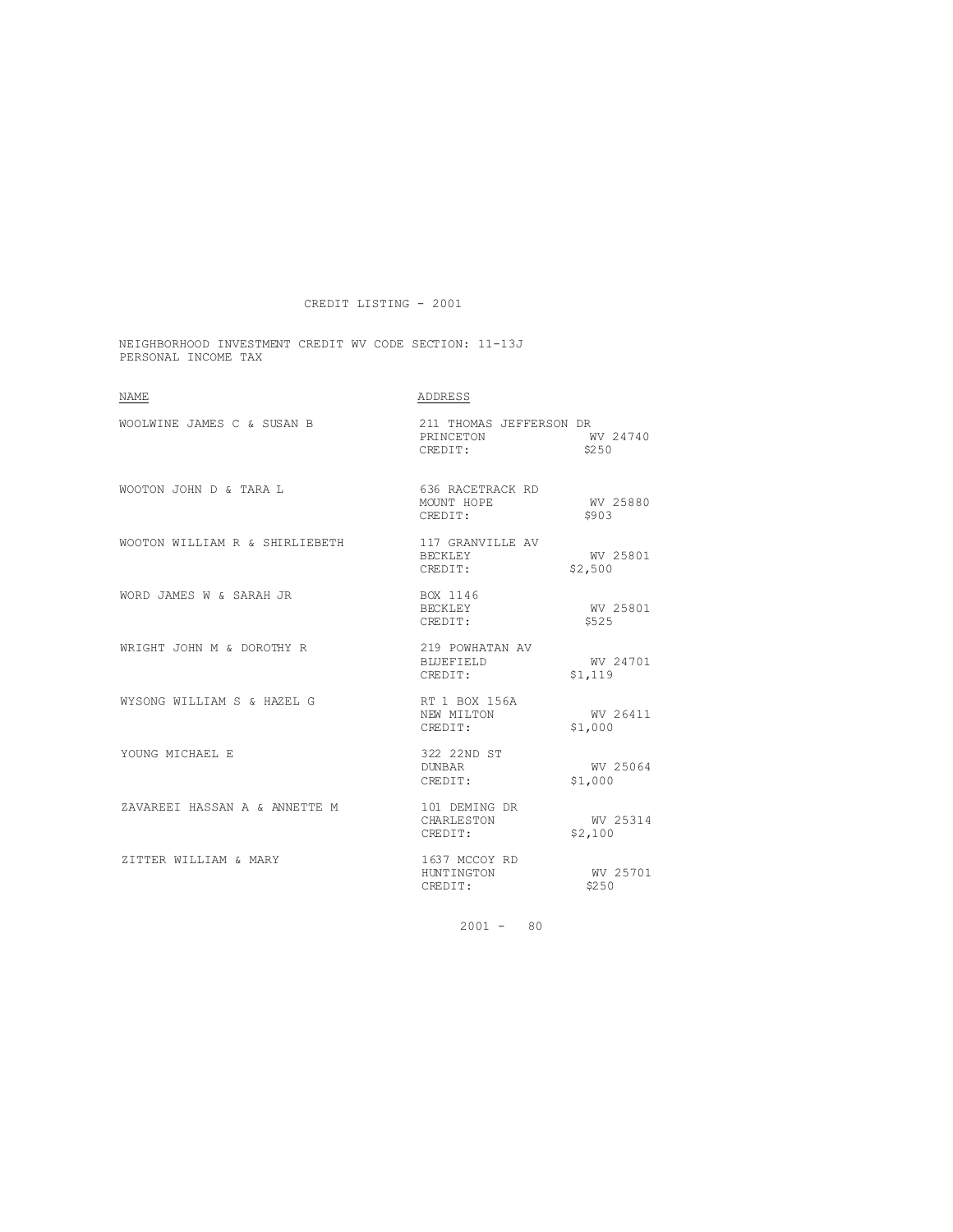# CREDIT LISTING - 2001

NEIGHBORHOOD INVESTMENT CREDIT WV CODE SECTION: 11-13J
PERSONAL INCOME TAX

| NAME | ADDRESS | |
|---|---|---|
| WOOLWINE JAMES C & SUSAN B | 211 THOMAS JEFFERSON DR<br>PRINCETON<br>CREDIT: | <br>WV 24740<br>$250 |
| WOOTON JOHN D & TARA L | 636 RACETRACK RD<br>MOUNT HOPE<br>CREDIT: | <br>WV 25880<br>$903 |
| WOOTON WILLIAM R & SHIRLIEBETH | 117 GRANVILLE AV<br>BECKLEY<br>CREDIT: | <br>WV 25801<br>$2,500 |
| WORD JAMES W & SARAH JR | BOX 1146<br>BECKLEY<br>CREDIT: | <br>WV 25801<br>$525 |
| WRIGHT JOHN M & DOROTHY R | 219 POWHATAN AV<br>BLUEFIELD<br>CREDIT: | <br>WV 24701<br>$1,119 |
| WYSONG WILLIAM S & HAZEL G | RT 1 BOX 156A<br>NEW MILTON<br>CREDIT: | <br>WV 26411<br>$1,000 |
| YOUNG MICHAEL E | 322 22ND ST<br>DUNBAR<br>CREDIT: | <br>WV 25064<br>$1,000 |
| ZAVAREEI HASSAN A & ANNETTE M | 101 DEMING DR<br>CHARLESTON<br>CREDIT: | <br>WV 25314<br>$2,100 |
| ZITTER WILLIAM & MARY | 1637 MCCOY RD<br>HUNTINGTON<br>CREDIT: | <br>WV 25701<br>$250 |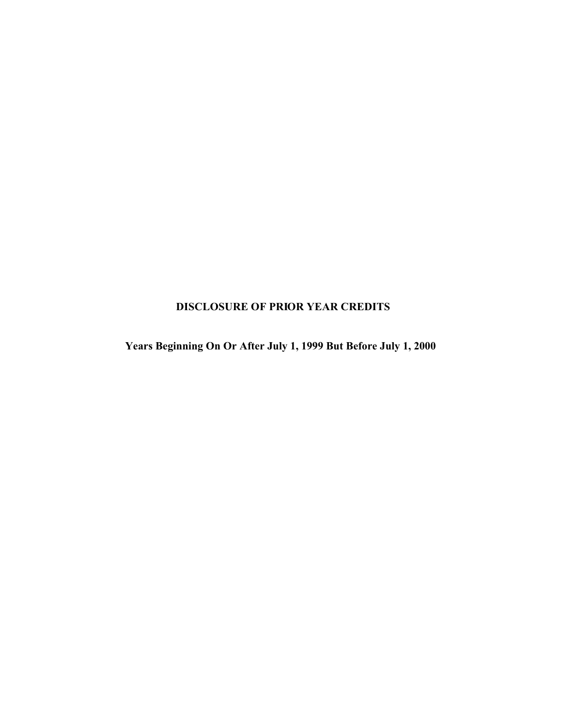# DISCLOSURE OF PRIOR YEAR CREDITS

## Years Beginning On Or After July 1, 1999 But Before July 1, 2000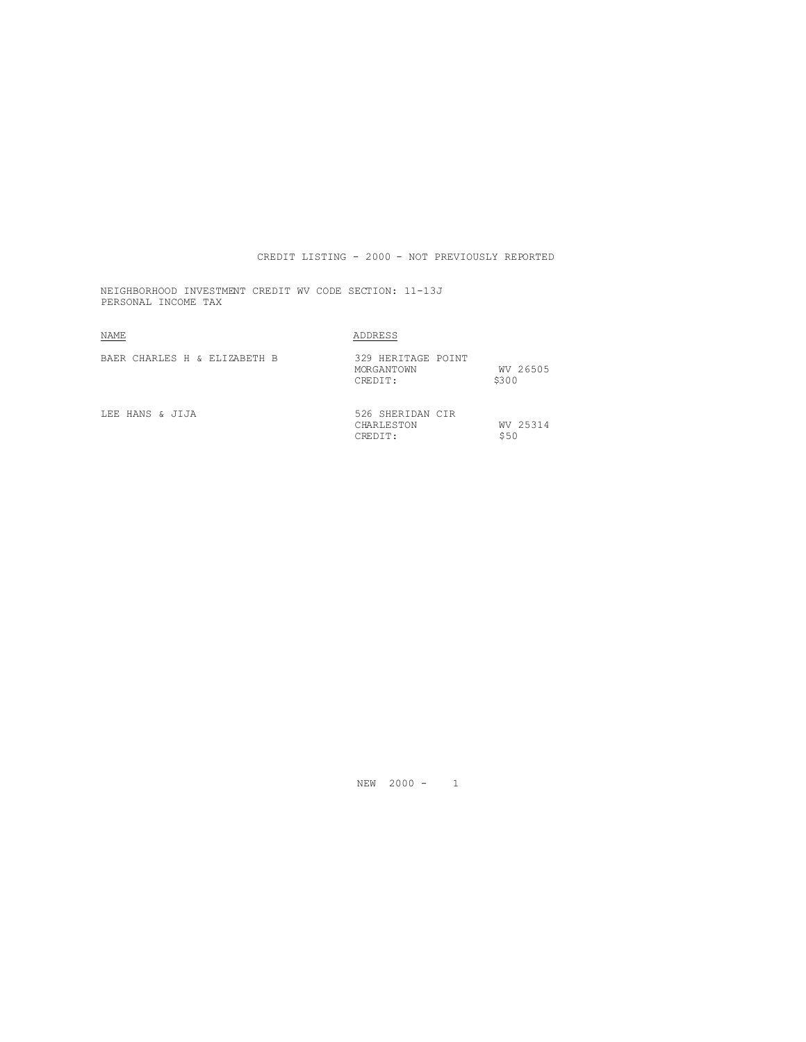# CREDIT LISTING - 2000 - NOT PREVIOUSLY REPORTED

NEIGHBORHOOD INVESTMENT CREDIT WV CODE SECTION: 11-13J
PERSONAL INCOME TAX

| NAME | ADDRESS | |
|---|---|---|
| BAER CHARLES H & ELIZABETH B | 329 HERITAGE POINT | |
| | MORGANTOWN | WV 26505 |
| | CREDIT: | $300 |
| LEE HANS & JIJA | 526 SHERIDAN CIR | |
| | CHARLESTON | WV 25314 |
| | CREDIT: | $50 |